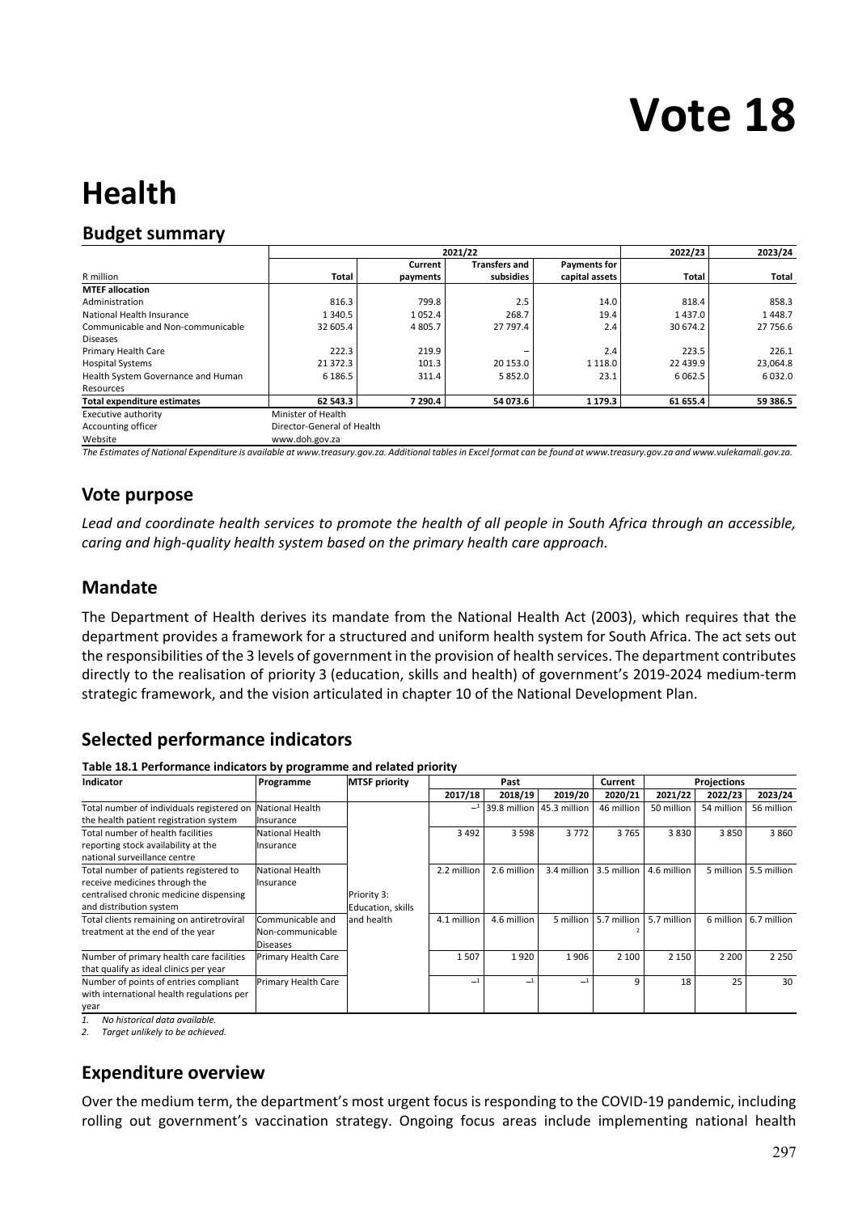# Vote 18

# Health

## Budget summary

| | 2021/22 | | | | 2022/23 | 2023/24 |
|---|---|---|---|---|---|---|
| R million | Total | Current payments | Transfers and subsidies | Payments for capital assets | Total | Total |
| **MTEF allocation** | | | | | | |
| Administration | 816.3 | 799.8 | 2.5 | 14.0 | 818.4 | 858.3 |
| National Health Insurance | 1 340.5 | 1 052.4 | 268.7 | 19.4 | 1 437.0 | 1 448.7 |
| Communicable and Non-communicable Diseases | 32 605.4 | 4 805.7 | 27 797.4 | 2.4 | 30 674.2 | 27 756.6 |
| Primary Health Care | 222.3 | 219.9 | – | 2.4 | 223.5 | 226.1 |
| Hospital Systems | 21 372.3 | 101.3 | 20 153.0 | 1 118.0 | 22 439.9 | 23,064.8 |
| Health System Governance and Human Resources | 6 186.5 | 311.4 | 5 852.0 | 23.1 | 6 062.5 | 6 032.0 |
| **Total expenditure estimates** | **62 543.3** | **7 290.4** | **54 073.6** | **1 179.3** | **61 655.4** | **59 386.5** |
| Executive authority | Minister of Health | | | | | |
| Accounting officer | Director-General of Health | | | | | |
| Website | www.doh.gov.za | | | | | |

*The Estimates of National Expenditure is available at www.treasury.gov.za. Additional tables in Excel format can be found at www.treasury.gov.za and www.vulekamali.gov.za.*

## Vote purpose

*Lead and coordinate health services to promote the health of all people in South Africa through an accessible, caring and high-quality health system based on the primary health care approach.*

## Mandate

The Department of Health derives its mandate from the National Health Act (2003), which requires that the department provides a framework for a structured and uniform health system for South Africa. The act sets out the responsibilities of the 3 levels of government in the provision of health services. The department contributes directly to the realisation of priority 3 (education, skills and health) of government's 2019-2024 medium-term strategic framework, and the vision articulated in chapter 10 of the National Development Plan.

## Selected performance indicators

**Table 18.1 Performance indicators by programme and related priority**

| Indicator | Programme | MTSF priority | Past | | | Current | Projections | | |
|---|---|---|---|---|---|---|---|---|---|
| | | | 2017/18 | 2018/19 | 2019/20 | 2020/21 | 2021/22 | 2022/23 | 2023/24 |
| Total number of individuals registered on the health patient registration system | National Health Insurance | Priority 3: Education, skills and health | –[1] | 39.8 million | 45.3 million | 46 million | 50 million | 54 million | 56 million |
| Total number of health facilities reporting stock availability at the national surveillance centre | National Health Insurance | | 3 492 | 3 598 | 3 772 | 3 765 | 3 830 | 3 850 | 3 860 |
| Total number of patients registered to receive medicines through the centralised chronic medicine dispensing and distribution system | National Health Insurance | | 2.2 million | 2.6 million | 3.4 million | 3.5 million | 4.6 million | 5 million | 5.5 million |
| Total clients remaining on antiretroviral treatment at the end of the year | Communicable and Non-communicable Diseases | | 4.1 million | 4.6 million | 5 million | 5.7 million[2] | 5.7 million | 6 million | 6.7 million |
| Number of primary health care facilities that qualify as ideal clinics per year | Primary Health Care | | 1 507 | 1 920 | 1 906 | 2 100 | 2 150 | 2 200 | 2 250 |
| Number of points of entries compliant with international health regulations per year | Primary Health Care | | –[1] | –[1] | –[1] | 9 | 18 | 25 | 30 |

1. *No historical data available.*
2. *Target unlikely to be achieved.*

## Expenditure overview

Over the medium term, the department's most urgent focus is responding to the COVID-19 pandemic, including rolling out government's vaccination strategy. Ongoing focus areas include implementing national health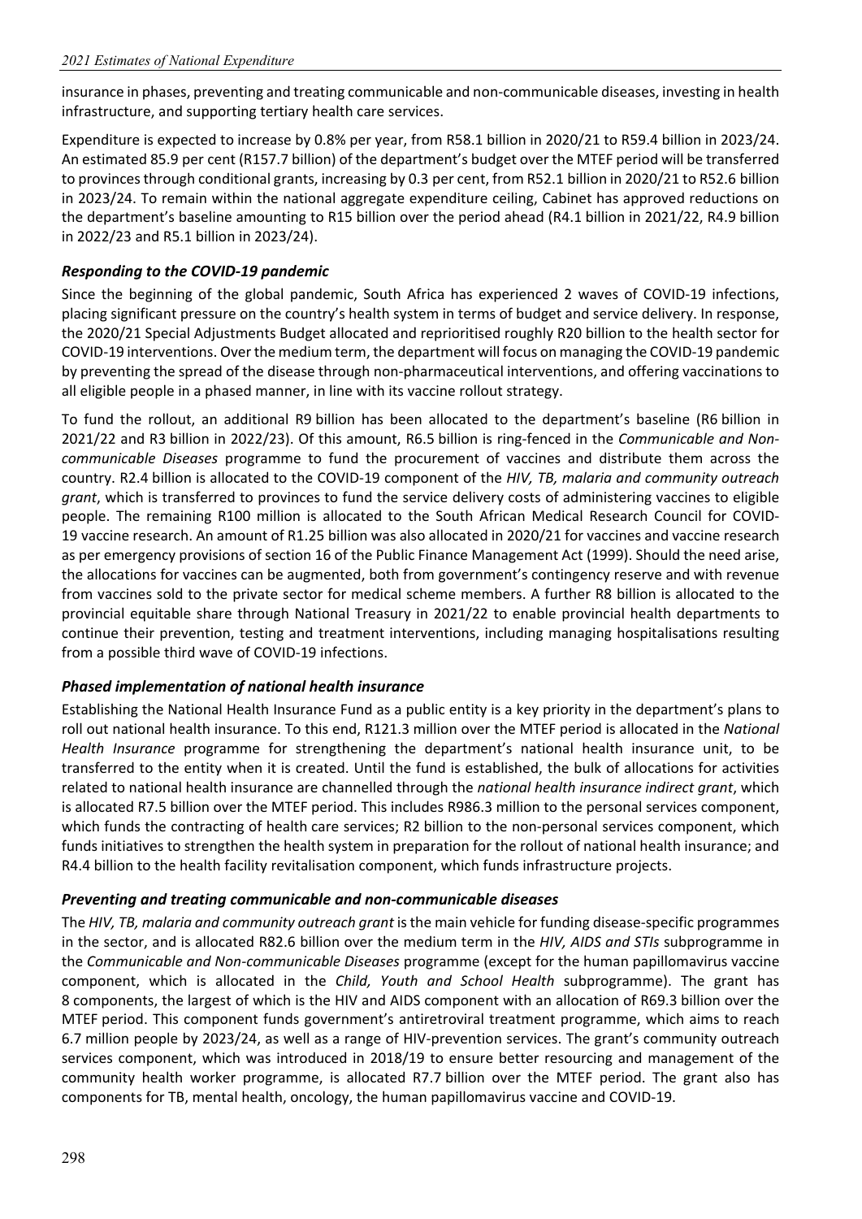insurance in phases, preventing and treating communicable and non-communicable diseases, investing in health infrastructure, and supporting tertiary health care services.

Expenditure is expected to increase by 0.8% per year, from R58.1 billion in 2020/21 to R59.4 billion in 2023/24. An estimated 85.9 per cent (R157.7 billion) of the department's budget over the MTEF period will be transferred to provinces through conditional grants, increasing by 0.3 per cent, from R52.1 billion in 2020/21 to R52.6 billion in 2023/24. To remain within the national aggregate expenditure ceiling, Cabinet has approved reductions on the department's baseline amounting to R15 billion over the period ahead (R4.1 billion in 2021/22, R4.9 billion in 2022/23 and R5.1 billion in 2023/24).

### *Responding to the COVID-19 pandemic*

Since the beginning of the global pandemic, South Africa has experienced 2 waves of COVID-19 infections, placing significant pressure on the country's health system in terms of budget and service delivery. In response, the 2020/21 Special Adjustments Budget allocated and reprioritised roughly R20 billion to the health sector for COVID-19 interventions. Over the medium term, the department will focus on managing the COVID-19 pandemic by preventing the spread of the disease through non-pharmaceutical interventions, and offering vaccinations to all eligible people in a phased manner, in line with its vaccine rollout strategy.

To fund the rollout, an additional R9 billion has been allocated to the department's baseline (R6 billion in 2021/22 and R3 billion in 2022/23). Of this amount, R6.5 billion is ring-fenced in the *Communicable and Non-communicable Diseases* programme to fund the procurement of vaccines and distribute them across the country. R2.4 billion is allocated to the COVID-19 component of the *HIV, TB, malaria and community outreach grant*, which is transferred to provinces to fund the service delivery costs of administering vaccines to eligible people. The remaining R100 million is allocated to the South African Medical Research Council for COVID-19 vaccine research. An amount of R1.25 billion was also allocated in 2020/21 for vaccines and vaccine research as per emergency provisions of section 16 of the Public Finance Management Act (1999). Should the need arise, the allocations for vaccines can be augmented, both from government's contingency reserve and with revenue from vaccines sold to the private sector for medical scheme members. A further R8 billion is allocated to the provincial equitable share through National Treasury in 2021/22 to enable provincial health departments to continue their prevention, testing and treatment interventions, including managing hospitalisations resulting from a possible third wave of COVID-19 infections.

### *Phased implementation of national health insurance*

Establishing the National Health Insurance Fund as a public entity is a key priority in the department's plans to roll out national health insurance. To this end, R121.3 million over the MTEF period is allocated in the *National Health Insurance* programme for strengthening the department's national health insurance unit, to be transferred to the entity when it is created. Until the fund is established, the bulk of allocations for activities related to national health insurance are channelled through the *national health insurance indirect grant*, which is allocated R7.5 billion over the MTEF period. This includes R986.3 million to the personal services component, which funds the contracting of health care services; R2 billion to the non-personal services component, which funds initiatives to strengthen the health system in preparation for the rollout of national health insurance; and R4.4 billion to the health facility revitalisation component, which funds infrastructure projects.

### *Preventing and treating communicable and non-communicable diseases*

The *HIV, TB, malaria and community outreach grant* is the main vehicle for funding disease-specific programmes in the sector, and is allocated R82.6 billion over the medium term in the *HIV, AIDS and STIs* subprogramme in the *Communicable and Non-communicable Diseases* programme (except for the human papillomavirus vaccine component, which is allocated in the *Child, Youth and School Health* subprogramme). The grant has 8 components, the largest of which is the HIV and AIDS component with an allocation of R69.3 billion over the MTEF period. This component funds government's antiretroviral treatment programme, which aims to reach 6.7 million people by 2023/24, as well as a range of HIV-prevention services. The grant's community outreach services component, which was introduced in 2018/19 to ensure better resourcing and management of the community health worker programme, is allocated R7.7 billion over the MTEF period. The grant also has components for TB, mental health, oncology, the human papillomavirus vaccine and COVID-19.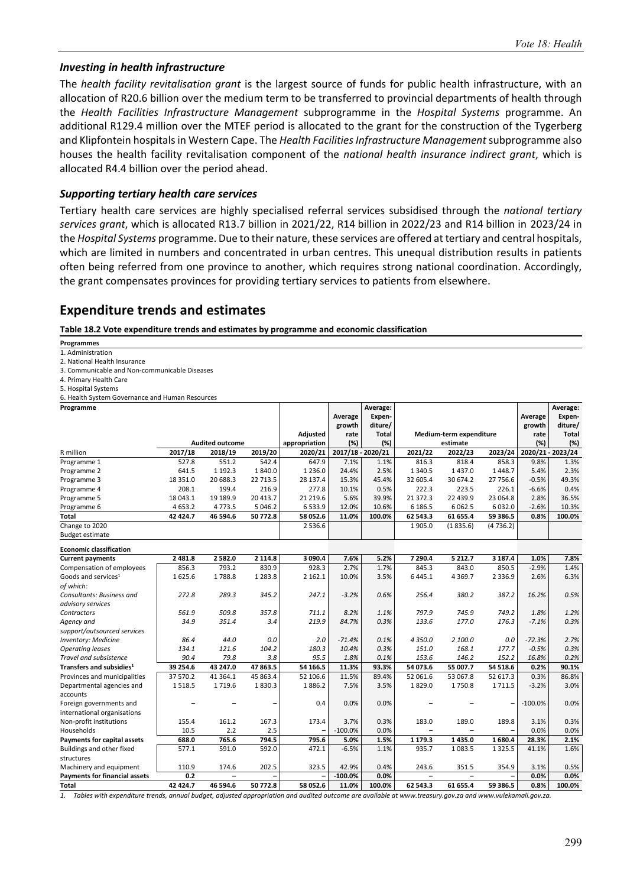### *Investing in health infrastructure*

The *health facility revitalisation grant* is the largest source of funds for public health infrastructure, with an allocation of R20.6 billion over the medium term to be transferred to provincial departments of health through the *Health Facilities Infrastructure Management* subprogramme in the *Hospital Systems* programme. An additional R129.4 million over the MTEF period is allocated to the grant for the construction of the Tygerberg and Klipfontein hospitals in Western Cape. The *Health Facilities Infrastructure Management* subprogramme also houses the health facility revitalisation component of the *national health insurance indirect grant*, which is allocated R4.4 billion over the period ahead.

### *Supporting tertiary health care services*

Tertiary health care services are highly specialised referral services subsidised through the *national tertiary services grant*, which is allocated R13.7 billion in 2021/22, R14 billion in 2022/23 and R14 billion in 2023/24 in the *Hospital Systems* programme. Due to their nature, these services are offered at tertiary and central hospitals, which are limited in numbers and concentrated in urban centres. This unequal distribution results in patients often being referred from one province to another, which requires strong national coordination. Accordingly, the grant compensates provinces for providing tertiary services to patients from elsewhere.

## Expenditure trends and estimates

**Table 18.2 Vote expenditure trends and estimates by programme and economic classification**

**Programmes**
1. Administration
2. National Health Insurance
3. Communicable and Non-communicable Diseases
4. Primary Health Care
5. Hospital Systems
6. Health System Governance and Human Resources

| Programme | Audited outcome | | | Adjusted appropriation | Average growth rate (%) | Average: Expenditure/ Total (%) | Medium-term expenditure estimate | | | Average growth rate (%) | Average: Expenditure/ Total (%) |
|---|---|---|---|---|---|---|---|---|---|---|---|
| R million | 2017/18 | 2018/19 | 2019/20 | 2020/21 | 2017/18 - 2020/21 | | 2021/22 | 2022/23 | 2023/24 | 2020/21 - 2023/24 | |
| Programme 1 | 527.8 | 551.2 | 542.4 | 647.9 | 7.1% | 1.1% | 816.3 | 818.4 | 858.3 | 9.8% | 1.3% |
| Programme 2 | 641.5 | 1 192.3 | 1 840.0 | 1 236.0 | 24.4% | 2.5% | 1 340.5 | 1 437.0 | 1 448.7 | 5.4% | 2.3% |
| Programme 3 | 18 351.0 | 20 688.3 | 22 713.5 | 28 137.4 | 15.3% | 45.4% | 32 605.4 | 30 674.2 | 27 756.6 | -0.5% | 49.3% |
| Programme 4 | 208.1 | 199.4 | 216.9 | 277.8 | 10.1% | 0.5% | 222.3 | 223.5 | 226.1 | -6.6% | 0.4% |
| Programme 5 | 18 043.1 | 19 189.9 | 20 413.7 | 21 219.6 | 5.6% | 39.9% | 21 372.3 | 22 439.9 | 23 064.8 | 2.8% | 36.5% |
| Programme 6 | 4 653.2 | 4 773.5 | 5 046.2 | 6 533.9 | 12.0% | 10.6% | 6 186.5 | 6 062.5 | 6 032.0 | -2.6% | 10.3% |
| **Total** | **42 424.7** | **46 594.6** | **50 772.8** | **58 052.6** | **11.0%** | **100.0%** | **62 543.3** | **61 655.4** | **59 386.5** | **0.8%** | **100.0%** |
| Change to 2020 Budget estimate | | | | 2 536.6 | | | 1 905.0 | (1 835.6) | (4 736.2) | | |
| | | | | | | | | | | | |
| **Economic classification** | | | | | | | | | | | |
| **Current payments** | **2 481.8** | **2 582.0** | **2 114.8** | **3 090.4** | **7.6%** | **5.2%** | **7 290.4** | **5 212.7** | **3 187.4** | **1.0%** | **7.8%** |
| Compensation of employees | 856.3 | 793.2 | 830.9 | 928.3 | 2.7% | 1.7% | 845.3 | 843.0 | 850.5 | -2.9% | 1.4% |
| Goods and services[1] | 1 625.6 | 1 788.8 | 1 283.8 | 2 162.1 | 10.0% | 3.5% | 6 445.1 | 4 369.7 | 2 336.9 | 2.6% | 6.3% |
| *of which:* | | | | | | | | | | | |
| *Consultants: Business and advisory services* | *272.8* | *289.3* | *345.2* | *247.1* | *-3.2%* | *0.6%* | *256.4* | *380.2* | *387.2* | *16.2%* | *0.5%* |
| *Contractors* | *561.9* | *509.8* | *357.8* | *711.1* | *8.2%* | *1.1%* | *797.9* | *745.9* | *749.2* | *1.8%* | *1.2%* |
| *Agency and support/outsourced services* | *34.9* | *351.4* | *3.4* | *219.9* | *84.7%* | *0.3%* | *133.6* | *177.0* | *176.3* | *-7.1%* | *0.3%* |
| *Inventory: Medicine* | *86.4* | *44.0* | *0.0* | *2.0* | *-71.4%* | *0.1%* | *4 350.0* | *2 100.0* | *0.0* | *-72.3%* | *2.7%* |
| *Operating leases* | *134.1* | *121.6* | *104.2* | *180.3* | *10.4%* | *0.3%* | *151.0* | *168.1* | *177.7* | *-0.5%* | *0.3%* |
| *Travel and subsistence* | *90.4* | *79.8* | *3.8* | *95.5* | *1.8%* | *0.1%* | *153.6* | *146.2* | *152.2* | *16.8%* | *0.2%* |
| **Transfers and subsidies[1]** | **39 254.6** | **43 247.0** | **47 863.5** | **54 166.5** | **11.3%** | **93.3%** | **54 073.6** | **55 007.7** | **54 518.6** | **0.2%** | **90.1%** |
| Provinces and municipalities | 37 570.2 | 41 364.1 | 45 863.4 | 52 106.6 | 11.5% | 89.4% | 52 061.6 | 53 067.8 | 52 617.3 | 0.3% | 86.8% |
| Departmental agencies and accounts | 1 518.5 | 1 719.6 | 1 830.3 | 1 886.2 | 7.5% | 3.5% | 1 829.0 | 1 750.8 | 1 711.5 | -3.2% | 3.0% |
| Foreign governments and international organisations | – | – | – | 0.4 | 0.0% | 0.0% | – | – | – | -100.0% | 0.0% |
| Non-profit institutions | 155.4 | 161.2 | 167.3 | 173.4 | 3.7% | 0.3% | 183.0 | 189.0 | 189.8 | 3.1% | 0.3% |
| Households | 10.5 | 2.2 | 2.5 | – | -100.0% | 0.0% | – | – | – | 0.0% | 0.0% |
| **Payments for capital assets** | **688.0** | **765.6** | **794.5** | **795.6** | **5.0%** | **1.5%** | **1 179.3** | **1 435.0** | **1 680.4** | **28.3%** | **2.1%** |
| Buildings and other fixed structures | 577.1 | 591.0 | 592.0 | 472.1 | -6.5% | 1.1% | 935.7 | 1 083.5 | 1 325.5 | 41.1% | 1.6% |
| Machinery and equipment | 110.9 | 174.6 | 202.5 | 323.5 | 42.9% | 0.4% | 243.6 | 351.5 | 354.9 | 3.1% | 0.5% |
| **Payments for financial assets** | **0.2** | **–** | **–** | **–** | **-100.0%** | **0.0%** | **–** | **–** | **–** | **0.0%** | **0.0%** |
| **Total** | **42 424.7** | **46 594.6** | **50 772.8** | **58 052.6** | **11.0%** | **100.0%** | **62 543.3** | **61 655.4** | **59 386.5** | **0.8%** | **100.0%** |

*1. Tables with expenditure trends, annual budget, adjusted appropriation and audited outcome are available at www.treasury.gov.za and www.vulekamali.gov.za.*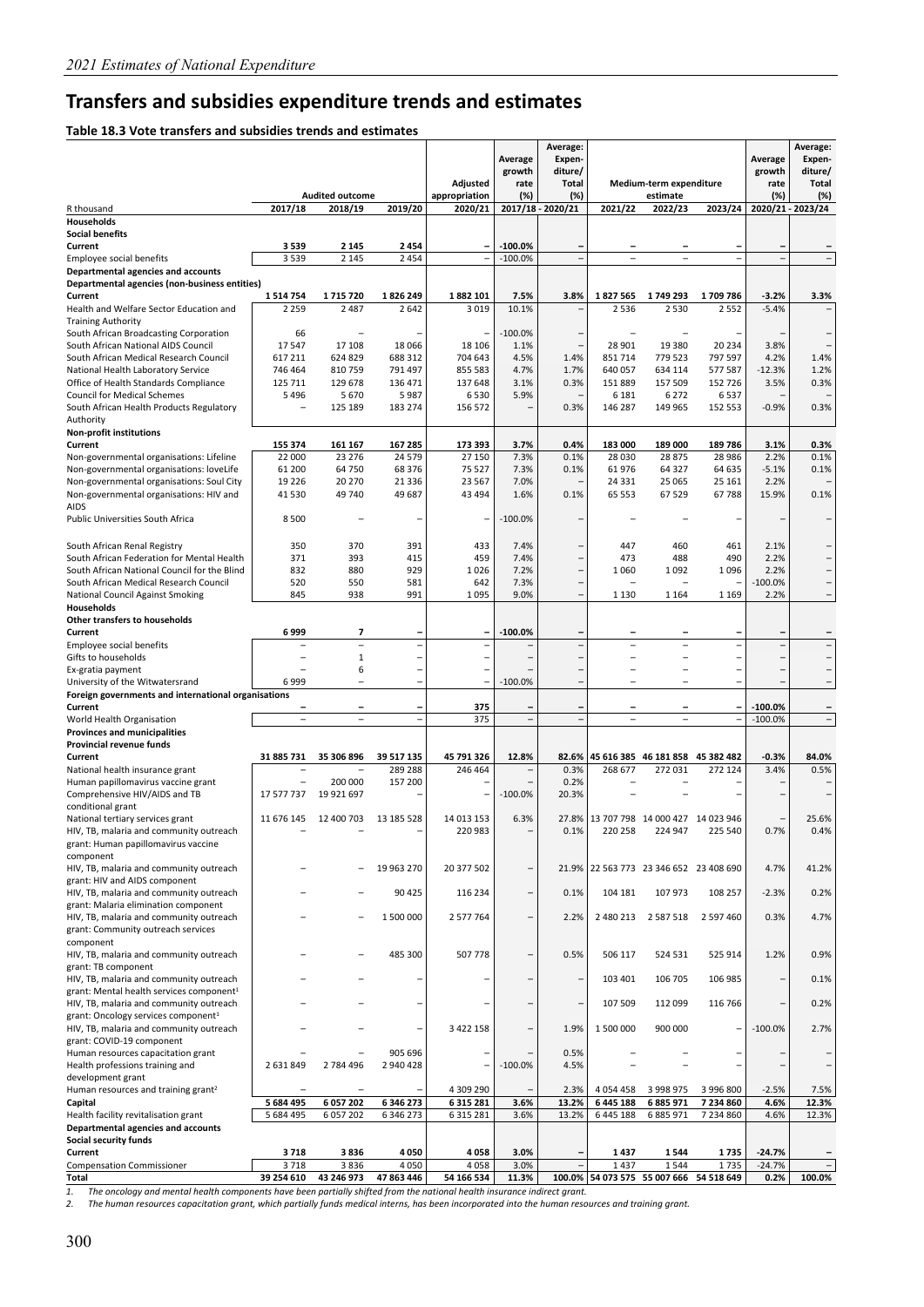# Transfers and subsidies expenditure trends and estimates

**Table 18.3 Vote transfers and subsidies trends and estimates**

| R thousand | Audited outcome 2017/18 | 2018/19 | 2019/20 | Adjusted appropriation 2020/21 | Average growth rate (%) 2017/18 - 2020/21 | Average: Expenditure/ Total (%) 2017/18 - 2020/21 | Medium-term expenditure estimate 2021/22 | 2022/23 | 2023/24 | Average growth rate (%) 2020/21 - 2023/24 | Average: Expenditure/ Total (%) 2020/21 - 2023/24 |
|---|---|---|---|---|---|---|---|---|---|---|---|
| **Households** | | | | | | | | | | | |
| **Social benefits** | | | | | | | | | | | |
| **Current** | **3 539** | **2 145** | **2 454** | **–** | **-100.0%** | **–** | **–** | **–** | **–** | **–** | **–** |
| Employee social benefits | 3 539 | 2 145 | 2 454 | – | -100.0% | – | – | – | – | – | – |
| **Departmental agencies and accounts** | | | | | | | | | | | |
| **Departmental agencies (non-business entities)** | | | | | | | | | | | |
| **Current** | **1 514 754** | **1 715 720** | **1 826 249** | **1 882 101** | **7.5%** | **3.8%** | **1 827 565** | **1 749 293** | **1 709 786** | **-3.2%** | **3.3%** |
| Health and Welfare Sector Education and Training Authority | 2 259 | 2 487 | 2 642 | 3 019 | 10.1% | – | 2 536 | 2 530 | 2 552 | -5.4% | – |
| South African Broadcasting Corporation | 66 | – | – | – | -100.0% | – | – | – | – | – | – |
| South African National AIDS Council | 17 547 | 17 108 | 18 066 | 18 106 | 1.1% | – | 28 901 | 19 380 | 20 234 | 3.8% | – |
| South African Medical Research Council | 617 211 | 624 829 | 688 312 | 704 643 | 4.5% | 1.4% | 851 714 | 779 523 | 797 597 | 4.2% | 1.4% |
| National Health Laboratory Service | 746 464 | 810 759 | 791 497 | 855 583 | 4.7% | 1.7% | 640 057 | 634 114 | 577 587 | -12.3% | 1.2% |
| Office of Health Standards Compliance | 125 711 | 129 678 | 136 471 | 137 648 | 3.1% | 0.3% | 151 889 | 157 509 | 152 726 | 3.5% | 0.3% |
| Council for Medical Schemes | 5 496 | 5 670 | 5 987 | 6 530 | 5.9% | – | 6 181 | 6 272 | 6 537 | – | – |
| South African Health Products Regulatory Authority | – | 125 189 | 183 274 | 156 572 | – | 0.3% | 146 287 | 149 965 | 152 553 | -0.9% | 0.3% |
| **Non-profit institutions** | | | | | | | | | | | |
| **Current** | **155 374** | **161 167** | **167 285** | **173 393** | **3.7%** | **0.4%** | **183 000** | **189 000** | **189 786** | **3.1%** | **0.3%** |
| Non-governmental organisations: Lifeline | 22 000 | 23 276 | 24 579 | 27 150 | 7.3% | 0.1% | 28 030 | 28 875 | 28 986 | 2.2% | 0.1% |
| Non-governmental organisations: loveLife | 61 200 | 64 750 | 68 376 | 75 527 | 7.3% | 0.1% | 61 976 | 64 327 | 64 635 | -5.1% | 0.1% |
| Non-governmental organisations: Soul City | 19 226 | 20 270 | 21 336 | 23 567 | 7.0% | – | 24 331 | 25 065 | 25 161 | 2.2% | – |
| Non-governmental organisations: HIV and AIDS | 41 530 | 49 740 | 49 687 | 43 494 | 1.6% | 0.1% | 65 553 | 67 529 | 67 788 | 15.9% | 0.1% |
| Public Universities South Africa | 8 500 | – | – | – | -100.0% | – | – | – | – | – | – |
| South African Renal Registry | 350 | 370 | 391 | 433 | 7.4% | – | 447 | 460 | 461 | 2.1% | – |
| South African Federation for Mental Health | 371 | 393 | 415 | 459 | 7.4% | – | 473 | 488 | 490 | 2.2% | – |
| South African National Council for the Blind | 832 | 880 | 929 | 1 026 | 7.2% | – | 1 060 | 1 092 | 1 096 | 2.2% | – |
| South African Medical Research Council | 520 | 550 | 581 | 642 | 7.3% | – | – | – | – | -100.0% | – |
| National Council Against Smoking | 845 | 938 | 991 | 1 095 | 9.0% | – | 1 130 | 1 164 | 1 169 | 2.2% | – |
| **Households** | | | | | | | | | | | |
| **Other transfers to households** | | | | | | | | | | | |
| **Current** | **6 999** | **7** | **–** | **–** | **-100.0%** | **–** | **–** | **–** | **–** | **–** | **–** |
| Employee social benefits | – | – | – | – | – | – | – | – | – | – | – |
| Gifts to households | – | 1 | – | – | – | – | – | – | – | – | – |
| Ex-gratia payment | – | 6 | – | – | – | – | – | – | – | – | – |
| University of the Witwatersrand | 6 999 | – | – | – | -100.0% | – | – | – | – | – | – |
| **Foreign governments and international organisations** | | | | | | | | | | | |
| **Current** | **–** | **–** | **–** | **375** | **–** | **–** | **–** | **–** | **–** | **-100.0%** | **–** |
| World Health Organisation | – | – | – | 375 | – | – | – | – | – | -100.0% | – |
| **Provinces and municipalities** | | | | | | | | | | | |
| **Provincial revenue funds** | | | | | | | | | | | |
| **Current** | **31 885 731** | **35 306 896** | **39 517 135** | **45 791 326** | **12.8%** | **82.6%** | **45 616 385** | **46 181 858** | **45 382 482** | **-0.3%** | **84.0%** |
| National health insurance grant | – | – | 289 288 | 246 464 | – | 0.3% | 268 677 | 272 031 | 272 124 | 3.4% | 0.5% |
| Human papillomavirus vaccine grant | – | 200 000 | 157 200 | – | – | 0.2% | – | – | – | – | – |
| Comprehensive HIV/AIDS and TB conditional grant | 17 577 737 | 19 921 697 | – | – | -100.0% | 20.3% | – | – | – | – | – |
| National tertiary services grant | 11 676 145 | 12 400 703 | 13 185 528 | 14 013 153 | 6.3% | 27.8% | 13 707 798 | 14 000 427 | 14 023 946 | – | 25.6% |
| HIV, TB, malaria and community outreach grant: Human papillomavirus vaccine component | – | – | – | 220 983 | – | 0.1% | 220 258 | 224 947 | 225 540 | 0.7% | 0.4% |
| HIV, TB, malaria and community outreach grant: HIV and AIDS component | – | – | 19 963 270 | 20 377 502 | – | 21.9% | 22 563 773 | 23 346 652 | 23 408 690 | 4.7% | 41.2% |
| HIV, TB, malaria and community outreach grant: Malaria elimination component | – | – | 90 425 | 116 234 | – | 0.1% | 104 181 | 107 973 | 108 257 | -2.3% | 0.2% |
| HIV, TB, malaria and community outreach grant: Community outreach services component | – | – | 1 500 000 | 2 577 764 | – | 2.2% | 2 480 213 | 2 587 518 | 2 597 460 | 0.3% | 4.7% |
| HIV, TB, malaria and community outreach grant: TB component | – | – | 485 300 | 507 778 | – | 0.5% | 506 117 | 524 531 | 525 914 | 1.2% | 0.9% |
| HIV, TB, malaria and community outreach grant: Mental health services component[1] | – | – | – | – | – | – | 103 401 | 106 705 | 106 985 | – | 0.1% |
| HIV, TB, malaria and community outreach grant: Oncology services component[1] | – | – | – | – | – | – | 107 509 | 112 099 | 116 766 | – | 0.2% |
| HIV, TB, malaria and community outreach grant: COVID-19 component | – | – | – | 3 422 158 | – | 1.9% | 1 500 000 | 900 000 | – | -100.0% | 2.7% |
| Human resources capacitation grant | – | – | 905 696 | – | – | 0.5% | – | – | – | – | – |
| Health professions training and development grant | 2 631 849 | 2 784 496 | 2 940 428 | – | -100.0% | 4.5% | – | – | – | – | – |
| Human resources and training grant[2] | – | – | – | 4 309 290 | – | 2.3% | 4 054 458 | 3 998 975 | 3 996 800 | -2.5% | 7.5% |
| **Capital** | **5 684 495** | **6 057 202** | **6 346 273** | **6 315 281** | **3.6%** | **13.2%** | **6 445 188** | **6 885 971** | **7 234 860** | **4.6%** | **12.3%** |
| Health facility revitalisation grant | 5 684 495 | 6 057 202 | 6 346 273 | 6 315 281 | 3.6% | 13.2% | 6 445 188 | 6 885 971 | 7 234 860 | 4.6% | 12.3% |
| **Departmental agencies and accounts** | | | | | | | | | | | |
| **Social security funds** | | | | | | | | | | | |
| **Current** | **3 718** | **3 836** | **4 050** | **4 058** | **3.0%** | **–** | **1 437** | **1 544** | **1 735** | **-24.7%** | **–** |
| Compensation Commissioner | 3 718 | 3 836 | 4 050 | 4 058 | 3.0% | – | 1 437 | 1 544 | 1 735 | -24.7% | – |
| **Total** | **39 254 610** | **43 246 973** | **47 863 446** | **54 166 534** | **11.3%** | **100.0%** | **54 073 575** | **55 007 666** | **54 518 649** | **0.2%** | **100.0%** |

*1. The oncology and mental health components have been partially shifted from the national health insurance indirect grant.*
*2. The human resources capacitation grant, which partially funds medical interns, has been incorporated into the human resources and training grant.*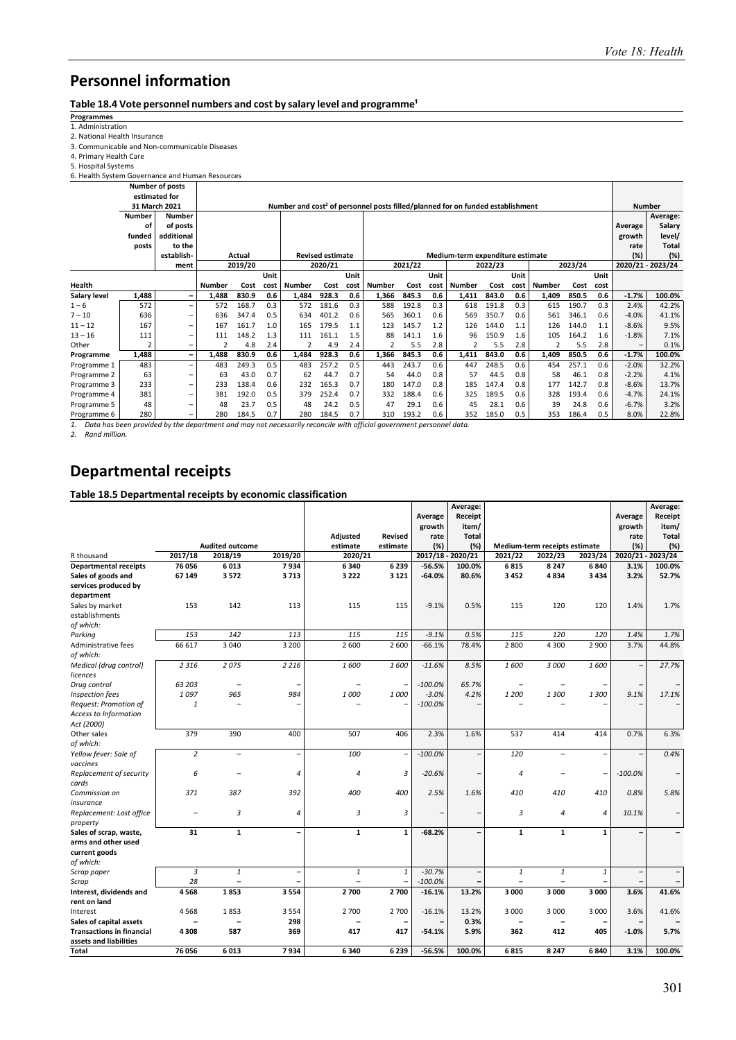# Personnel information

**Table 18.4 Vote personnel numbers and cost by salary level and programme¹**

**Programmes**
1. Administration
2. National Health Insurance
3. Communicable and Non-communicable Diseases
4. Primary Health Care
5. Hospital Systems
6. Health System Governance and Human Resources

| | Number of posts estimated for 31 March 2021 | | Number and cost² of personnel posts filled/planned for on funded establishment | | | | | | | | | | | | | | | | Number | |
|---|---|---|---|---|---|---|---|---|---|---|---|---|---|---|---|---|---|---|---|---|
| | Number of funded posts | Number of posts additional to the establishment | Actual | | | Revised estimate | | | Medium-term expenditure estimate | | | | | | | | | | Average growth rate (%) | Average: Salary level/Total (%) |
| | | | 2019/20 | | | 2020/21 | | | 2021/22 | | | 2022/23 | | | 2023/24 | | | | 2020/21 - 2023/24 | |
| **Health** | | | Number | Cost | Unit cost | Number | Cost | Unit cost | Number | Cost | Unit cost | Number | Cost | Unit cost | Number | Cost | Unit cost | | | |
| **Salary level** | **1,488** | **–** | **1,488** | **830.9** | **0.6** | **1,484** | **928.3** | **0.6** | **1,366** | **845.3** | **0.6** | **1,411** | **843.0** | **0.6** | **1,409** | **850.5** | **0.6** | | **-1.7%** | **100.0%** |
| 1 – 6 | 572 | – | 572 | 168.7 | 0.3 | 572 | 181.6 | 0.3 | 588 | 192.8 | 0.3 | 618 | 191.8 | 0.3 | 615 | 190.7 | 0.3 | | 2.4% | 42.2% |
| 7 – 10 | 636 | – | 636 | 347.4 | 0.5 | 634 | 401.2 | 0.6 | 565 | 360.1 | 0.6 | 569 | 350.7 | 0.6 | 561 | 346.1 | 0.6 | | -4.0% | 41.1% |
| 11 – 12 | 167 | – | 167 | 161.7 | 1.0 | 165 | 179.5 | 1.1 | 123 | 145.7 | 1.2 | 126 | 144.0 | 1.1 | 126 | 144.0 | 1.1 | | -8.6% | 9.5% |
| 13 – 16 | 111 | – | 111 | 148.2 | 1.3 | 111 | 161.1 | 1.5 | 88 | 141.1 | 1.6 | 96 | 150.9 | 1.6 | 105 | 164.2 | 1.6 | | -1.8% | 7.1% |
| Other | 2 | – | 2 | 4.8 | 2.4 | 2 | 4.9 | 2.4 | 2 | 5.5 | 2.8 | 2 | 5.5 | 2.8 | 2 | 5.5 | 2.8 | | – | 0.1% |
| **Programme** | **1,488** | **–** | **1,488** | **830.9** | **0.6** | **1,484** | **928.3** | **0.6** | **1,366** | **845.3** | **0.6** | **1,411** | **843.0** | **0.6** | **1,409** | **850.5** | **0.6** | | **-1.7%** | **100.0%** |
| Programme 1 | 483 | – | 483 | 249.3 | 0.5 | 483 | 257.2 | 0.5 | 443 | 243.7 | 0.6 | 447 | 248.5 | 0.6 | 454 | 257.1 | 0.6 | | -2.0% | 32.2% |
| Programme 2 | 63 | – | 63 | 43.0 | 0.7 | 62 | 44.7 | 0.7 | 54 | 44.0 | 0.8 | 57 | 44.5 | 0.8 | 58 | 46.1 | 0.8 | | -2.2% | 4.1% |
| Programme 3 | 233 | – | 233 | 138.4 | 0.6 | 232 | 165.3 | 0.7 | 180 | 147.0 | 0.8 | 185 | 147.4 | 0.8 | 177 | 142.7 | 0.8 | | -8.6% | 13.7% |
| Programme 4 | 381 | – | 381 | 192.0 | 0.5 | 379 | 252.4 | 0.7 | 332 | 188.4 | 0.6 | 325 | 189.5 | 0.6 | 328 | 193.4 | 0.6 | | -4.7% | 24.1% |
| Programme 5 | 48 | – | 48 | 23.7 | 0.5 | 48 | 24.2 | 0.5 | 47 | 29.1 | 0.6 | 45 | 28.1 | 0.6 | 39 | 24.8 | 0.6 | | -6.7% | 3.2% |
| Programme 6 | 280 | – | 280 | 184.5 | 0.7 | 280 | 184.5 | 0.7 | 310 | 193.2 | 0.6 | 352 | 185.0 | 0.5 | 353 | 186.4 | 0.5 | | 8.0% | 22.8% |

*1. Data has been provided by the department and may not necessarily reconcile with official government personnel data.*
*2. Rand million.*

# Departmental receipts

**Table 18.5 Departmental receipts by economic classification**

| R thousand | Audited outcome 2017/18 | Audited outcome 2018/19 | Audited outcome 2019/20 | Adjusted estimate 2020/21 | Revised estimate 2020/21 | Average growth rate (%) 2017/18 - 2020/21 | Average: Receipt item/Total (%) 2017/18 - 2020/21 | Medium-term receipts estimate 2021/22 | Medium-term receipts estimate 2022/23 | Medium-term receipts estimate 2023/24 | Average growth rate (%) 2020/21 - 2023/24 | Average: Receipt item/Total (%) 2020/21 - 2023/24 |
|---|---|---|---|---|---|---|---|---|---|---|---|---|
| **Departmental receipts** | **76 056** | **6 013** | **7 934** | **6 340** | **6 239** | **-56.5%** | **100.0%** | **6 815** | **8 247** | **6 840** | **3.1%** | **100.0%** |
| **Sales of goods and services produced by department** | **67 149** | **3 572** | **3 713** | **3 222** | **3 121** | **-64.0%** | **80.6%** | **3 452** | **4 834** | **3 434** | **3.2%** | **52.7%** |
| Sales by market establishments | 153 | 142 | 113 | 115 | 115 | -9.1% | 0.5% | 115 | 120 | 120 | 1.4% | 1.7% |
| *of which:* | | | | | | | | | | | | |
| *Parking* | *153* | *142* | *113* | *115* | *115* | *-9.1%* | *0.5%* | *115* | *120* | *120* | *1.4%* | *1.7%* |
| Administrative fees | 66 617 | 3 040 | 3 200 | 2 600 | 2 600 | -66.1% | 78.4% | 2 800 | 4 300 | 2 900 | 3.7% | 44.8% |
| *of which:* | | | | | | | | | | | | |
| *Medical (drug control) licences* | *2 316* | *2 075* | *2 216* | *1 600* | *1 600* | *-11.6%* | *8.5%* | *1 600* | *3 000* | *1 600* | *–* | *27.7%* |
| *Drug control* | *63 203* | *–* | *–* | *–* | *–* | *-100.0%* | *65.7%* | *–* | *–* | *–* | *–* | *–* |
| *Inspection fees* | *1 097* | *965* | *984* | *1 000* | *1 000* | *-3.0%* | *4.2%* | *1 200* | *1 300* | *1 300* | *9.1%* | *17.1%* |
| *Request: Promotion of Access to Information Act (2000)* | *1* | *–* | *–* | *–* | *–* | *-100.0%* | *–* | *–* | *–* | *–* | *–* | *–* |
| Other sales | 379 | 390 | 400 | 507 | 406 | 2.3% | 1.6% | 537 | 414 | 414 | 0.7% | 6.3% |
| *of which:* | | | | | | | | | | | | |
| *Yellow fever: Sale of vaccines* | *2* | *–* | *–* | *100* | *–* | *-100.0%* | *–* | *120* | *–* | *–* | *–* | *0.4%* |
| *Replacement of security cards* | *6* | *–* | *4* | *4* | *3* | *-20.6%* | *–* | *4* | *–* | *–* | *-100.0%* | *–* |
| *Commission on insurance* | *371* | *387* | *392* | *400* | *400* | *2.5%* | *1.6%* | *410* | *410* | *410* | *0.8%* | *5.8%* |
| *Replacement: Lost office property* | *–* | *3* | *4* | *3* | *3* | *–* | *–* | *3* | *4* | *4* | *10.1%* | *–* |
| **Sales of scrap, waste, arms and other used current goods** | **31** | **1** | **–** | **1** | **1** | **-68.2%** | **–** | **1** | **1** | **1** | **–** | **–** |
| *of which:* | | | | | | | | | | | | |
| *Scrap paper* | *3* | *1* | *–* | *1* | *1* | *-30.7%* | *–* | *1* | *1* | *1* | *–* | *–* |
| *Scrap* | *28* | *–* | *–* | *–* | *–* | *-100.0%* | *–* | *–* | *–* | *–* | *–* | *–* |
| **Interest, dividends and rent on land** | **4 568** | **1 853** | **3 554** | **2 700** | **2 700** | **-16.1%** | **13.2%** | **3 000** | **3 000** | **3 000** | **3.6%** | **41.6%** |
| Interest | 4 568 | 1 853 | 3 554 | 2 700 | 2 700 | -16.1% | 13.2% | 3 000 | 3 000 | 3 000 | 3.6% | 41.6% |
| **Sales of capital assets** | **–** | **–** | **298** | **–** | **–** | **–** | **0.3%** | **–** | **–** | **–** | **–** | **–** |
| **Transactions in financial assets and liabilities** | **4 308** | **587** | **369** | **417** | **417** | **-54.1%** | **5.9%** | **362** | **412** | **405** | **-1.0%** | **5.7%** |
| **Total** | **76 056** | **6 013** | **7 934** | **6 340** | **6 239** | **-56.5%** | **100.0%** | **6 815** | **8 247** | **6 840** | **3.1%** | **100.0%** |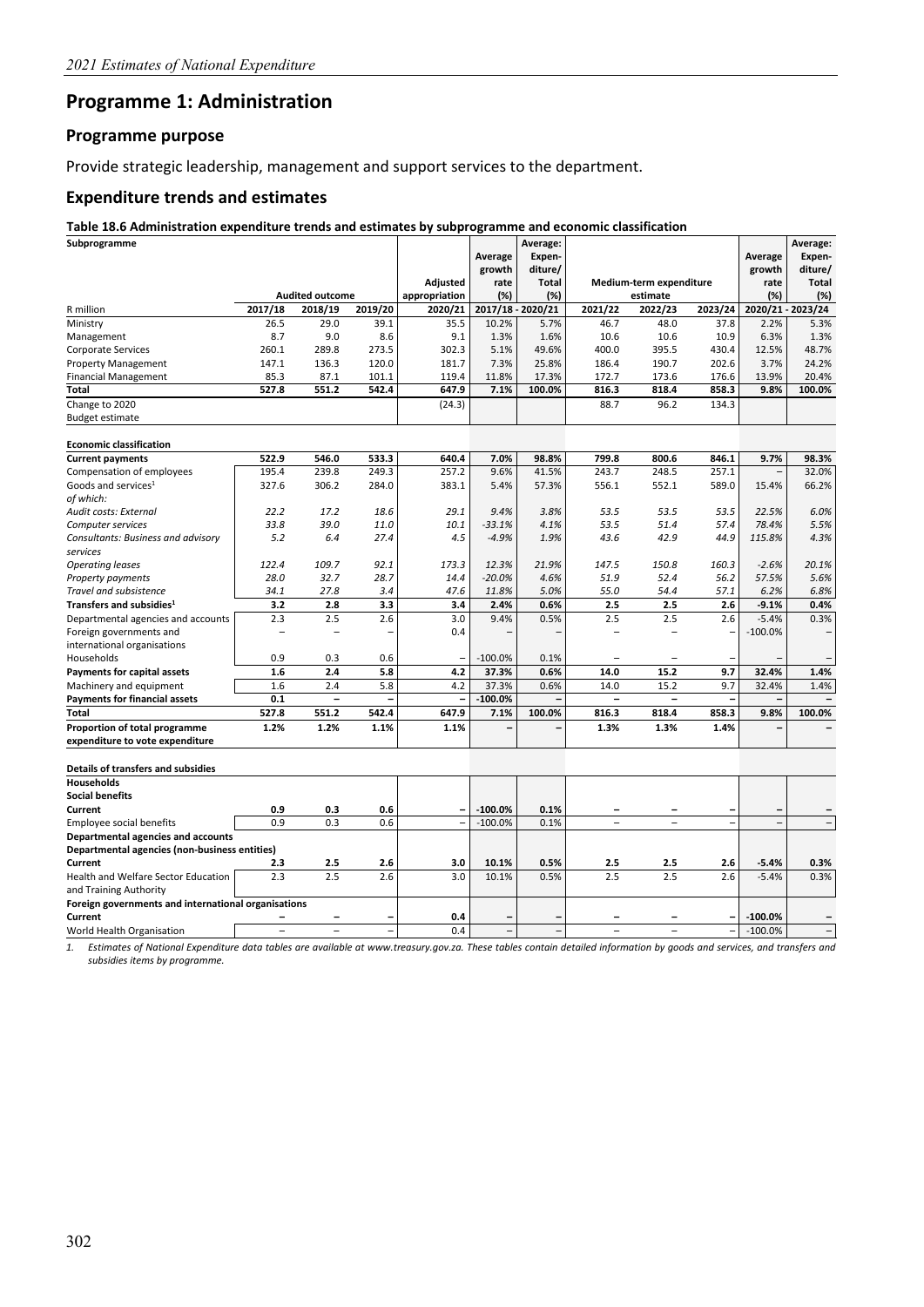## Programme 1: Administration

### Programme purpose

Provide strategic leadership, management and support services to the department.

### Expenditure trends and estimates

**Table 18.6 Administration expenditure trends and estimates by subprogramme and economic classification**

| Subprogramme | Audited outcome | | | Adjusted appropriation | Average growth rate (%) | Average: Expen-diture/ Total (%) | Medium-term expenditure estimate | | | Average growth rate (%) | Average: Expen-diture/ Total (%) |
|---|---|---|---|---|---|---|---|---|---|---|---|
| R million | 2017/18 | 2018/19 | 2019/20 | 2020/21 | 2017/18 - 2020/21 | | 2021/22 | 2022/23 | 2023/24 | 2020/21 - 2023/24 | |
| Ministry | 26.5 | 29.0 | 39.1 | 35.5 | 10.2% | 5.7% | 46.7 | 48.0 | 37.8 | 2.2% | 5.3% |
| Management | 8.7 | 9.0 | 8.6 | 9.1 | 1.3% | 1.6% | 10.6 | 10.6 | 10.9 | 6.3% | 1.3% |
| Corporate Services | 260.1 | 289.8 | 273.5 | 302.3 | 5.1% | 49.6% | 400.0 | 395.5 | 430.4 | 12.5% | 48.7% |
| Property Management | 147.1 | 136.3 | 120.0 | 181.7 | 7.3% | 25.8% | 186.4 | 190.7 | 202.6 | 3.7% | 24.2% |
| Financial Management | 85.3 | 87.1 | 101.1 | 119.4 | 11.8% | 17.3% | 172.7 | 173.6 | 176.6 | 13.9% | 20.4% |
| **Total** | **527.8** | **551.2** | **542.4** | **647.9** | **7.1%** | **100.0%** | **816.3** | **818.4** | **858.3** | **9.8%** | **100.0%** |
| Change to 2020 Budget estimate | | | | (24.3) | | | 88.7 | 96.2 | 134.3 | | |
| | | | | | | | | | | | |
| **Economic classification** | | | | | | | | | | | |
| **Current payments** | **522.9** | **546.0** | **533.3** | **640.4** | **7.0%** | **98.8%** | **799.8** | **800.6** | **846.1** | **9.7%** | **98.3%** |
| Compensation of employees | 195.4 | 239.8 | 249.3 | 257.2 | 9.6% | 41.5% | 243.7 | 248.5 | 257.1 | – | 32.0% |
| Goods and services[1] | 327.6 | 306.2 | 284.0 | 383.1 | 5.4% | 57.3% | 556.1 | 552.1 | 589.0 | 15.4% | 66.2% |
| *of which:* | | | | | | | | | | | |
| *Audit costs: External* | *22.2* | *17.2* | *18.6* | *29.1* | *9.4%* | *3.8%* | *53.5* | *53.5* | *53.5* | *22.5%* | *6.0%* |
| *Computer services* | *33.8* | *39.0* | *11.0* | *10.1* | *-33.1%* | *4.1%* | *53.5* | *51.4* | *57.4* | *78.4%* | *5.5%* |
| *Consultants: Business and advisory services* | *5.2* | *6.4* | *27.4* | *4.5* | *-4.9%* | *1.9%* | *43.6* | *42.9* | *44.9* | *115.8%* | *4.3%* |
| *Operating leases* | *122.4* | *109.7* | *92.1* | *173.3* | *12.3%* | *21.9%* | *147.5* | *150.8* | *160.3* | *-2.6%* | *20.1%* |
| *Property payments* | *28.0* | *32.7* | *28.7* | *14.4* | *-20.0%* | *4.6%* | *51.9* | *52.4* | *56.2* | *57.5%* | *5.6%* |
| *Travel and subsistence* | *34.1* | *27.8* | *3.4* | *47.6* | *11.8%* | *5.0%* | *55.0* | *54.4* | *57.1* | *6.2%* | *6.8%* |
| **Transfers and subsidies[1]** | **3.2** | **2.8** | **3.3** | **3.4** | **2.4%** | **0.6%** | **2.5** | **2.5** | **2.6** | **-9.1%** | **0.4%** |
| Departmental agencies and accounts | 2.3 | 2.5 | 2.6 | 3.0 | 9.4% | 0.5% | 2.5 | 2.5 | 2.6 | -5.4% | 0.3% |
| Foreign governments and international organisations | – | – | – | 0.4 | – | – | – | – | – | -100.0% | – |
| Households | 0.9 | 0.3 | 0.6 | – | -100.0% | 0.1% | – | – | – | – | – |
| **Payments for capital assets** | **1.6** | **2.4** | **5.8** | **4.2** | **37.3%** | **0.6%** | **14.0** | **15.2** | **9.7** | **32.4%** | **1.4%** |
| Machinery and equipment | 1.6 | 2.4 | 5.8 | 4.2 | 37.3% | 0.6% | 14.0 | 15.2 | 9.7 | 32.4% | 1.4% |
| **Payments for financial assets** | **0.1** | **–** | **–** | **–** | **-100.0%** | **–** | **–** | **–** | **–** | **–** | **–** |
| **Total** | **527.8** | **551.2** | **542.4** | **647.9** | **7.1%** | **100.0%** | **816.3** | **818.4** | **858.3** | **9.8%** | **100.0%** |
| **Proportion of total programme expenditure to vote expenditure** | **1.2%** | **1.2%** | **1.1%** | **1.1%** | **–** | **–** | **1.3%** | **1.3%** | **1.4%** | **–** | **–** |
| | | | | | | | | | | | |
| **Details of transfers and subsidies** | | | | | | | | | | | |
| **Households** | | | | | | | | | | | |
| **Social benefits** | | | | | | | | | | | |
| **Current** | **0.9** | **0.3** | **0.6** | **–** | **-100.0%** | **0.1%** | **–** | **–** | **–** | **–** | **–** |
| Employee social benefits | 0.9 | 0.3 | 0.6 | – | -100.0% | 0.1% | – | – | – | – | – |
| **Departmental agencies and accounts** | | | | | | | | | | | |
| **Departmental agencies (non-business entities)** | | | | | | | | | | | |
| **Current** | **2.3** | **2.5** | **2.6** | **3.0** | **10.1%** | **0.5%** | **2.5** | **2.5** | **2.6** | **-5.4%** | **0.3%** |
| Health and Welfare Sector Education and Training Authority | 2.3 | 2.5 | 2.6 | 3.0 | 10.1% | 0.5% | 2.5 | 2.5 | 2.6 | -5.4% | 0.3% |
| **Foreign governments and international organisations** | | | | | | | | | | | |
| **Current** | **–** | **–** | **–** | **0.4** | **–** | **–** | **–** | **–** | **–** | **-100.0%** | **–** |
| World Health Organisation | – | – | – | 0.4 | – | – | – | – | – | -100.0% | – |

1. *Estimates of National Expenditure data tables are available at www.treasury.gov.za. These tables contain detailed information by goods and services, and transfers and subsidies items by programme.*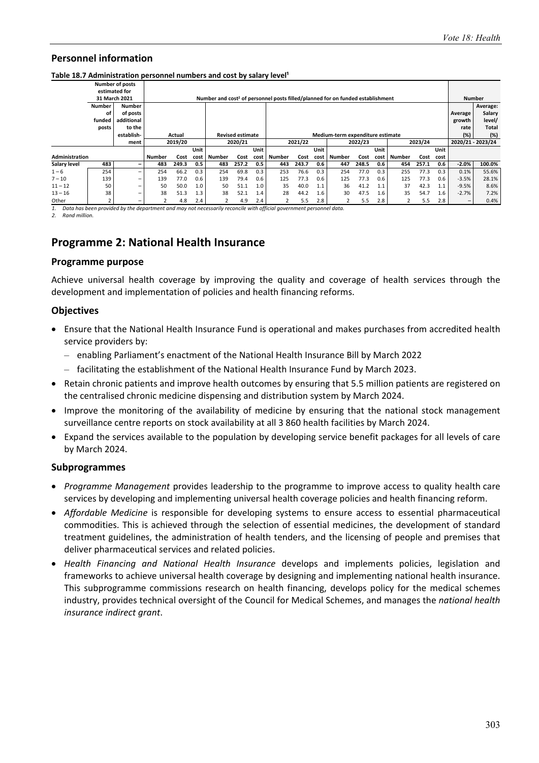## Personnel information

**Table 18.7 Administration personnel numbers and cost by salary level[1]**

| | Number of posts estimated for 31 March 2021 | | Number and cost[2] of personnel posts filled/planned for on funded establishment | | | | | | | | | | | | | | | Number | |
|---|---|---|---|---|---|---|---|---|---|---|---|---|---|---|---|---|---|---|---|
| | Number of funded posts | Number of posts additional to the establishment | Actual | | | Revised estimate | | | Medium-term expenditure estimate | | | | | | | | | Average growth rate (%) | Average: Salary level/ Total (%) |
| | | | 2019/20 | | | 2020/21 | | | 2021/22 | | | 2022/23 | | | 2023/24 | | | 2020/21 - 2023/24 | |
| Administration | | | Number | Cost | Unit cost | Number | Cost | Unit cost | Number | Cost | Unit cost | Number | Cost | Unit cost | Number | Cost | Unit cost | | |
| **Salary level** | **483** | **–** | **483** | **249.3** | **0.5** | **483** | **257.2** | **0.5** | **443** | **243.7** | **0.6** | **447** | **248.5** | **0.6** | **454** | **257.1** | **0.6** | **-2.0%** | **100.0%** |
| 1 – 6 | 254 | – | 254 | 66.2 | 0.3 | 254 | 69.8 | 0.3 | 253 | 76.6 | 0.3 | 254 | 77.0 | 0.3 | 255 | 77.3 | 0.3 | 0.1% | 55.6% |
| 7 – 10 | 139 | – | 139 | 77.0 | 0.6 | 139 | 79.4 | 0.6 | 125 | 77.3 | 0.6 | 125 | 77.3 | 0.6 | 125 | 77.3 | 0.6 | -3.5% | 28.1% |
| 11 – 12 | 50 | – | 50 | 50.0 | 1.0 | 50 | 51.1 | 1.0 | 35 | 40.0 | 1.1 | 36 | 41.2 | 1.1 | 37 | 42.3 | 1.1 | -9.5% | 8.6% |
| 13 – 16 | 38 | – | 38 | 51.3 | 1.3 | 38 | 52.1 | 1.4 | 28 | 44.2 | 1.6 | 30 | 47.5 | 1.6 | 35 | 54.7 | 1.6 | -2.7% | 7.2% |
| Other | 2 | – | 2 | 4.8 | 2.4 | 2 | 4.9 | 2.4 | 2 | 5.5 | 2.8 | 2 | 5.5 | 2.8 | 2 | 5.5 | 2.8 | – | 0.4% |

*1. Data has been provided by the department and may not necessarily reconcile with official government personnel data.*
*2. Rand million.*

# Programme 2: National Health Insurance

## Programme purpose

Achieve universal health coverage by improving the quality and coverage of health services through the development and implementation of policies and health financing reforms.

## Objectives

- Ensure that the National Health Insurance Fund is operational and makes purchases from accredited health service providers by:
  - enabling Parliament's enactment of the National Health Insurance Bill by March 2022
  - facilitating the establishment of the National Health Insurance Fund by March 2023.
- Retain chronic patients and improve health outcomes by ensuring that 5.5 million patients are registered on the centralised chronic medicine dispensing and distribution system by March 2024.
- Improve the monitoring of the availability of medicine by ensuring that the national stock management surveillance centre reports on stock availability at all 3 860 health facilities by March 2024.
- Expand the services available to the population by developing service benefit packages for all levels of care by March 2024.

## Subprogrammes

- *Programme Management* provides leadership to the programme to improve access to quality health care services by developing and implementing universal health coverage policies and health financing reform.
- *Affordable Medicine* is responsible for developing systems to ensure access to essential pharmaceutical commodities. This is achieved through the selection of essential medicines, the development of standard treatment guidelines, the administration of health tenders, and the licensing of people and premises that deliver pharmaceutical services and related policies.
- *Health Financing and National Health Insurance* develops and implements policies, legislation and frameworks to achieve universal health coverage by designing and implementing national health insurance. This subprogramme commissions research on health financing, develops policy for the medical schemes industry, provides technical oversight of the Council for Medical Schemes, and manages the *national health insurance indirect grant*.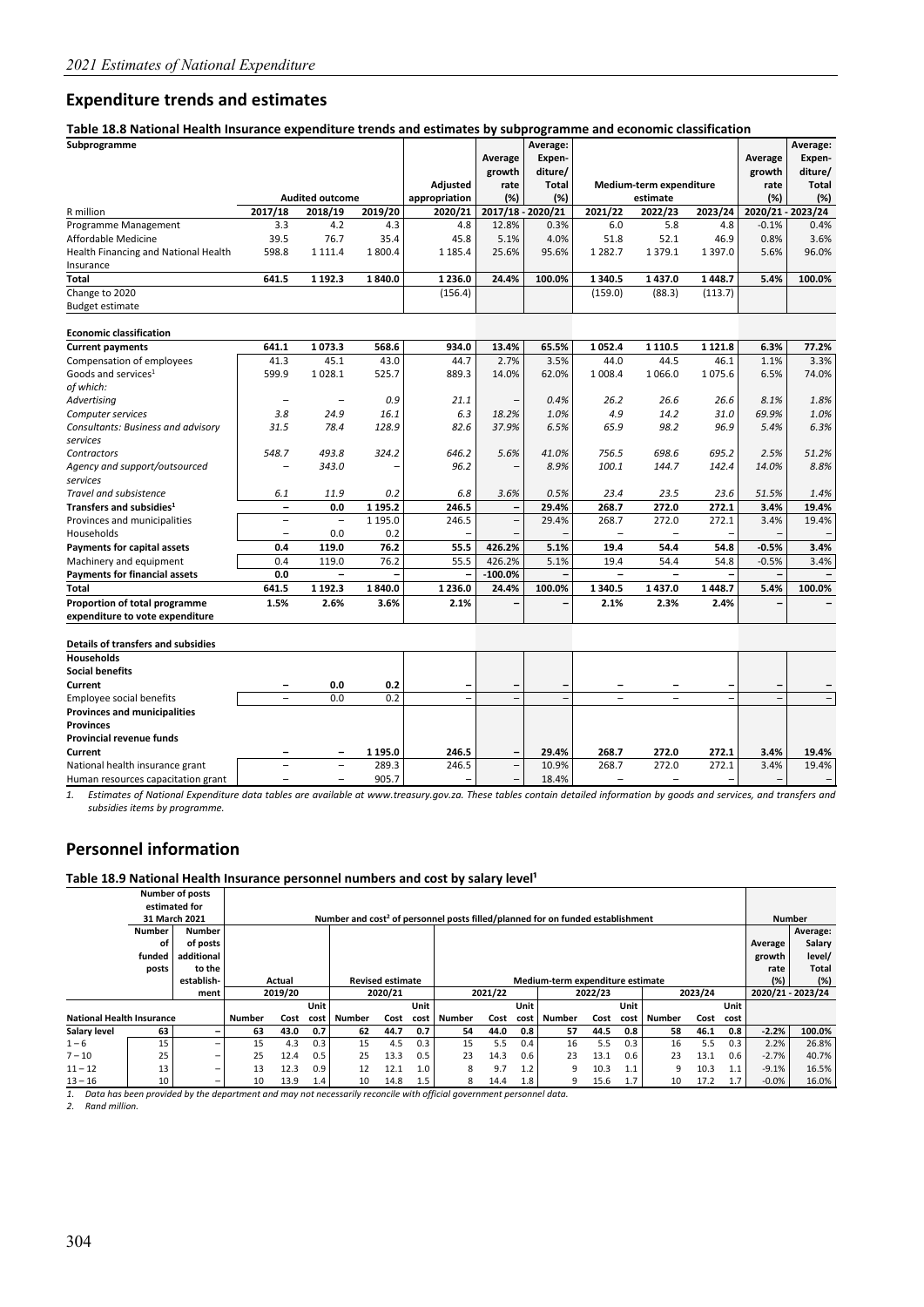## Expenditure trends and estimates

**Table 18.8 National Health Insurance expenditure trends and estimates by subprogramme and economic classification**

| Subprogramme | Audited outcome | | | Adjusted appropriation | Average growth rate (%) | Average: Expen-diture/ Total (%) | Medium-term expenditure estimate | | | Average growth rate (%) | Average: Expen-diture/ Total (%) |
|---|---|---|---|---|---|---|---|---|---|---|---|
| R million | 2017/18 | 2018/19 | 2019/20 | 2020/21 | 2017/18 - 2020/21 | | 2021/22 | 2022/23 | 2023/24 | 2020/21 - 2023/24 | |
| Programme Management | 3.3 | 4.2 | 4.3 | 4.8 | 12.8% | 0.3% | 6.0 | 5.8 | 4.8 | -0.1% | 0.4% |
| Affordable Medicine | 39.5 | 76.7 | 35.4 | 45.8 | 5.1% | 4.0% | 51.8 | 52.1 | 46.9 | 0.8% | 3.6% |
| Health Financing and National Health Insurance | 598.8 | 1 111.4 | 1 800.4 | 1 185.4 | 25.6% | 95.6% | 1 282.7 | 1 379.1 | 1 397.0 | 5.6% | 96.0% |
| **Total** | **641.5** | **1 192.3** | **1 840.0** | **1 236.0** | **24.4%** | **100.0%** | **1 340.5** | **1 437.0** | **1 448.7** | **5.4%** | **100.0%** |
| Change to 2020 Budget estimate | | | | (156.4) | | | (159.0) | (88.3) | (113.7) | | |
| | | | | | | | | | | | |
| **Economic classification** | | | | | | | | | | | |
| **Current payments** | **641.1** | **1 073.3** | **568.6** | **934.0** | **13.4%** | **65.5%** | **1 052.4** | **1 110.5** | **1 121.8** | **6.3%** | **77.2%** |
| Compensation of employees | 41.3 | 45.1 | 43.0 | 44.7 | 2.7% | 3.5% | 44.0 | 44.5 | 46.1 | 1.1% | 3.3% |
| Goods and services[1] | 599.9 | 1 028.1 | 525.7 | 889.3 | 14.0% | 62.0% | 1 008.4 | 1 066.0 | 1 075.6 | 6.5% | 74.0% |
| *of which:* | | | | | | | | | | | |
| *Advertising* | – | – | *0.9* | *21.1* | – | *0.4%* | *26.2* | *26.6* | *26.6* | *8.1%* | *1.8%* |
| *Computer services* | *3.8* | *24.9* | *16.1* | *6.3* | *18.2%* | *1.0%* | *4.9* | *14.2* | *31.0* | *69.9%* | *1.0%* |
| *Consultants: Business and advisory services* | *31.5* | *78.4* | *128.9* | *82.6* | *37.9%* | *6.5%* | *65.9* | *98.2* | *96.9* | *5.4%* | *6.3%* |
| *Contractors* | *548.7* | *493.8* | *324.2* | *646.2* | *5.6%* | *41.0%* | *756.5* | *698.6* | *695.2* | *2.5%* | *51.2%* |
| *Agency and support/outsourced services* | – | *343.0* | – | *96.2* | – | *8.9%* | *100.1* | *144.7* | *142.4* | *14.0%* | *8.8%* |
| *Travel and subsistence* | *6.1* | *11.9* | *0.2* | *6.8* | *3.6%* | *0.5%* | *23.4* | *23.5* | *23.6* | *51.5%* | *1.4%* |
| **Transfers and subsidies[1]** | **–** | **0.0** | **1 195.2** | **246.5** | **–** | **29.4%** | **268.7** | **272.0** | **272.1** | **3.4%** | **19.4%** |
| Provinces and municipalities | – | – | 1 195.0 | 246.5 | – | 29.4% | 268.7 | 272.0 | 272.1 | 3.4% | 19.4% |
| Households | – | 0.0 | 0.2 | – | – | – | – | – | – | – | – |
| **Payments for capital assets** | **0.4** | **119.0** | **76.2** | **55.5** | **426.2%** | **5.1%** | **19.4** | **54.4** | **54.8** | **-0.5%** | **3.4%** |
| Machinery and equipment | 0.4 | 119.0 | 76.2 | 55.5 | 426.2% | 5.1% | 19.4 | 54.4 | 54.8 | -0.5% | 3.4% |
| **Payments for financial assets** | **0.0** | **–** | **–** | **–** | **-100.0%** | **–** | **–** | **–** | **–** | **–** | **–** |
| **Total** | **641.5** | **1 192.3** | **1 840.0** | **1 236.0** | **24.4%** | **100.0%** | **1 340.5** | **1 437.0** | **1 448.7** | **5.4%** | **100.0%** |
| **Proportion of total programme expenditure to vote expenditure** | **1.5%** | **2.6%** | **3.6%** | **2.1%** | **–** | **–** | **2.1%** | **2.3%** | **2.4%** | **–** | **–** |
| | | | | | | | | | | | |
| **Details of transfers and subsidies** | | | | | | | | | | | |
| **Households** | | | | | | | | | | | |
| **Social benefits** | | | | | | | | | | | |
| **Current** | **–** | **0.0** | **0.2** | **–** | **–** | **–** | **–** | **–** | **–** | **–** | **–** |
| Employee social benefits | – | 0.0 | 0.2 | – | – | – | – | – | – | – | – |
| **Provinces and municipalities** | | | | | | | | | | | |
| **Provinces** | | | | | | | | | | | |
| **Provincial revenue funds** | | | | | | | | | | | |
| **Current** | **–** | **–** | **1 195.0** | **246.5** | **–** | **29.4%** | **268.7** | **272.0** | **272.1** | **3.4%** | **19.4%** |
| National health insurance grant | – | – | 289.3 | 246.5 | – | 10.9% | 268.7 | 272.0 | 272.1 | 3.4% | 19.4% |
| Human resources capacitation grant | – | – | 905.7 | – | – | 18.4% | – | – | – | – | – |

1. *Estimates of National Expenditure data tables are available at www.treasury.gov.za. These tables contain detailed information by goods and services, and transfers and subsidies items by programme.*

## Personnel information

**Table 18.9 National Health Insurance personnel numbers and cost by salary level[1]**

| | Number of posts estimated for 31 March 2021 | | Number and cost[2] of personnel posts filled/planned for on funded establishment | | | | | | | | | | | | | | | Number | |
|---|---|---|---|---|---|---|---|---|---|---|---|---|---|---|---|---|---|---|---|
| | Number of funded posts | Number of posts additional to the establishment | Actual | | | Revised estimate | | | Medium-term expenditure estimate | | | | | | | | | Average growth rate (%) | Average: Salary level/ Total (%) |
| | | | 2019/20 | | | 2020/21 | | | 2021/22 | | | 2022/23 | | | 2023/24 | | | 2020/21 - 2023/24 | |
| **National Health Insurance** | | | Number | Cost | Unit cost | Number | Cost | Unit cost | Number | Cost | Unit cost | Number | Cost | Unit cost | Number | Cost | Unit cost | | |
| **Salary level** | **63** | **–** | **63** | **43.0** | **0.7** | **62** | **44.7** | **0.7** | **54** | **44.0** | **0.8** | **57** | **44.5** | **0.8** | **58** | **46.1** | **0.8** | **-2.2%** | **100.0%** |
| 1 – 6 | 15 | – | 15 | 4.3 | 0.3 | 15 | 4.5 | 0.3 | 15 | 5.5 | 0.4 | 16 | 5.5 | 0.3 | 16 | 5.5 | 0.3 | 2.2% | 26.8% |
| 7 – 10 | 25 | – | 25 | 12.4 | 0.5 | 25 | 13.3 | 0.5 | 23 | 14.3 | 0.6 | 23 | 13.1 | 0.6 | 23 | 13.1 | 0.6 | -2.7% | 40.7% |
| 11 – 12 | 13 | – | 13 | 12.3 | 0.9 | 12 | 12.1 | 1.0 | 8 | 9.7 | 1.2 | 9 | 10.3 | 1.1 | 9 | 10.3 | 1.1 | -9.1% | 16.5% |
| 13 – 16 | 10 | – | 10 | 13.9 | 1.4 | 10 | 14.8 | 1.5 | 8 | 14.4 | 1.8 | 9 | 15.6 | 1.7 | 10 | 17.2 | 1.7 | -0.0% | 16.0% |

1. *Data has been provided by the department and may not necessarily reconcile with official government personnel data.*
2. *Rand million.*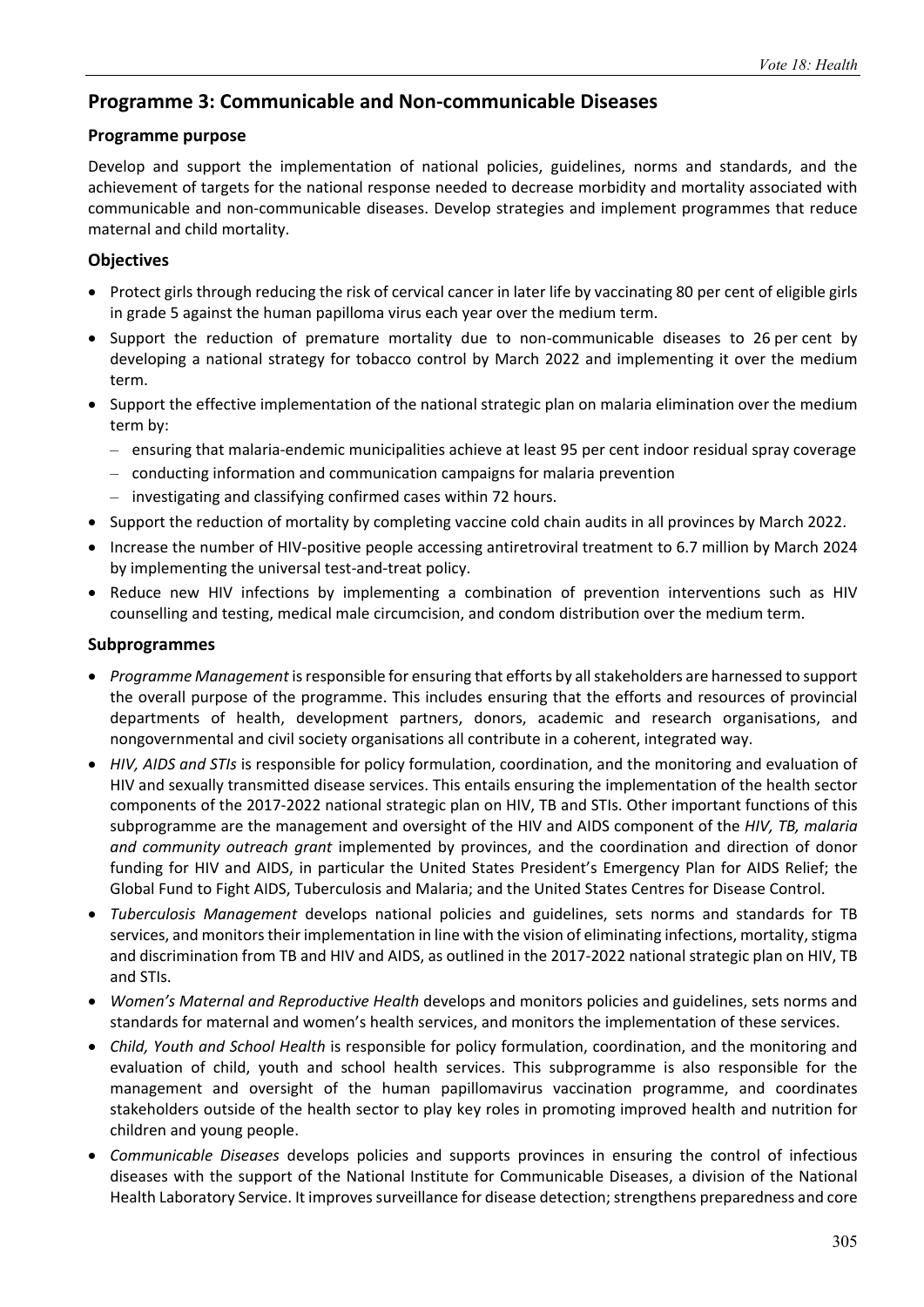## Programme 3: Communicable and Non-communicable Diseases

### Programme purpose

Develop and support the implementation of national policies, guidelines, norms and standards, and the achievement of targets for the national response needed to decrease morbidity and mortality associated with communicable and non-communicable diseases. Develop strategies and implement programmes that reduce maternal and child mortality.

### Objectives

- Protect girls through reducing the risk of cervical cancer in later life by vaccinating 80 per cent of eligible girls in grade 5 against the human papilloma virus each year over the medium term.
- Support the reduction of premature mortality due to non-communicable diseases to 26 per cent by developing a national strategy for tobacco control by March 2022 and implementing it over the medium term.
- Support the effective implementation of the national strategic plan on malaria elimination over the medium term by:
  - ensuring that malaria-endemic municipalities achieve at least 95 per cent indoor residual spray coverage
  - conducting information and communication campaigns for malaria prevention
  - investigating and classifying confirmed cases within 72 hours.
- Support the reduction of mortality by completing vaccine cold chain audits in all provinces by March 2022.
- Increase the number of HIV-positive people accessing antiretroviral treatment to 6.7 million by March 2024 by implementing the universal test-and-treat policy.
- Reduce new HIV infections by implementing a combination of prevention interventions such as HIV counselling and testing, medical male circumcision, and condom distribution over the medium term.

### Subprogrammes

- *Programme Management* is responsible for ensuring that efforts by all stakeholders are harnessed to support the overall purpose of the programme. This includes ensuring that the efforts and resources of provincial departments of health, development partners, donors, academic and research organisations, and nongovernmental and civil society organisations all contribute in a coherent, integrated way.
- *HIV, AIDS and STIs* is responsible for policy formulation, coordination, and the monitoring and evaluation of HIV and sexually transmitted disease services. This entails ensuring the implementation of the health sector components of the 2017-2022 national strategic plan on HIV, TB and STIs. Other important functions of this subprogramme are the management and oversight of the HIV and AIDS component of the *HIV, TB, malaria and community outreach grant* implemented by provinces, and the coordination and direction of donor funding for HIV and AIDS, in particular the United States President's Emergency Plan for AIDS Relief; the Global Fund to Fight AIDS, Tuberculosis and Malaria; and the United States Centres for Disease Control.
- *Tuberculosis Management* develops national policies and guidelines, sets norms and standards for TB services, and monitors their implementation in line with the vision of eliminating infections, mortality, stigma and discrimination from TB and HIV and AIDS, as outlined in the 2017-2022 national strategic plan on HIV, TB and STIs.
- *Women's Maternal and Reproductive Health* develops and monitors policies and guidelines, sets norms and standards for maternal and women's health services, and monitors the implementation of these services.
- *Child, Youth and School Health* is responsible for policy formulation, coordination, and the monitoring and evaluation of child, youth and school health services. This subprogramme is also responsible for the management and oversight of the human papillomavirus vaccination programme, and coordinates stakeholders outside of the health sector to play key roles in promoting improved health and nutrition for children and young people.
- *Communicable Diseases* develops policies and supports provinces in ensuring the control of infectious diseases with the support of the National Institute for Communicable Diseases, a division of the National Health Laboratory Service. It improves surveillance for disease detection; strengthens preparedness and core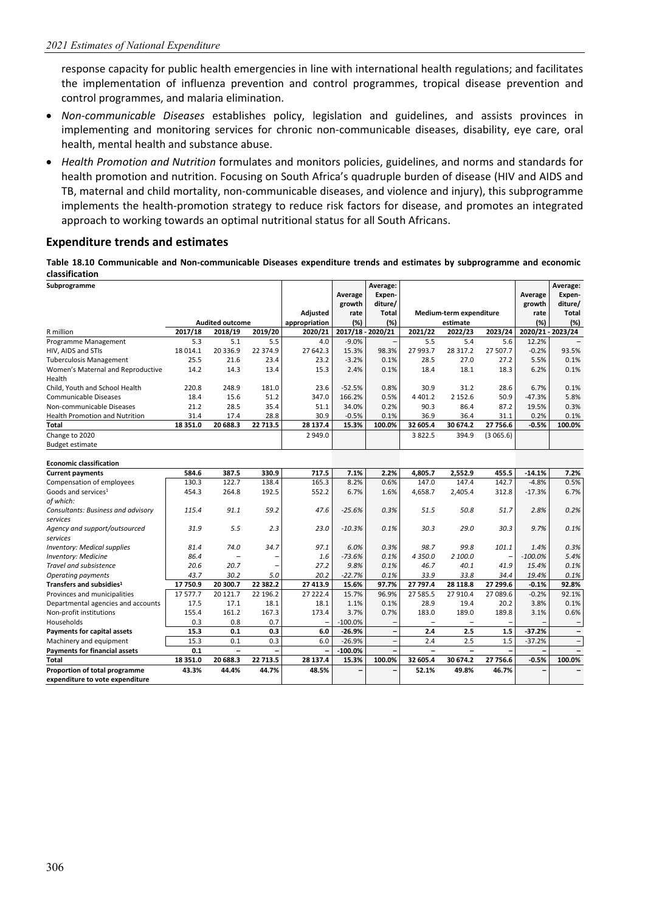response capacity for public health emergencies in line with international health regulations; and facilitates the implementation of influenza prevention and control programmes, tropical disease prevention and control programmes, and malaria elimination.

- *Non-communicable Diseases* establishes policy, legislation and guidelines, and assists provinces in implementing and monitoring services for chronic non-communicable diseases, disability, eye care, oral health, mental health and substance abuse.
- *Health Promotion and Nutrition* formulates and monitors policies, guidelines, and norms and standards for health promotion and nutrition. Focusing on South Africa's quadruple burden of disease (HIV and AIDS and TB, maternal and child mortality, non-communicable diseases, and violence and injury), this subprogramme implements the health-promotion strategy to reduce risk factors for disease, and promotes an integrated approach to working towards an optimal nutritional status for all South Africans.

## Expenditure trends and estimates

**Table 18.10 Communicable and Non-communicable Diseases expenditure trends and estimates by subprogramme and economic classification**

| Subprogramme | Audited outcome | | | Adjusted appropriation | Average growth rate (%) | Average: Expen-diture/ Total (%) | Medium-term expenditure estimate | | | Average growth rate (%) | Average: Expen-diture/ Total (%) |
|---|---|---|---|---|---|---|---|---|---|---|---|
| R million | 2017/18 | 2018/19 | 2019/20 | 2020/21 | 2017/18 - 2020/21 | | 2021/22 | 2022/23 | 2023/24 | 2020/21 - 2023/24 | |
| Programme Management | 5.3 | 5.1 | 5.5 | 4.0 | -9.0% | – | 5.5 | 5.4 | 5.6 | 12.2% | – |
| HIV, AIDS and STIs | 18 014.1 | 20 336.9 | 22 374.9 | 27 642.3 | 15.3% | 98.3% | 27 993.7 | 28 317.2 | 27 507.7 | -0.2% | 93.5% |
| Tuberculosis Management | 25.5 | 21.6 | 23.4 | 23.2 | -3.2% | 0.1% | 28.5 | 27.0 | 27.2 | 5.5% | 0.1% |
| Women's Maternal and Reproductive Health | 14.2 | 14.3 | 13.4 | 15.3 | 2.4% | 0.1% | 18.4 | 18.1 | 18.3 | 6.2% | 0.1% |
| Child, Youth and School Health | 220.8 | 248.9 | 181.0 | 23.6 | -52.5% | 0.8% | 30.9 | 31.2 | 28.6 | 6.7% | 0.1% |
| Communicable Diseases | 18.4 | 15.6 | 51.2 | 347.0 | 166.2% | 0.5% | 4 401.2 | 2 152.6 | 50.9 | -47.3% | 5.8% |
| Non-communicable Diseases | 21.2 | 28.5 | 35.4 | 51.1 | 34.0% | 0.2% | 90.3 | 86.4 | 87.2 | 19.5% | 0.3% |
| Health Promotion and Nutrition | 31.4 | 17.4 | 28.8 | 30.9 | -0.5% | 0.1% | 36.9 | 36.4 | 31.1 | 0.2% | 0.1% |
| **Total** | **18 351.0** | **20 688.3** | **22 713.5** | **28 137.4** | **15.3%** | **100.0%** | **32 605.4** | **30 674.2** | **27 756.6** | **-0.5%** | **100.0%** |
| Change to 2020 Budget estimate | | | | 2 949.0 | | | 3 822.5 | 394.9 | (3 065.6) | | |
| | | | | | | | | | | | |
| **Economic classification** | | | | | | | | | | | |
| **Current payments** | **584.6** | **387.5** | **330.9** | **717.5** | **7.1%** | **2.2%** | **4,805.7** | **2,552.9** | **455.5** | **-14.1%** | **7.2%** |
| Compensation of employees | 130.3 | 122.7 | 138.4 | 165.3 | 8.2% | 0.6% | 147.0 | 147.4 | 142.7 | -4.8% | 0.5% |
| Goods and services[1] | 454.3 | 264.8 | 192.5 | 552.2 | 6.7% | 1.6% | 4,658.7 | 2,405.4 | 312.8 | -17.3% | 6.7% |
| *of which:* | | | | | | | | | | | |
| *Consultants: Business and advisory services* | *115.4* | *91.1* | *59.2* | *47.6* | *-25.6%* | *0.3%* | *51.5* | *50.8* | *51.7* | *2.8%* | *0.2%* |
| *Agency and support/outsourced services* | *31.9* | *5.5* | *2.3* | *23.0* | *-10.3%* | *0.1%* | *30.3* | *29.0* | *30.3* | *9.7%* | *0.1%* |
| *Inventory: Medical supplies* | *81.4* | *74.0* | *34.7* | *97.1* | *6.0%* | *0.3%* | *98.7* | *99.8* | *101.1* | *1.4%* | *0.3%* |
| *Inventory: Medicine* | *86.4* | *–* | *–* | *1.6* | *-73.6%* | *0.1%* | *4 350.0* | *2 100.0* | *–* | *-100.0%* | *5.4%* |
| *Travel and subsistence* | *20.6* | *20.7* | *–* | *27.2* | *9.8%* | *0.1%* | *46.7* | *40.1* | *41.9* | *15.4%* | *0.1%* |
| *Operating payments* | *43.7* | *30.2* | *5.0* | *20.2* | *-22.7%* | *0.1%* | *33.9* | *33.8* | *34.4* | *19.4%* | *0.1%* |
| **Transfers and subsidies[1]** | **17 750.9** | **20 300.7** | **22 382.2** | **27 413.9** | **15.6%** | **97.7%** | **27 797.4** | **28 118.8** | **27 299.6** | **-0.1%** | **92.8%** |
| Provinces and municipalities | 17 577.7 | 20 121.7 | 22 196.2 | 27 222.4 | 15.7% | 96.9% | 27 585.5 | 27 910.4 | 27 089.6 | -0.2% | 92.1% |
| Departmental agencies and accounts | 17.5 | 17.1 | 18.1 | 18.1 | 1.1% | 0.1% | 28.9 | 19.4 | 20.2 | 3.8% | 0.1% |
| Non-profit institutions | 155.4 | 161.2 | 167.3 | 173.4 | 3.7% | 0.7% | 183.0 | 189.0 | 189.8 | 3.1% | 0.6% |
| Households | 0.3 | 0.8 | 0.7 | – | -100.0% | – | – | – | – | – | – |
| **Payments for capital assets** | **15.3** | **0.1** | **0.3** | **6.0** | **-26.9%** | **–** | **2.4** | **2.5** | **1.5** | **-37.2%** | **–** |
| Machinery and equipment | 15.3 | 0.1 | 0.3 | 6.0 | -26.9% | – | 2.4 | 2.5 | 1.5 | -37.2% | – |
| **Payments for financial assets** | **0.1** | **–** | **–** | **–** | **-100.0%** | **–** | **–** | **–** | **–** | **–** | **–** |
| **Total** | **18 351.0** | **20 688.3** | **22 713.5** | **28 137.4** | **15.3%** | **100.0%** | **32 605.4** | **30 674.2** | **27 756.6** | **-0.5%** | **100.0%** |
| **Proportion of total programme expenditure to vote expenditure** | **43.3%** | **44.4%** | **44.7%** | **48.5%** | **–** | **–** | **52.1%** | **49.8%** | **46.7%** | **–** | **–** |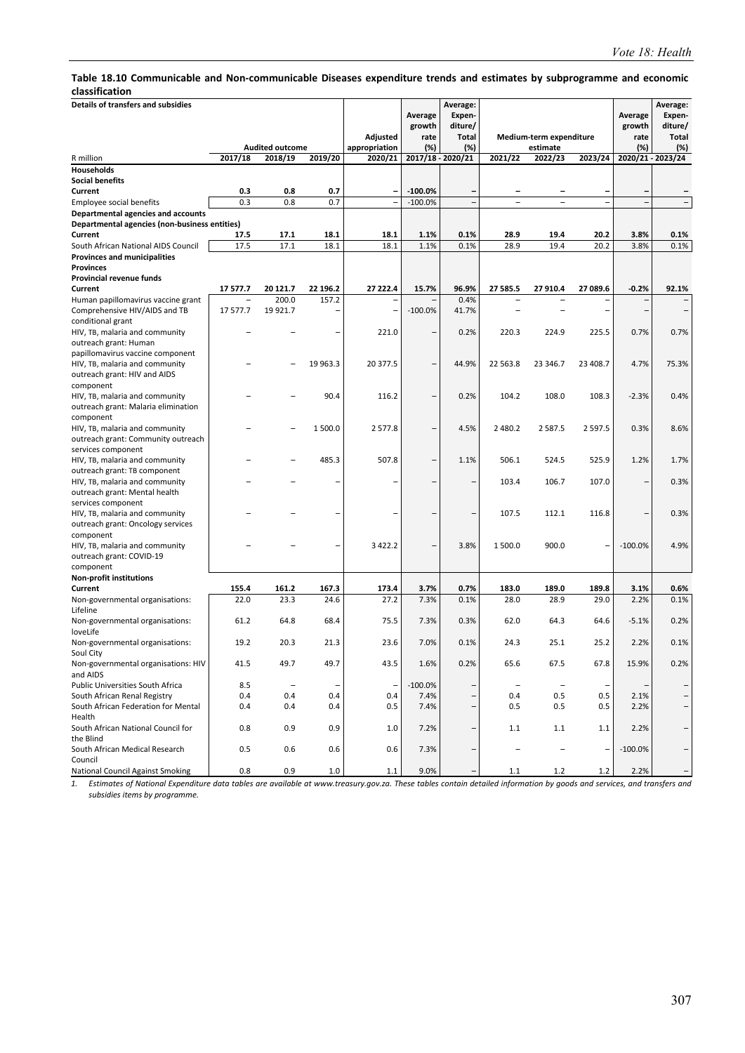**Table 18.10 Communicable and Non-communicable Diseases expenditure trends and estimates by subprogramme and economic classification**

| Details of transfers and subsidies | | | | | Average growth rate (%) | Average: Expen-diture/ Total (%) | | | | Average growth rate (%) | Average: Expen-diture/ Total (%) |
|---|---|---|---|---|---|---|---|---|---|---|---|
| | Audited outcome | | | Adjusted appropriation | | | Medium-term expenditure estimate | | | | |
| R million | 2017/18 | 2018/19 | 2019/20 | 2020/21 | 2017/18 - 2020/21 | | 2021/22 | 2022/23 | 2023/24 | 2020/21 - 2023/24 | |
| **Households** | | | | | | | | | | | |
| **Social benefits** | | | | | | | | | | | |
| **Current** | **0.3** | **0.8** | **0.7** | **–** | **-100.0%** | **–** | **–** | **–** | **–** | **–** | **–** |
| Employee social benefits | 0.3 | 0.8 | 0.7 | – | -100.0% | – | – | – | – | – | – |
| **Departmental agencies and accounts** | | | | | | | | | | | |
| **Departmental agencies (non-business entities)** | | | | | | | | | | | |
| **Current** | **17.5** | **17.1** | **18.1** | **18.1** | **1.1%** | **0.1%** | **28.9** | **19.4** | **20.2** | **3.8%** | **0.1%** |
| South African National AIDS Council | 17.5 | 17.1 | 18.1 | 18.1 | 1.1% | 0.1% | 28.9 | 19.4 | 20.2 | 3.8% | 0.1% |
| **Provinces and municipalities** | | | | | | | | | | | |
| **Provinces** | | | | | | | | | | | |
| **Provincial revenue funds** | | | | | | | | | | | |
| **Current** | **17 577.7** | **20 121.7** | **22 196.2** | **27 222.4** | **15.7%** | **96.9%** | **27 585.5** | **27 910.4** | **27 089.6** | **-0.2%** | **92.1%** |
| Human papillomavirus vaccine grant | – | 200.0 | 157.2 | – | – | 0.4% | – | – | – | – | – |
| Comprehensive HIV/AIDS and TB conditional grant | 17 577.7 | 19 921.7 | – | – | -100.0% | 41.7% | – | – | – | – | – |
| HIV, TB, malaria and community outreach grant: Human papillomavirus vaccine component | – | – | – | 221.0 | – | 0.2% | 220.3 | 224.9 | 225.5 | 0.7% | 0.7% |
| HIV, TB, malaria and community outreach grant: HIV and AIDS component | – | – | 19 963.3 | 20 377.5 | – | 44.9% | 22 563.8 | 23 346.7 | 23 408.7 | 4.7% | 75.3% |
| HIV, TB, malaria and community outreach grant: Malaria elimination component | – | – | 90.4 | 116.2 | – | 0.2% | 104.2 | 108.0 | 108.3 | -2.3% | 0.4% |
| HIV, TB, malaria and community outreach grant: Community outreach services component | – | – | 1 500.0 | 2 577.8 | – | 4.5% | 2 480.2 | 2 587.5 | 2 597.5 | 0.3% | 8.6% |
| HIV, TB, malaria and community outreach grant: TB component | – | – | 485.3 | 507.8 | – | 1.1% | 506.1 | 524.5 | 525.9 | 1.2% | 1.7% |
| HIV, TB, malaria and community outreach grant: Mental health services component | – | – | – | – | – | – | 103.4 | 106.7 | 107.0 | – | 0.3% |
| HIV, TB, malaria and community outreach grant: Oncology services component | – | – | – | – | – | – | 107.5 | 112.1 | 116.8 | – | 0.3% |
| HIV, TB, malaria and community outreach grant: COVID-19 component | – | – | – | 3 422.2 | – | 3.8% | 1 500.0 | 900.0 | – | -100.0% | 4.9% |
| **Non-profit institutions** | | | | | | | | | | | |
| **Current** | **155.4** | **161.2** | **167.3** | **173.4** | **3.7%** | **0.7%** | **183.0** | **189.0** | **189.8** | **3.1%** | **0.6%** |
| Non-governmental organisations: Lifeline | 22.0 | 23.3 | 24.6 | 27.2 | 7.3% | 0.1% | 28.0 | 28.9 | 29.0 | 2.2% | 0.1% |
| Non-governmental organisations: loveLife | 61.2 | 64.8 | 68.4 | 75.5 | 7.3% | 0.3% | 62.0 | 64.3 | 64.6 | -5.1% | 0.2% |
| Non-governmental organisations: Soul City | 19.2 | 20.3 | 21.3 | 23.6 | 7.0% | 0.1% | 24.3 | 25.1 | 25.2 | 2.2% | 0.1% |
| Non-governmental organisations: HIV and AIDS | 41.5 | 49.7 | 49.7 | 43.5 | 1.6% | 0.2% | 65.6 | 67.5 | 67.8 | 15.9% | 0.2% |
| Public Universities South Africa | 8.5 | – | – | – | -100.0% | – | – | – | – | – | – |
| South African Renal Registry | 0.4 | 0.4 | 0.4 | 0.4 | 7.4% | – | 0.4 | 0.5 | 0.5 | 2.1% | – |
| South African Federation for Mental Health | 0.4 | 0.4 | 0.4 | 0.5 | 7.4% | – | 0.5 | 0.5 | 0.5 | 2.2% | – |
| South African National Council for the Blind | 0.8 | 0.9 | 0.9 | 1.0 | 7.2% | – | 1.1 | 1.1 | 1.1 | 2.2% | – |
| South African Medical Research Council | 0.5 | 0.6 | 0.6 | 0.6 | 7.3% | – | – | – | – | -100.0% | – |
| National Council Against Smoking | 0.8 | 0.9 | 1.0 | 1.1 | 9.0% | – | 1.1 | 1.2 | 1.2 | 2.2% | – |

1. *Estimates of National Expenditure data tables are available at www.treasury.gov.za. These tables contain detailed information by goods and services, and transfers and subsidies items by programme.*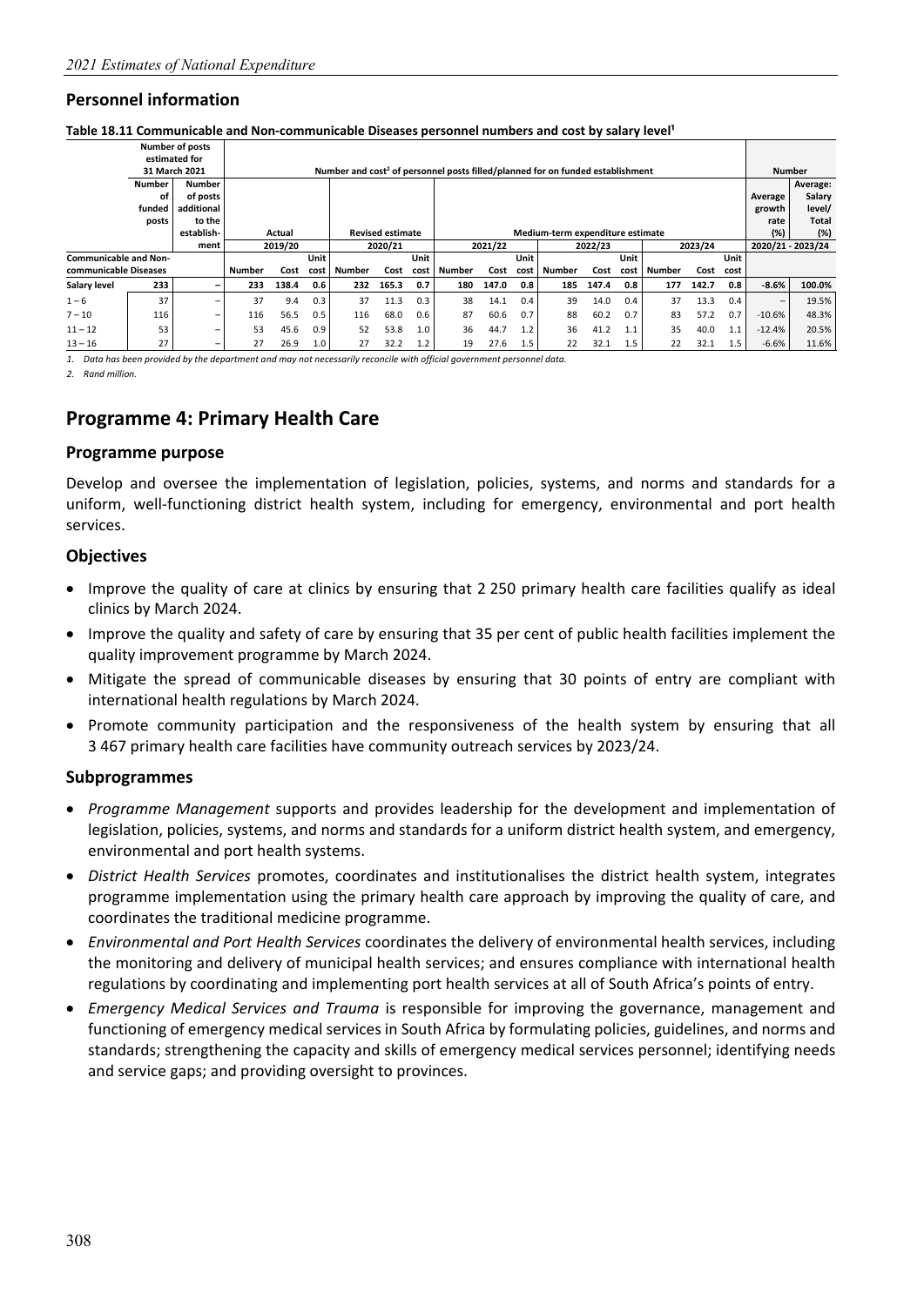## Personnel information

**Table 18.11 Communicable and Non-communicable Diseases personnel numbers and cost by salary level[1]**

| | Number of posts estimated for 31 March 2021 | | Number and cost[2] of personnel posts filled/planned for on funded establishment | | | | | | | | | | | | | | | Number | |
|---|---|---|---|---|---|---|---|---|---|---|---|---|---|---|---|---|---|---|---|
| | Number of funded posts | Number of posts additional to the establishment | Actual | | | Revised estimate | | | Medium-term expenditure estimate | | | | | | | | | Average growth rate (%) | Average: Salary level/Total (%) |
| | | | 2019/20 | | | 2020/21 | | | 2021/22 | | | 2022/23 | | | 2023/24 | | | 2020/21 - 2023/24 | |
| Communicable and Non-communicable Diseases | | | Number | Cost | Unit cost | Number | Cost | Unit cost | Number | Cost | Unit cost | Number | Cost | Unit cost | Number | Cost | Unit cost | | |
| Salary level | 233 | – | 233 | 138.4 | 0.6 | 232 | 165.3 | 0.7 | 180 | 147.0 | 0.8 | 185 | 147.4 | 0.8 | 177 | 142.7 | 0.8 | -8.6% | 100.0% |
| 1 – 6 | 37 | – | 37 | 9.4 | 0.3 | 37 | 11.3 | 0.3 | 38 | 14.1 | 0.4 | 39 | 14.0 | 0.4 | 37 | 13.3 | 0.4 | – | 19.5% |
| 7 – 10 | 116 | – | 116 | 56.5 | 0.5 | 116 | 68.0 | 0.6 | 87 | 60.6 | 0.7 | 88 | 60.2 | 0.7 | 83 | 57.2 | 0.7 | -10.6% | 48.3% |
| 11 – 12 | 53 | – | 53 | 45.6 | 0.9 | 52 | 53.8 | 1.0 | 36 | 44.7 | 1.2 | 36 | 41.2 | 1.1 | 35 | 40.0 | 1.1 | -12.4% | 20.5% |
| 13 – 16 | 27 | – | 27 | 26.9 | 1.0 | 27 | 32.2 | 1.2 | 19 | 27.6 | 1.5 | 22 | 32.1 | 1.5 | 22 | 32.1 | 1.5 | -6.6% | 11.6% |

*1. Data has been provided by the department and may not necessarily reconcile with official government personnel data.*
*2. Rand million.*

# Programme 4: Primary Health Care

## Programme purpose

Develop and oversee the implementation of legislation, policies, systems, and norms and standards for a uniform, well-functioning district health system, including for emergency, environmental and port health services.

## Objectives

- Improve the quality of care at clinics by ensuring that 2 250 primary health care facilities qualify as ideal clinics by March 2024.
- Improve the quality and safety of care by ensuring that 35 per cent of public health facilities implement the quality improvement programme by March 2024.
- Mitigate the spread of communicable diseases by ensuring that 30 points of entry are compliant with international health regulations by March 2024.
- Promote community participation and the responsiveness of the health system by ensuring that all 3 467 primary health care facilities have community outreach services by 2023/24.

## Subprogrammes

- *Programme Management* supports and provides leadership for the development and implementation of legislation, policies, systems, and norms and standards for a uniform district health system, and emergency, environmental and port health systems.
- *District Health Services* promotes, coordinates and institutionalises the district health system, integrates programme implementation using the primary health care approach by improving the quality of care, and coordinates the traditional medicine programme.
- *Environmental and Port Health Services* coordinates the delivery of environmental health services, including the monitoring and delivery of municipal health services; and ensures compliance with international health regulations by coordinating and implementing port health services at all of South Africa's points of entry.
- *Emergency Medical Services and Trauma* is responsible for improving the governance, management and functioning of emergency medical services in South Africa by formulating policies, guidelines, and norms and standards; strengthening the capacity and skills of emergency medical services personnel; identifying needs and service gaps; and providing oversight to provinces.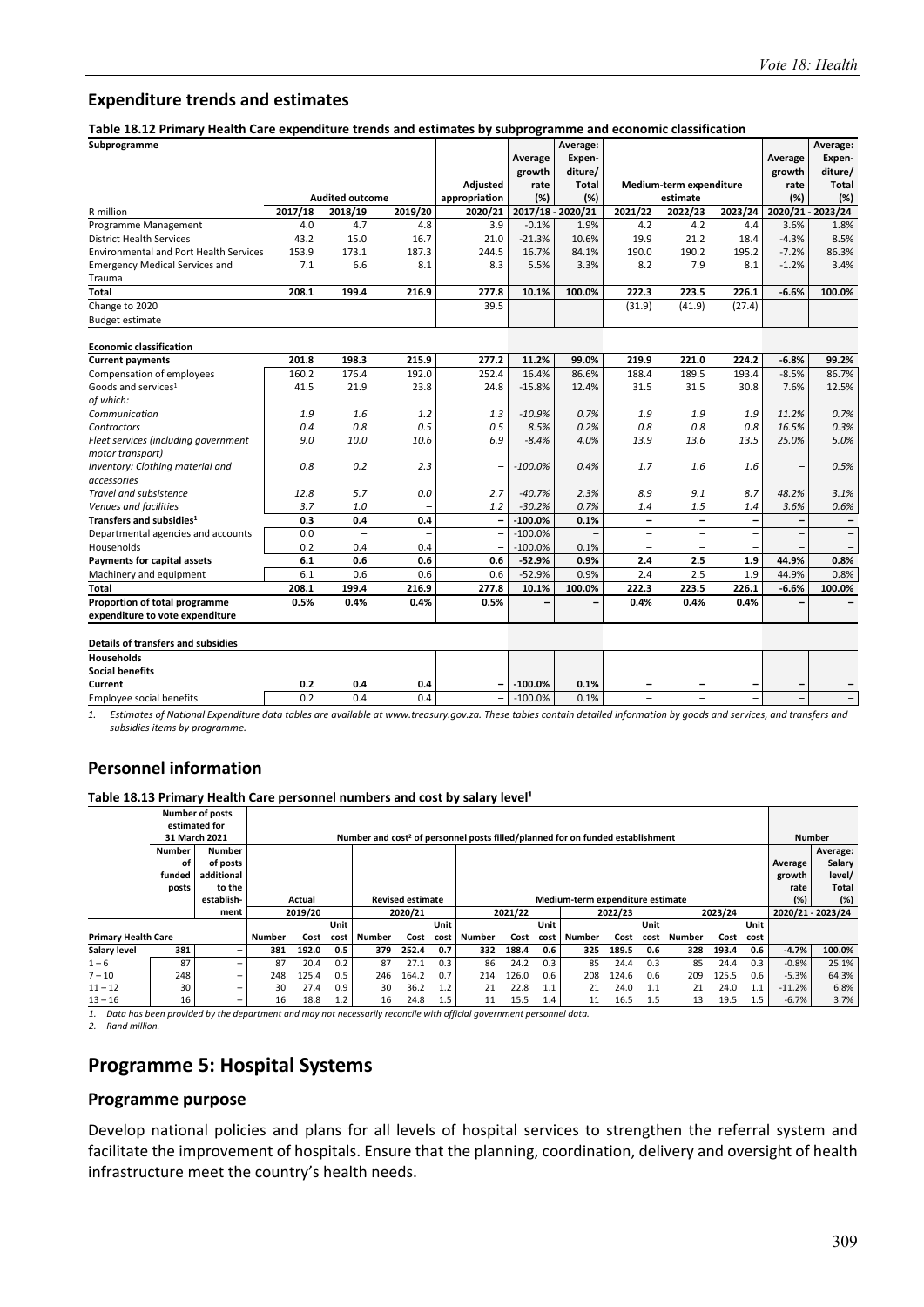## Expenditure trends and estimates

**Table 18.12 Primary Health Care expenditure trends and estimates by subprogramme and economic classification**

| Subprogramme | | | | | Average growth rate (%) | Average: Expen-diture/ Total (%) | | | | Average growth rate (%) | Average: Expen-diture/ Total (%) |
|---|---|---|---|---|---|---|---|---|---|---|---|
| | Audited outcome | | | Adjusted appropriation | | | Medium-term expenditure estimate | | | | |
| R million | 2017/18 | 2018/19 | 2019/20 | 2020/21 | 2017/18 - 2020/21 | | 2021/22 | 2022/23 | 2023/24 | 2020/21 - 2023/24 | |
| Programme Management | 4.0 | 4.7 | 4.8 | 3.9 | -0.1% | 1.9% | 4.2 | 4.2 | 4.4 | 3.6% | 1.8% |
| District Health Services | 43.2 | 15.0 | 16.7 | 21.0 | -21.3% | 10.6% | 19.9 | 21.2 | 18.4 | -4.3% | 8.5% |
| Environmental and Port Health Services | 153.9 | 173.1 | 187.3 | 244.5 | 16.7% | 84.1% | 190.0 | 190.2 | 195.2 | -7.2% | 86.3% |
| Emergency Medical Services and Trauma | 7.1 | 6.6 | 8.1 | 8.3 | 5.5% | 3.3% | 8.2 | 7.9 | 8.1 | -1.2% | 3.4% |
| **Total** | **208.1** | **199.4** | **216.9** | **277.8** | **10.1%** | **100.0%** | **222.3** | **223.5** | **226.1** | **-6.6%** | **100.0%** |
| Change to 2020 Budget estimate | | | | 39.5 | | | (31.9) | (41.9) | (27.4) | | |
| | | | | | | | | | | | |
| **Economic classification** | | | | | | | | | | | |
| **Current payments** | **201.8** | **198.3** | **215.9** | **277.2** | **11.2%** | **99.0%** | **219.9** | **221.0** | **224.2** | **-6.8%** | **99.2%** |
| Compensation of employees | 160.2 | 176.4 | 192.0 | 252.4 | 16.4% | 86.6% | 188.4 | 189.5 | 193.4 | -8.5% | 86.7% |
| Goods and services[1] | 41.5 | 21.9 | 23.8 | 24.8 | -15.8% | 12.4% | 31.5 | 31.5 | 30.8 | 7.6% | 12.5% |
| *of which:* | | | | | | | | | | | |
| *Communication* | *1.9* | *1.6* | *1.2* | *1.3* | *-10.9%* | *0.7%* | *1.9* | *1.9* | *1.9* | *11.2%* | *0.7%* |
| *Contractors* | *0.4* | *0.8* | *0.5* | *0.5* | *8.5%* | *0.2%* | *0.8* | *0.8* | *0.8* | *16.5%* | *0.3%* |
| *Fleet services (including government motor transport)* | *9.0* | *10.0* | *10.6* | *6.9* | *-8.4%* | *4.0%* | *13.9* | *13.6* | *13.5* | *25.0%* | *5.0%* |
| *Inventory: Clothing material and accessories* | *0.8* | *0.2* | *2.3* | – | *-100.0%* | *0.4%* | *1.7* | *1.6* | *1.6* | – | *0.5%* |
| *Travel and subsistence* | *12.8* | *5.7* | *0.0* | *2.7* | *-40.7%* | *2.3%* | *8.9* | *9.1* | *8.7* | *48.2%* | *3.1%* |
| *Venues and facilities* | *3.7* | *1.0* | – | *1.2* | *-30.2%* | *0.7%* | *1.4* | *1.5* | *1.4* | *3.6%* | *0.6%* |
| **Transfers and subsidies[1]** | **0.3** | **0.4** | **0.4** | **–** | **-100.0%** | **0.1%** | **–** | **–** | **–** | **–** | **–** |
| Departmental agencies and accounts | 0.0 | – | – | – | -100.0% | – | – | – | – | – | – |
| Households | 0.2 | 0.4 | 0.4 | – | -100.0% | 0.1% | – | – | – | – | – |
| **Payments for capital assets** | **6.1** | **0.6** | **0.6** | **0.6** | **-52.9%** | **0.9%** | **2.4** | **2.5** | **1.9** | **44.9%** | **0.8%** |
| Machinery and equipment | 6.1 | 0.6 | 0.6 | 0.6 | -52.9% | 0.9% | 2.4 | 2.5 | 1.9 | 44.9% | 0.8% |
| **Total** | **208.1** | **199.4** | **216.9** | **277.8** | **10.1%** | **100.0%** | **222.3** | **223.5** | **226.1** | **-6.6%** | **100.0%** |
| **Proportion of total programme expenditure to vote expenditure** | **0.5%** | **0.4%** | **0.4%** | **0.5%** | **–** | **–** | **0.4%** | **0.4%** | **0.4%** | **–** | **–** |
| | | | | | | | | | | | |
| **Details of transfers and subsidies** | | | | | | | | | | | |
| **Households** | | | | | | | | | | | |
| **Social benefits** | | | | | | | | | | | |
| **Current** | **0.2** | **0.4** | **0.4** | **–** | **-100.0%** | **0.1%** | **–** | **–** | **–** | **–** | **–** |
| Employee social benefits | 0.2 | 0.4 | 0.4 | – | -100.0% | 0.1% | – | – | – | – | – |

*1. Estimates of National Expenditure data tables are available at www.treasury.gov.za. These tables contain detailed information by goods and services, and transfers and subsidies items by programme.*

## Personnel information

**Table 18.13 Primary Health Care personnel numbers and cost by salary level[1]**

| | Number of posts estimated for 31 March 2021 | | Number and cost[2] of personnel posts filled/planned for on funded establishment | | | | | | | | | | | | | | | Number | |
|---|---|---|---|---|---|---|---|---|---|---|---|---|---|---|---|---|---|---|---|
| | Number of funded posts | Number of posts additional to the establish-ment | Actual | | | Revised estimate | | | Medium-term expenditure estimate | | | | | | | | | Average growth rate (%) | Average: Salary level/ Total (%) |
| | | | 2019/20 | | | 2020/21 | | | 2021/22 | | | 2022/23 | | | 2023/24 | | | 2020/21 - 2023/24 | |
| Primary Health Care | | | Number | Cost | Unit cost | Number | Cost | Unit cost | Number | Cost | Unit cost | Number | Cost | Unit cost | Number | Cost | Unit cost | | |
| **Salary level** | **381** | **–** | **381** | **192.0** | **0.5** | **379** | **252.4** | **0.7** | **332** | **188.4** | **0.6** | **325** | **189.5** | **0.6** | **328** | **193.4** | **0.6** | **-4.7%** | **100.0%** |
| 1 – 6 | 87 | – | 87 | 20.4 | 0.2 | 87 | 27.1 | 0.3 | 86 | 24.2 | 0.3 | 85 | 24.4 | 0.3 | 85 | 24.4 | 0.3 | -0.8% | 25.1% |
| 7 – 10 | 248 | – | 248 | 125.4 | 0.5 | 246 | 164.2 | 0.7 | 214 | 126.0 | 0.6 | 208 | 124.6 | 0.6 | 209 | 125.5 | 0.6 | -5.3% | 64.3% |
| 11 – 12 | 30 | – | 30 | 27.4 | 0.9 | 30 | 36.2 | 1.2 | 21 | 22.8 | 1.1 | 21 | 24.0 | 1.1 | 21 | 24.0 | 1.1 | -11.2% | 6.8% |
| 13 – 16 | 16 | – | 16 | 18.8 | 1.2 | 16 | 24.8 | 1.5 | 11 | 15.5 | 1.4 | 11 | 16.5 | 1.5 | 13 | 19.5 | 1.5 | -6.7% | 3.7% |

*1. Data has been provided by the department and may not necessarily reconcile with official government personnel data.*
*2. Rand million.*

# Programme 5: Hospital Systems

## Programme purpose

Develop national policies and plans for all levels of hospital services to strengthen the referral system and facilitate the improvement of hospitals. Ensure that the planning, coordination, delivery and oversight of health infrastructure meet the country's health needs.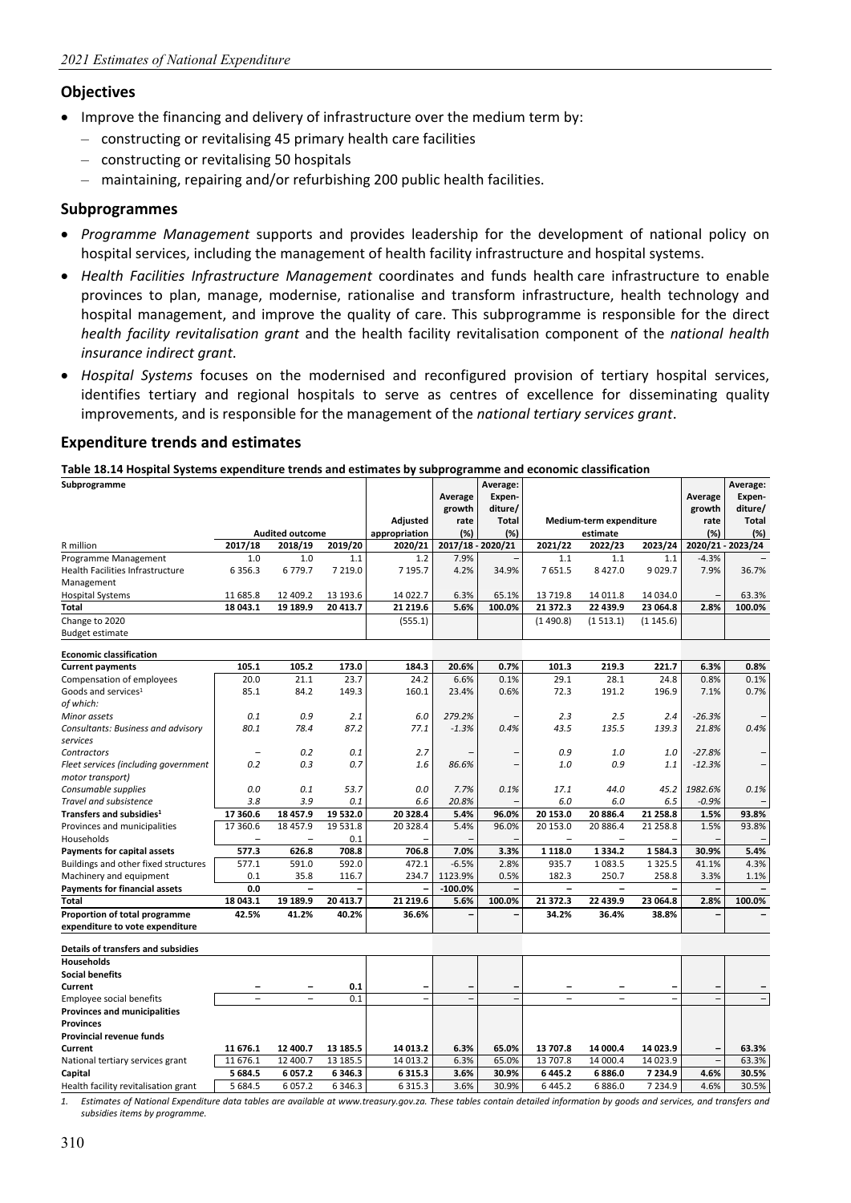## Objectives

- Improve the financing and delivery of infrastructure over the medium term by:
  - constructing or revitalising 45 primary health care facilities
  - constructing or revitalising 50 hospitals
  - maintaining, repairing and/or refurbishing 200 public health facilities.

## Subprogrammes

- *Programme Management* supports and provides leadership for the development of national policy on hospital services, including the management of health facility infrastructure and hospital systems.
- *Health Facilities Infrastructure Management* coordinates and funds health care infrastructure to enable provinces to plan, manage, modernise, rationalise and transform infrastructure, health technology and hospital management, and improve the quality of care. This subprogramme is responsible for the direct *health facility revitalisation grant* and the health facility revitalisation component of the *national health insurance indirect grant*.
- *Hospital Systems* focuses on the modernised and reconfigured provision of tertiary hospital services, identifies tertiary and regional hospitals to serve as centres of excellence for disseminating quality improvements, and is responsible for the management of the *national tertiary services grant*.

## Expenditure trends and estimates

**Table 18.14 Hospital Systems expenditure trends and estimates by subprogramme and economic classification**

| Subprogramme | Audited outcome | | | Adjusted appropriation | Average growth rate (%) | Average: Expen-diture/ Total (%) | Medium-term expenditure estimate | | | Average growth rate (%) | Average: Expen-diture/ Total (%) |
|---|---|---|---|---|---|---|---|---|---|---|---|
| R million | 2017/18 | 2018/19 | 2019/20 | 2020/21 | 2017/18 - 2020/21 | | 2021/22 | 2022/23 | 2023/24 | 2020/21 - 2023/24 | |
| Programme Management | 1.0 | 1.0 | 1.1 | 1.2 | 7.9% | – | 1.1 | 1.1 | 1.1 | -4.3% | – |
| Health Facilities Infrastructure Management | 6 356.3 | 6 779.7 | 7 219.0 | 7 195.7 | 4.2% | 34.9% | 7 651.5 | 8 427.0 | 9 029.7 | 7.9% | 36.7% |
| Hospital Systems | 11 685.8 | 12 409.2 | 13 193.6 | 14 022.7 | 6.3% | 65.1% | 13 719.8 | 14 011.8 | 14 034.0 | – | 63.3% |
| **Total** | **18 043.1** | **19 189.9** | **20 413.7** | **21 219.6** | **5.6%** | **100.0%** | **21 372.3** | **22 439.9** | **23 064.8** | **2.8%** | **100.0%** |
| Change to 2020 Budget estimate | | | | (555.1) | | | (1 490.8) | (1 513.1) | (1 145.6) | | |
| | | | | | | | | | | | |
| **Economic classification** | | | | | | | | | | | |
| **Current payments** | **105.1** | **105.2** | **173.0** | **184.3** | **20.6%** | **0.7%** | **101.3** | **219.3** | **221.7** | **6.3%** | **0.8%** |
| Compensation of employees | 20.0 | 21.1 | 23.7 | 24.2 | 6.6% | 0.1% | 29.1 | 28.1 | 24.8 | 0.8% | 0.1% |
| Goods and services[1] | 85.1 | 84.2 | 149.3 | 160.1 | 23.4% | 0.6% | 72.3 | 191.2 | 196.9 | 7.1% | 0.7% |
| *of which:* | | | | | | | | | | | |
| *Minor assets* | *0.1* | *0.9* | *2.1* | *6.0* | *279.2%* | – | *2.3* | *2.5* | *2.4* | *-26.3%* | – |
| *Consultants: Business and advisory services* | *80.1* | *78.4* | *87.2* | *77.1* | *-1.3%* | *0.4%* | *43.5* | *135.5* | *139.3* | *21.8%* | *0.4%* |
| *Contractors* | – | *0.2* | *0.1* | *2.7* | – | – | *0.9* | *1.0* | *1.0* | *-27.8%* | – |
| *Fleet services (including government motor transport)* | *0.2* | *0.3* | *0.7* | *1.6* | *86.6%* | – | *1.0* | *0.9* | *1.1* | *-12.3%* | – |
| *Consumable supplies* | *0.0* | *0.1* | *53.7* | *0.0* | *7.7%* | *0.1%* | *17.1* | *44.0* | *45.2* | *1982.6%* | *0.1%* |
| *Travel and subsistence* | *3.8* | *3.9* | *0.1* | *6.6* | *20.8%* | – | *6.0* | *6.0* | *6.5* | *-0.9%* | – |
| **Transfers and subsidies[1]** | **17 360.6** | **18 457.9** | **19 532.0** | **20 328.4** | **5.4%** | **96.0%** | **20 153.0** | **20 886.4** | **21 258.8** | **1.5%** | **93.8%** |
| Provinces and municipalities | 17 360.6 | 18 457.9 | 19 531.8 | 20 328.4 | 5.4% | 96.0% | 20 153.0 | 20 886.4 | 21 258.8 | 1.5% | 93.8% |
| Households | – | – | 0.1 | – | – | – | – | – | – | – | – |
| **Payments for capital assets** | **577.3** | **626.8** | **708.8** | **706.8** | **7.0%** | **3.3%** | **1 118.0** | **1 334.2** | **1 584.3** | **30.9%** | **5.4%** |
| Buildings and other fixed structures | 577.1 | 591.0 | 592.0 | 472.1 | -6.5% | 2.8% | 935.7 | 1 083.5 | 1 325.5 | 41.1% | 4.3% |
| Machinery and equipment | 0.1 | 35.8 | 116.7 | 234.7 | 1123.9% | 0.5% | 182.3 | 250.7 | 258.8 | 3.3% | 1.1% |
| **Payments for financial assets** | **0.0** | – | – | – | **-100.0%** | – | – | – | – | – | – |
| **Total** | **18 043.1** | **19 189.9** | **20 413.7** | **21 219.6** | **5.6%** | **100.0%** | **21 372.3** | **22 439.9** | **23 064.8** | **2.8%** | **100.0%** |
| **Proportion of total programme expenditure to vote expenditure** | **42.5%** | **41.2%** | **40.2%** | **36.6%** | – | – | **34.2%** | **36.4%** | **38.8%** | – | – |
| | | | | | | | | | | | |
| **Details of transfers and subsidies** | | | | | | | | | | | |
| **Households** | | | | | | | | | | | |
| **Social benefits** | | | | | | | | | | | |
| **Current** | – | – | **0.1** | – | – | – | – | – | – | – | – |
| Employee social benefits | – | – | 0.1 | – | – | – | – | – | – | – | – |
| **Provinces and municipalities** | | | | | | | | | | | |
| **Provinces** | | | | | | | | | | | |
| **Provincial revenue funds** | | | | | | | | | | | |
| **Current** | **11 676.1** | **12 400.7** | **13 185.5** | **14 013.2** | **6.3%** | **65.0%** | **13 707.8** | **14 000.4** | **14 023.9** | – | **63.3%** |
| National tertiary services grant | 11 676.1 | 12 400.7 | 13 185.5 | 14 013.2 | 6.3% | 65.0% | 13 707.8 | 14 000.4 | 14 023.9 | – | 63.3% |
| **Capital** | **5 684.5** | **6 057.2** | **6 346.3** | **6 315.3** | **3.6%** | **30.9%** | **6 445.2** | **6 886.0** | **7 234.9** | **4.6%** | **30.5%** |
| Health facility revitalisation grant | 5 684.5 | 6 057.2 | 6 346.3 | 6 315.3 | 3.6% | 30.9% | 6 445.2 | 6 886.0 | 7 234.9 | 4.6% | 30.5% |

*1. Estimates of National Expenditure data tables are available at www.treasury.gov.za. These tables contain detailed information by goods and services, and transfers and subsidies items by programme.*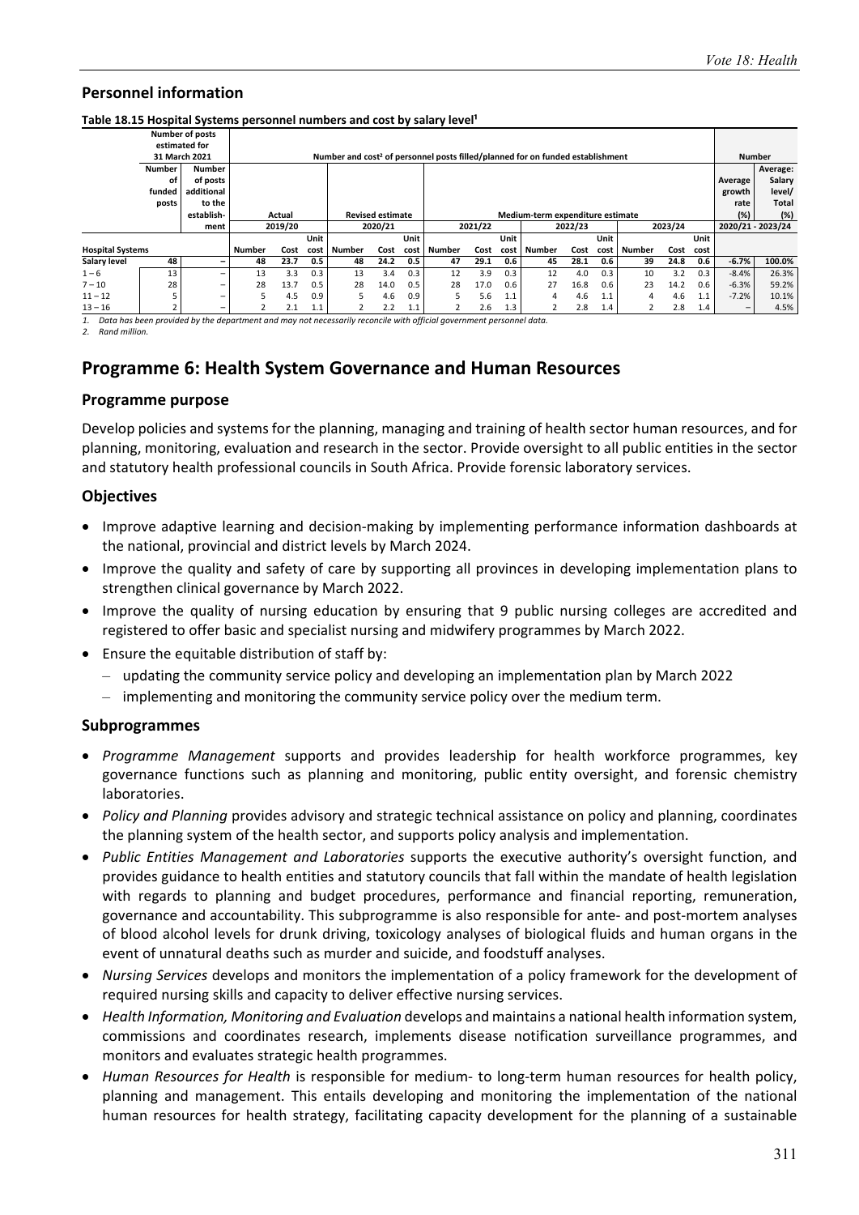## Personnel information

**Table 18.15 Hospital Systems personnel numbers and cost by salary level[1]**

| | Number of posts estimated for 31 March 2021 | | Number and cost[2] of personnel posts filled/planned for on funded establishment | | | | | | | | | | | | | | | Number | |
|---|---|---|---|---|---|---|---|---|---|---|---|---|---|---|---|---|---|---|---|
| | Number of funded posts | Number of posts additional to the establishment | Actual | | | Revised estimate | | | Medium-term expenditure estimate | | | | | | | | | Average growth rate (%) | Average: Salary level/ Total (%) |
| | | | 2019/20 | | | 2020/21 | | | 2021/22 | | | 2022/23 | | | 2023/24 | | | 2020/21 - 2023/24 | |
| **Hospital Systems** | | | Number | Cost | Unit cost | Number | Cost | Unit cost | Number | Cost | Unit cost | Number | Cost | Unit cost | Number | Cost | Unit cost | | |
| **Salary level** | **48** | **–** | **48** | **23.7** | **0.5** | **48** | **24.2** | **0.5** | **47** | **29.1** | **0.6** | **45** | **28.1** | **0.6** | **39** | **24.8** | **0.6** | **-6.7%** | **100.0%** |
| 1 – 6 | 13 | – | 13 | 3.3 | 0.3 | 13 | 3.4 | 0.3 | 12 | 3.9 | 0.3 | 12 | 4.0 | 0.3 | 10 | 3.2 | 0.3 | -8.4% | 26.3% |
| 7 – 10 | 28 | – | 28 | 13.7 | 0.5 | 28 | 14.0 | 0.5 | 28 | 17.0 | 0.6 | 27 | 16.8 | 0.6 | 23 | 14.2 | 0.6 | -6.3% | 59.2% |
| 11 – 12 | 5 | – | 5 | 4.5 | 0.9 | 5 | 4.6 | 0.9 | 5 | 5.6 | 1.1 | 4 | 4.6 | 1.1 | 4 | 4.6 | 1.1 | -7.2% | 10.1% |
| 13 – 16 | 2 | – | 2 | 2.1 | 1.1 | 2 | 2.2 | 1.1 | 2 | 2.6 | 1.3 | 2 | 2.8 | 1.4 | 2 | 2.8 | 1.4 | – | 4.5% |

*1. Data has been provided by the department and may not necessarily reconcile with official government personnel data.*
*2. Rand million.*

# Programme 6: Health System Governance and Human Resources

## Programme purpose

Develop policies and systems for the planning, managing and training of health sector human resources, and for planning, monitoring, evaluation and research in the sector. Provide oversight to all public entities in the sector and statutory health professional councils in South Africa. Provide forensic laboratory services.

## Objectives

- Improve adaptive learning and decision-making by implementing performance information dashboards at the national, provincial and district levels by March 2024.
- Improve the quality and safety of care by supporting all provinces in developing implementation plans to strengthen clinical governance by March 2022.
- Improve the quality of nursing education by ensuring that 9 public nursing colleges are accredited and registered to offer basic and specialist nursing and midwifery programmes by March 2022.
- Ensure the equitable distribution of staff by:
  - updating the community service policy and developing an implementation plan by March 2022
  - implementing and monitoring the community service policy over the medium term.

## Subprogrammes

- *Programme Management* supports and provides leadership for health workforce programmes, key governance functions such as planning and monitoring, public entity oversight, and forensic chemistry laboratories.
- *Policy and Planning* provides advisory and strategic technical assistance on policy and planning, coordinates the planning system of the health sector, and supports policy analysis and implementation.
- *Public Entities Management and Laboratories* supports the executive authority's oversight function, and provides guidance to health entities and statutory councils that fall within the mandate of health legislation with regards to planning and budget procedures, performance and financial reporting, remuneration, governance and accountability. This subprogramme is also responsible for ante- and post-mortem analyses of blood alcohol levels for drunk driving, toxicology analyses of biological fluids and human organs in the event of unnatural deaths such as murder and suicide, and foodstuff analyses.
- *Nursing Services* develops and monitors the implementation of a policy framework for the development of required nursing skills and capacity to deliver effective nursing services.
- *Health Information, Monitoring and Evaluation* develops and maintains a national health information system, commissions and coordinates research, implements disease notification surveillance programmes, and monitors and evaluates strategic health programmes.
- *Human Resources for Health* is responsible for medium- to long-term human resources for health policy, planning and management. This entails developing and monitoring the implementation of the national human resources for health strategy, facilitating capacity development for the planning of a sustainable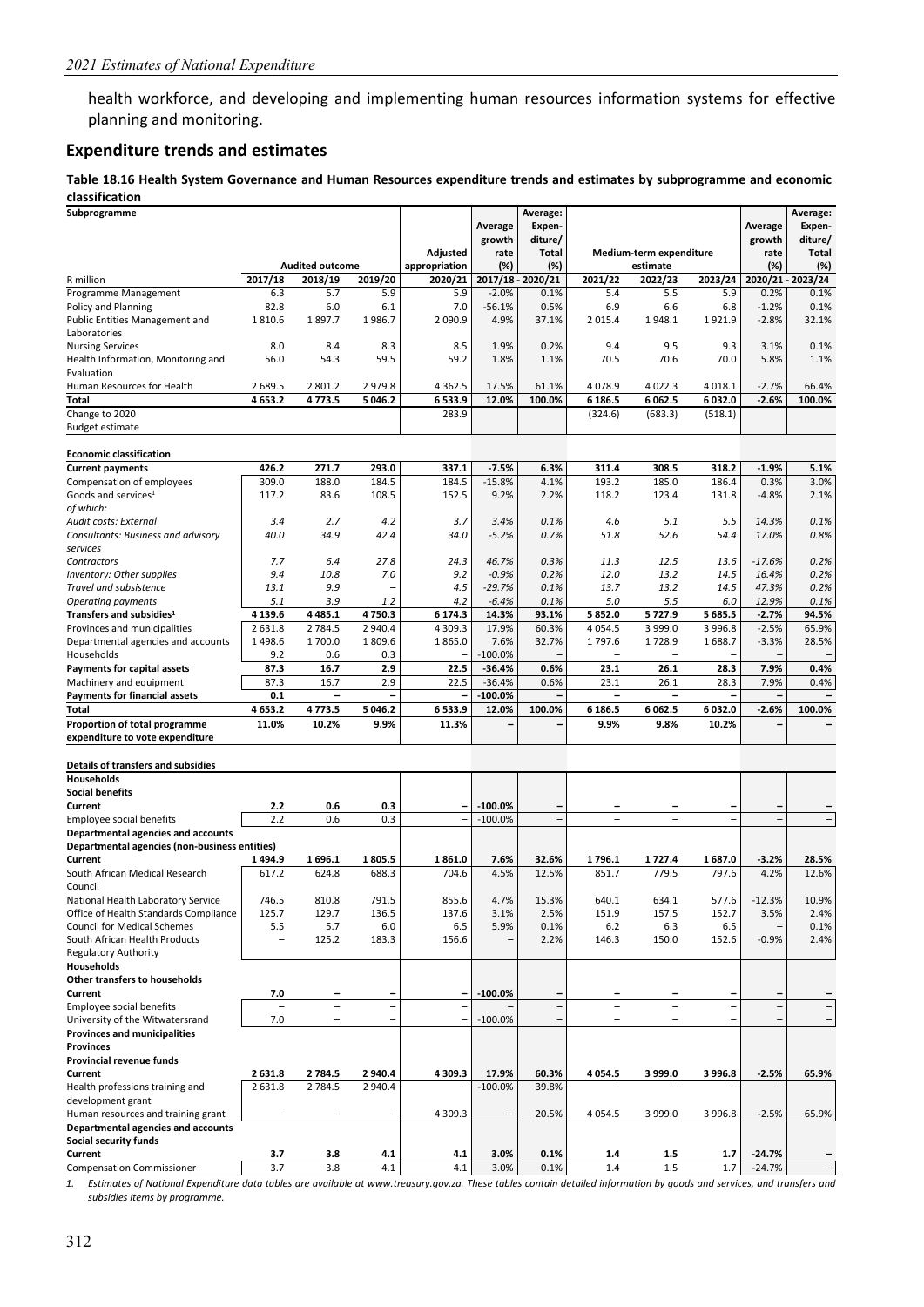health workforce, and developing and implementing human resources information systems for effective planning and monitoring.

## Expenditure trends and estimates

**Table 18.16 Health System Governance and Human Resources expenditure trends and estimates by subprogramme and economic classification**

| Subprogramme | Audited outcome | | | Adjusted appropriation | Average growth rate (%) | Average: Expen-diture/ Total (%) | Medium-term expenditure estimate | | | Average growth rate (%) | Average: Expen-diture/ Total (%) |
|---|---|---|---|---|---|---|---|---|---|---|---|
| R million | 2017/18 | 2018/19 | 2019/20 | 2020/21 | 2017/18 - 2020/21 | | 2021/22 | 2022/23 | 2023/24 | 2020/21 - 2023/24 | |
| Programme Management | 6.3 | 5.7 | 5.9 | 5.9 | -2.0% | 0.1% | 5.4 | 5.5 | 5.9 | 0.2% | 0.1% |
| Policy and Planning | 82.8 | 6.0 | 6.1 | 7.0 | -56.1% | 0.5% | 6.9 | 6.6 | 6.8 | -1.2% | 0.1% |
| Public Entities Management and Laboratories | 1 810.6 | 1 897.7 | 1 986.7 | 2 090.9 | 4.9% | 37.1% | 2 015.4 | 1 948.1 | 1 921.9 | -2.8% | 32.1% |
| Nursing Services | 8.0 | 8.4 | 8.3 | 8.5 | 1.9% | 0.2% | 9.4 | 9.5 | 9.3 | 3.1% | 0.1% |
| Health Information, Monitoring and Evaluation | 56.0 | 54.3 | 59.5 | 59.2 | 1.8% | 1.1% | 70.5 | 70.6 | 70.0 | 5.8% | 1.1% |
| Human Resources for Health | 2 689.5 | 2 801.2 | 2 979.8 | 4 362.5 | 17.5% | 61.1% | 4 078.9 | 4 022.3 | 4 018.1 | -2.7% | 66.4% |
| **Total** | **4 653.2** | **4 773.5** | **5 046.2** | **6 533.9** | **12.0%** | **100.0%** | **6 186.5** | **6 062.5** | **6 032.0** | **-2.6%** | **100.0%** |
| Change to 2020 Budget estimate | | | | 283.9 | | | (324.6) | (683.3) | (518.1) | | |
| | | | | | | | | | | | |
| **Economic classification** | | | | | | | | | | | |
| **Current payments** | **426.2** | **271.7** | **293.0** | **337.1** | **-7.5%** | **6.3%** | **311.4** | **308.5** | **318.2** | **-1.9%** | **5.1%** |
| Compensation of employees | 309.0 | 188.0 | 184.5 | 184.5 | -15.8% | 4.1% | 193.2 | 185.0 | 186.4 | 0.3% | 3.0% |
| Goods and services[1] | 117.2 | 83.6 | 108.5 | 152.5 | 9.2% | 2.2% | 118.2 | 123.4 | 131.8 | -4.8% | 2.1% |
| *of which:* | | | | | | | | | | | |
| *Audit costs: External* | *3.4* | *2.7* | *4.2* | *3.7* | *3.4%* | *0.1%* | *4.6* | *5.1* | *5.5* | *14.3%* | *0.1%* |
| *Consultants: Business and advisory services* | *40.0* | *34.9* | *42.4* | *34.0* | *-5.2%* | *0.7%* | *51.8* | *52.6* | *54.4* | *17.0%* | *0.8%* |
| *Contractors* | *7.7* | *6.4* | *27.8* | *24.3* | *46.7%* | *0.3%* | *11.3* | *12.5* | *13.6* | *-17.6%* | *0.2%* |
| *Inventory: Other supplies* | *9.4* | *10.8* | *7.0* | *9.2* | *-0.9%* | *0.2%* | *12.0* | *13.2* | *14.5* | *16.4%* | *0.2%* |
| *Travel and subsistence* | *13.1* | *9.9* | *–* | *4.5* | *-29.7%* | *0.1%* | *13.7* | *13.2* | *14.5* | *47.3%* | *0.2%* |
| *Operating payments* | *5.1* | *3.9* | *1.2* | *4.2* | *-6.4%* | *0.1%* | *5.0* | *5.5* | *6.0* | *12.9%* | *0.1%* |
| **Transfers and subsidies[1]** | **4 139.6** | **4 485.1** | **4 750.3** | **6 174.3** | **14.3%** | **93.1%** | **5 852.0** | **5 727.9** | **5 685.5** | **-2.7%** | **94.5%** |
| Provinces and municipalities | 2 631.8 | 2 784.5 | 2 940.4 | 4 309.3 | 17.9% | 60.3% | 4 054.5 | 3 999.0 | 3 996.8 | -2.5% | 65.9% |
| Departmental agencies and accounts | 1 498.6 | 1 700.0 | 1 809.6 | 1 865.0 | 7.6% | 32.7% | 1 797.6 | 1 728.9 | 1 688.7 | -3.3% | 28.5% |
| Households | 9.2 | 0.6 | 0.3 | – | -100.0% | – | – | – | – | – | – |
| **Payments for capital assets** | **87.3** | **16.7** | **2.9** | **22.5** | **-36.4%** | **0.6%** | **23.1** | **26.1** | **28.3** | **7.9%** | **0.4%** |
| Machinery and equipment | 87.3 | 16.7 | 2.9 | 22.5 | -36.4% | 0.6% | 23.1 | 26.1 | 28.3 | 7.9% | 0.4% |
| **Payments for financial assets** | **0.1** | **–** | **–** | **–** | **-100.0%** | **–** | **–** | **–** | **–** | **–** | **–** |
| **Total** | **4 653.2** | **4 773.5** | **5 046.2** | **6 533.9** | **12.0%** | **100.0%** | **6 186.5** | **6 062.5** | **6 032.0** | **-2.6%** | **100.0%** |
| **Proportion of total programme expenditure to vote expenditure** | **11.0%** | **10.2%** | **9.9%** | **11.3%** | **–** | **–** | **9.9%** | **9.8%** | **10.2%** | **–** | **–** |
| | | | | | | | | | | | |
| **Details of transfers and subsidies** | | | | | | | | | | | |
| **Households** | | | | | | | | | | | |
| **Social benefits** | | | | | | | | | | | |
| **Current** | **2.2** | **0.6** | **0.3** | **–** | **-100.0%** | **–** | **–** | **–** | **–** | **–** | **–** |
| Employee social benefits | 2.2 | 0.6 | 0.3 | – | -100.0% | – | – | – | – | – | – |
| **Departmental agencies and accounts** | | | | | | | | | | | |
| **Departmental agencies (non-business entities)** | | | | | | | | | | | |
| **Current** | **1 494.9** | **1 696.1** | **1 805.5** | **1 861.0** | **7.6%** | **32.6%** | **1 796.1** | **1 727.4** | **1 687.0** | **-3.2%** | **28.5%** |
| South African Medical Research Council | 617.2 | 624.8 | 688.3 | 704.6 | 4.5% | 12.5% | 851.7 | 779.5 | 797.6 | 4.2% | 12.6% |
| National Health Laboratory Service | 746.5 | 810.8 | 791.5 | 855.6 | 4.7% | 15.3% | 640.1 | 634.1 | 577.6 | -12.3% | 10.9% |
| Office of Health Standards Compliance | 125.7 | 129.7 | 136.5 | 137.6 | 3.1% | 2.5% | 151.9 | 157.5 | 152.7 | 3.5% | 2.4% |
| Council for Medical Schemes | 5.5 | 5.7 | 6.0 | 6.5 | 5.9% | 0.1% | 6.2 | 6.3 | 6.5 | – | 0.1% |
| South African Health Products Regulatory Authority | – | 125.2 | 183.3 | 156.6 | – | 2.2% | 146.3 | 150.0 | 152.6 | -0.9% | 2.4% |
| **Households** | | | | | | | | | | | |
| **Other transfers to households** | | | | | | | | | | | |
| **Current** | **7.0** | **–** | **–** | **–** | **-100.0%** | **–** | **–** | **–** | **–** | **–** | **–** |
| Employee social benefits | – | – | – | – | – | – | – | – | – | – | – |
| University of the Witwatersrand | 7.0 | – | – | – | -100.0% | – | – | – | – | – | – |
| **Provinces and municipalities** | | | | | | | | | | | |
| **Provinces** | | | | | | | | | | | |
| **Provincial revenue funds** | | | | | | | | | | | |
| **Current** | **2 631.8** | **2 784.5** | **2 940.4** | **4 309.3** | **17.9%** | **60.3%** | **4 054.5** | **3 999.0** | **3 996.8** | **-2.5%** | **65.9%** |
| Health professions training and development grant | 2 631.8 | 2 784.5 | 2 940.4 | – | -100.0% | 39.8% | – | – | – | – | – |
| Human resources and training grant | – | – | – | 4 309.3 | – | 20.5% | 4 054.5 | 3 999.0 | 3 996.8 | -2.5% | 65.9% |
| **Departmental agencies and accounts** | | | | | | | | | | | |
| **Social security funds** | | | | | | | | | | | |
| **Current** | **3.7** | **3.8** | **4.1** | **4.1** | **3.0%** | **0.1%** | **1.4** | **1.5** | **1.7** | **-24.7%** | **–** |
| Compensation Commissioner | 3.7 | 3.8 | 4.1 | 4.1 | 3.0% | 0.1% | 1.4 | 1.5 | 1.7 | -24.7% | – |

*1. Estimates of National Expenditure data tables are available at www.treasury.gov.za. These tables contain detailed information by goods and services, and transfers and subsidies items by programme.*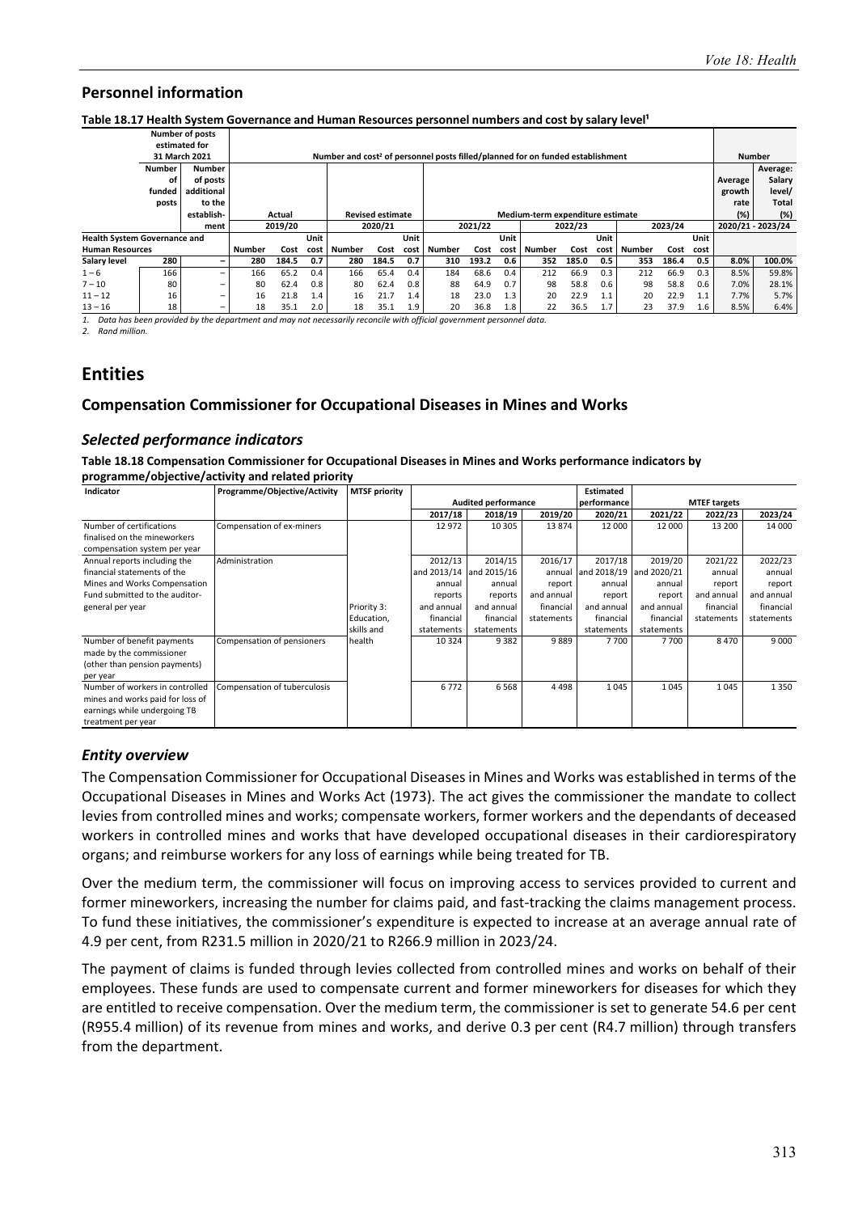## Personnel information

**Table 18.17 Health System Governance and Human Resources personnel numbers and cost by salary level[1]**

| | Number of posts estimated for 31 March 2021 | | Number and cost[2] of personnel posts filled/planned for on funded establishment | | | | | | | | | | | | | | | | Number | |
|---|---|---|---|---|---|---|---|---|---|---|---|---|---|---|---|---|---|---|---|---|
| | Number of funded posts | Number of posts additional to the establishment | Actual | | | Revised estimate | | | Medium-term expenditure estimate | | | | | | | | | | Average growth rate (%) | Average: Salary level/Total (%) |
| | | | 2019/20 | | | 2020/21 | | | 2021/22 | | | 2022/23 | | | 2023/24 | | | | 2020/21 - 2023/24 | |
| Health System Governance and Human Resources | | | Number | Cost | Unit cost | Number | Cost | Unit cost | Number | Cost | Unit cost | Number | Cost | Unit cost | Number | Cost | Unit cost | | | |
| **Salary level** | **280** | **–** | **280** | **184.5** | **0.7** | **280** | **184.5** | **0.7** | **310** | **193.2** | **0.6** | **352** | **185.0** | **0.5** | **353** | **186.4** | **0.5** | | **8.0%** | **100.0%** |
| 1 – 6 | 166 | – | 166 | 65.2 | 0.4 | 166 | 65.4 | 0.4 | 184 | 68.6 | 0.4 | 212 | 66.9 | 0.3 | 212 | 66.9 | 0.3 | | 8.5% | 59.8% |
| 7 – 10 | 80 | – | 80 | 62.4 | 0.8 | 80 | 62.4 | 0.8 | 88 | 64.9 | 0.7 | 98 | 58.8 | 0.6 | 98 | 58.8 | 0.6 | | 7.0% | 28.1% |
| 11 – 12 | 16 | – | 16 | 21.8 | 1.4 | 16 | 21.7 | 1.4 | 18 | 23.0 | 1.3 | 20 | 22.9 | 1.1 | 20 | 22.9 | 1.1 | | 7.7% | 5.7% |
| 13 – 16 | 18 | – | 18 | 35.1 | 2.0 | 18 | 35.1 | 1.9 | 20 | 36.8 | 1.8 | 22 | 36.5 | 1.7 | 23 | 37.9 | 1.6 | | 8.5% | 6.4% |

1. Data has been provided by the department and may not necessarily reconcile with official government personnel data.
2. Rand million.

# Entities

## Compensation Commissioner for Occupational Diseases in Mines and Works

### *Selected performance indicators*

**Table 18.18 Compensation Commissioner for Occupational Diseases in Mines and Works performance indicators by programme/objective/activity and related priority**

| Indicator | Programme/Objective/Activity | MTSF priority | Audited performance | | | Estimated performance | MTEF targets | | |
|---|---|---|---|---|---|---|---|---|---|
| | | | 2017/18 | 2018/19 | 2019/20 | 2020/21 | 2021/22 | 2022/23 | 2023/24 |
| Number of certifications finalised on the mineworkers compensation system per year | Compensation of ex-miners | Priority 3: Education, skills and health | 12 972 | 10 305 | 13 874 | 12 000 | 12 000 | 13 200 | 14 000 |
| Annual reports including the financial statements of the Mines and Works Compensation Fund submitted to the auditor-general per year | Administration | | 2012/13 and 2013/14 annual reports and annual financial statements | 2014/15 and 2015/16 annual reports and annual financial statements | 2016/17 annual report and annual financial statements | 2017/18 and 2018/19 annual report and annual financial statements | 2019/20 and 2020/21 annual report and annual financial statements | 2021/22 annual report and annual financial statements | 2022/23 annual report and annual financial statements |
| Number of benefit payments made by the commissioner (other than pension payments) per year | Compensation of pensioners | | 10 324 | 9 382 | 9 889 | 7 700 | 7 700 | 8 470 | 9 000 |
| Number of workers in controlled mines and works paid for loss of earnings while undergoing TB treatment per year | Compensation of tuberculosis | | 6 772 | 6 568 | 4 498 | 1 045 | 1 045 | 1 045 | 1 350 |

### *Entity overview*

The Compensation Commissioner for Occupational Diseases in Mines and Works was established in terms of the Occupational Diseases in Mines and Works Act (1973). The act gives the commissioner the mandate to collect levies from controlled mines and works; compensate workers, former workers and the dependants of deceased workers in controlled mines and works that have developed occupational diseases in their cardiorespiratory organs; and reimburse workers for any loss of earnings while being treated for TB.

Over the medium term, the commissioner will focus on improving access to services provided to current and former mineworkers, increasing the number for claims paid, and fast-tracking the claims management process. To fund these initiatives, the commissioner's expenditure is expected to increase at an average annual rate of 4.9 per cent, from R231.5 million in 2020/21 to R266.9 million in 2023/24.

The payment of claims is funded through levies collected from controlled mines and works on behalf of their employees. These funds are used to compensate current and former mineworkers for diseases for which they are entitled to receive compensation. Over the medium term, the commissioner is set to generate 54.6 per cent (R955.4 million) of its revenue from mines and works, and derive 0.3 per cent (R4.7 million) through transfers from the department.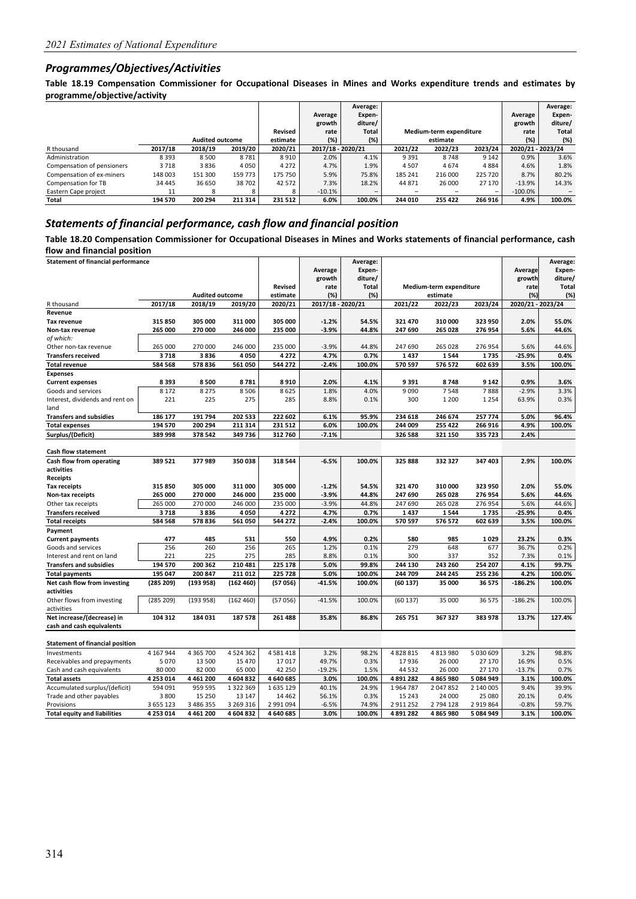## Programmes/Objectives/Activities

**Table 18.19 Compensation Commissioner for Occupational Diseases in Mines and Works expenditure trends and estimates by programme/objective/activity**

| | | | | | Average growth rate (%) | Average: Expen-diture/ Total (%) | | | | Average growth rate (%) | Average: Expen-diture/ Total (%) |
|---|---|---|---|---|---|---|---|---|---|---|---|
| | Audited outcome | | | Revised estimate | | | Medium-term expenditure estimate | | | | |
| R thousand | 2017/18 | 2018/19 | 2019/20 | 2020/21 | 2017/18 - 2020/21 | | 2021/22 | 2022/23 | 2023/24 | 2020/21 - 2023/24 | |
| Administration | 8 393 | 8 500 | 8 781 | 8 910 | 2.0% | 4.1% | 9 391 | 8 748 | 9 142 | 0.9% | 3.6% |
| Compensation of pensioners | 3 718 | 3 836 | 4 050 | 4 272 | 4.7% | 1.9% | 4 507 | 4 674 | 4 884 | 4.6% | 1.8% |
| Compensation of ex-miners | 148 003 | 151 300 | 159 773 | 175 750 | 5.9% | 75.8% | 185 241 | 216 000 | 225 720 | 8.7% | 80.2% |
| Compensation for TB | 34 445 | 36 650 | 38 702 | 42 572 | 7.3% | 18.2% | 44 871 | 26 000 | 27 170 | -13.9% | 14.3% |
| Eastern Cape project | 11 | 8 | 8 | 8 | -10.1% | – | – | – | – | -100.0% | – |
| **Total** | **194 570** | **200 294** | **211 314** | **231 512** | **6.0%** | **100.0%** | **244 010** | **255 422** | **266 916** | **4.9%** | **100.0%** |

## Statements of financial performance, cash flow and financial position

**Table 18.20 Compensation Commissioner for Occupational Diseases in Mines and Works statements of financial performance, cash flow and financial position**

| Statement of financial performance | | | | | Average growth rate (%) | Average: Expen-diture/ Total (%) | | | | Average growth rate (%) | Average: Expen-diture/ Total (%) |
|---|---|---|---|---|---|---|---|---|---|---|---|
| | Audited outcome | | | Revised estimate | | | Medium-term expenditure estimate | | | | |
| R thousand | 2017/18 | 2018/19 | 2019/20 | 2020/21 | 2017/18 - 2020/21 | | 2021/22 | 2022/23 | 2023/24 | 2020/21 - 2023/24 | |
| **Revenue** | | | | | | | | | | | |
| **Tax revenue** | **315 850** | **305 000** | **311 000** | **305 000** | **-1.2%** | **54.5%** | **321 470** | **310 000** | **323 950** | **2.0%** | **55.0%** |
| **Non-tax revenue** | **265 000** | **270 000** | **246 000** | **235 000** | **-3.9%** | **44.8%** | **247 690** | **265 028** | **276 954** | **5.6%** | **44.6%** |
| *of which:* | | | | | | | | | | | |
| Other non-tax revenue | 265 000 | 270 000 | 246 000 | 235 000 | -3.9% | 44.8% | 247 690 | 265 028 | 276 954 | 5.6% | 44.6% |
| **Transfers received** | **3 718** | **3 836** | **4 050** | **4 272** | **4.7%** | **0.7%** | **1 437** | **1 544** | **1 735** | **-25.9%** | **0.4%** |
| **Total revenue** | **584 568** | **578 836** | **561 050** | **544 272** | **-2.4%** | **100.0%** | **570 597** | **576 572** | **602 639** | **3.5%** | **100.0%** |
| **Expenses** | | | | | | | | | | | |
| **Current expenses** | **8 393** | **8 500** | **8 781** | **8 910** | **2.0%** | **4.1%** | **9 391** | **8 748** | **9 142** | **0.9%** | **3.6%** |
| Goods and services | 8 172 | 8 275 | 8 506 | 8 625 | 1.8% | 4.0% | 9 090 | 7 548 | 7 888 | -2.9% | 3.3% |
| Interest, dividends and rent on land | 221 | 225 | 275 | 285 | 8.8% | 0.1% | 300 | 1 200 | 1 254 | 63.9% | 0.3% |
| **Transfers and subsidies** | **186 177** | **191 794** | **202 533** | **222 602** | **6.1%** | **95.9%** | **234 618** | **246 674** | **257 774** | **5.0%** | **96.4%** |
| **Total expenses** | **194 570** | **200 294** | **211 314** | **231 512** | **6.0%** | **100.0%** | **244 009** | **255 422** | **266 916** | **4.9%** | **100.0%** |
| **Surplus/(Deficit)** | **389 998** | **378 542** | **349 736** | **312 760** | **-7.1%** | | **326 588** | **321 150** | **335 723** | **2.4%** | |
| | | | | | | | | | | | |
| **Cash flow statement** | | | | | | | | | | | |
| **Cash flow from operating activities** | **389 521** | **377 989** | **350 038** | **318 544** | **-6.5%** | **100.0%** | **325 888** | **332 327** | **347 403** | **2.9%** | **100.0%** |
| **Receipts** | | | | | | | | | | | |
| **Tax receipts** | **315 850** | **305 000** | **311 000** | **305 000** | **-1.2%** | **54.5%** | **321 470** | **310 000** | **323 950** | **2.0%** | **55.0%** |
| **Non-tax receipts** | **265 000** | **270 000** | **246 000** | **235 000** | **-3.9%** | **44.8%** | **247 690** | **265 028** | **276 954** | **5.6%** | **44.6%** |
| Other tax receipts | 265 000 | 270 000 | 246 000 | 235 000 | -3.9% | 44.8% | 247 690 | 265 028 | 276 954 | 5.6% | 44.6% |
| **Transfers received** | **3 718** | **3 836** | **4 050** | **4 272** | **4.7%** | **0.7%** | **1 437** | **1 544** | **1 735** | **-25.9%** | **0.4%** |
| **Total receipts** | **584 568** | **578 836** | **561 050** | **544 272** | **-2.4%** | **100.0%** | **570 597** | **576 572** | **602 639** | **3.5%** | **100.0%** |
| **Payment** | | | | | | | | | | | |
| **Current payments** | **477** | **485** | **531** | **550** | **4.9%** | **0.2%** | **580** | **985** | **1 029** | **23.2%** | **0.3%** |
| Goods and services | 256 | 260 | 256 | 265 | 1.2% | 0.1% | 279 | 648 | 677 | 36.7% | 0.2% |
| Interest and rent on land | 221 | 225 | 275 | 285 | 8.8% | 0.1% | 300 | 337 | 352 | 7.3% | 0.1% |
| **Transfers and subsidies** | **194 570** | **200 362** | **210 481** | **225 178** | **5.0%** | **99.8%** | **244 130** | **243 260** | **254 207** | **4.1%** | **99.7%** |
| **Total payments** | **195 047** | **200 847** | **211 012** | **225 728** | **5.0%** | **100.0%** | **244 709** | **244 245** | **255 236** | **4.2%** | **100.0%** |
| **Net cash flow from investing activities** | **(285 209)** | **(193 958)** | **(162 460)** | **(57 056)** | **-41.5%** | **100.0%** | **(60 137)** | **35 000** | **36 575** | **-186.2%** | **100.0%** |
| Other flows from investing activities | (285 209) | (193 958) | (162 460) | (57 056) | -41.5% | 100.0% | (60 137) | 35 000 | 36 575 | -186.2% | 100.0% |
| **Net increase/(decrease) in cash and cash equivalents** | **104 312** | **184 031** | **187 578** | **261 488** | **35.8%** | **86.8%** | **265 751** | **367 327** | **383 978** | **13.7%** | **127.4%** |
| | | | | | | | | | | | |
| **Statement of financial position** | | | | | | | | | | | |
| Investments | 4 167 944 | 4 365 700 | 4 524 362 | 4 581 418 | 3.2% | 98.2% | 4 828 815 | 4 813 980 | 5 030 609 | 3.2% | 98.8% |
| Receivables and prepayments | 5 070 | 13 500 | 15 470 | 17 017 | 49.7% | 0.3% | 17 936 | 26 000 | 27 170 | 16.9% | 0.5% |
| Cash and cash equivalents | 80 000 | 82 000 | 65 000 | 42 250 | -19.2% | 1.5% | 44 532 | 26 000 | 27 170 | -13.7% | 0.7% |
| **Total assets** | **4 253 014** | **4 461 200** | **4 604 832** | **4 640 685** | **3.0%** | **100.0%** | **4 891 282** | **4 865 980** | **5 084 949** | **3.1%** | **100.0%** |
| Accumulated surplus/(deficit) | 594 091 | 959 595 | 1 322 369 | 1 635 129 | 40.1% | 24.9% | 1 964 787 | 2 047 852 | 2 140 005 | 9.4% | 39.9% |
| Trade and other payables | 3 800 | 15 250 | 13 147 | 14 462 | 56.1% | 0.3% | 15 243 | 24 000 | 25 080 | 20.1% | 0.4% |
| Provisions | 3 655 123 | 3 486 355 | 3 269 316 | 2 991 094 | -6.5% | 74.9% | 2 911 252 | 2 794 128 | 2 919 864 | -0.8% | 59.7% |
| **Total equity and liabilities** | **4 253 014** | **4 461 200** | **4 604 832** | **4 640 685** | **3.0%** | **100.0%** | **4 891 282** | **4 865 980** | **5 084 949** | **3.1%** | **100.0%** |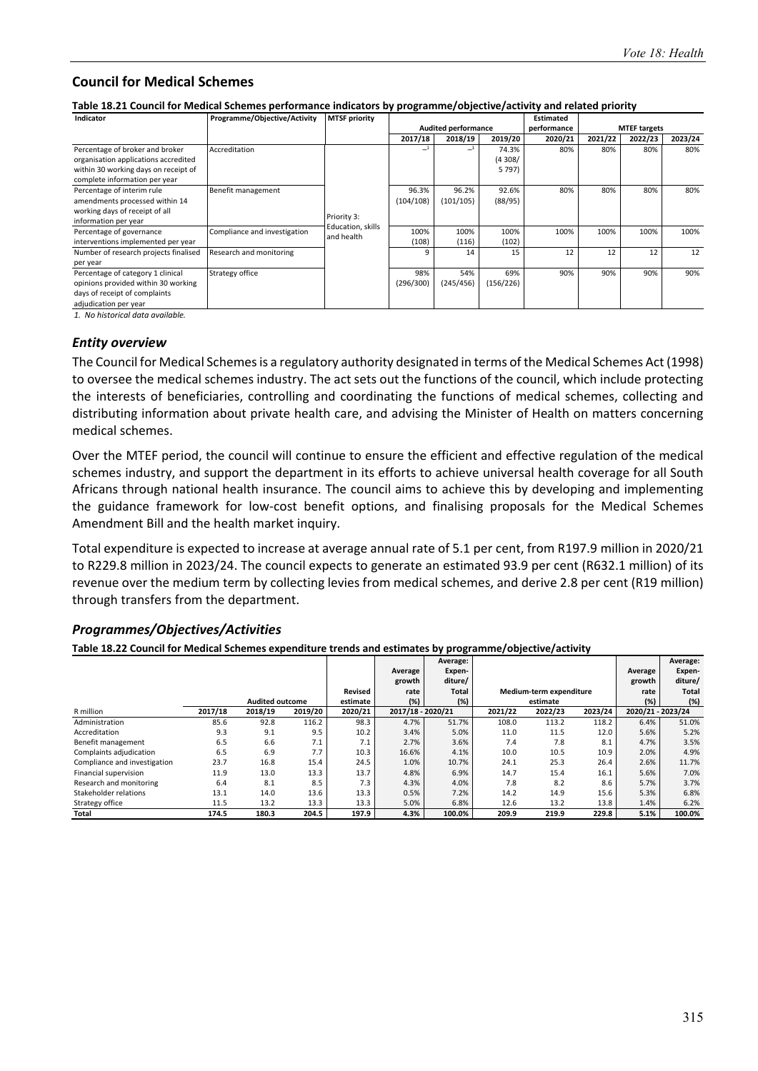## Council for Medical Schemes

**Table 18.21 Council for Medical Schemes performance indicators by programme/objective/activity and related priority**

| Indicator | Programme/Objective/Activity | MTSF priority | Audited performance | | | Estimated performance | MTEF targets | | |
|---|---|---|---|---|---|---|---|---|---|
| | | | 2017/18 | 2018/19 | 2019/20 | 2020/21 | 2021/22 | 2022/23 | 2023/24 |
| Percentage of broker and broker organisation applications accredited within 30 working days on receipt of complete information per year | Accreditation | Priority 3: Education, skills and health | –[1] | –[1] | 74.3% (4 308/ 5 797) | 80% | 80% | 80% | 80% |
| Percentage of interim rule amendments processed within 14 working days of receipt of all information per year | Benefit management | | 96.3% (104/108) | 96.2% (101/105) | 92.6% (88/95) | 80% | 80% | 80% | 80% |
| Percentage of governance interventions implemented per year | Compliance and investigation | | 100% (108) | 100% (116) | 100% (102) | 100% | 100% | 100% | 100% |
| Number of research projects finalised per year | Research and monitoring | | 9 | 14 | 15 | 12 | 12 | 12 | 12 |
| Percentage of category 1 clinical opinions provided within 30 working days of receipt of complaints adjudication per year | Strategy office | | 98% (296/300) | 54% (245/456) | 69% (156/226) | 90% | 90% | 90% | 90% |

*1. No historical data available.*

### *Entity overview*

The Council for Medical Schemes is a regulatory authority designated in terms of the Medical Schemes Act (1998) to oversee the medical schemes industry. The act sets out the functions of the council, which include protecting the interests of beneficiaries, controlling and coordinating the functions of medical schemes, collecting and distributing information about private health care, and advising the Minister of Health on matters concerning medical schemes.

Over the MTEF period, the council will continue to ensure the efficient and effective regulation of the medical schemes industry, and support the department in its efforts to achieve universal health coverage for all South Africans through national health insurance. The council aims to achieve this by developing and implementing the guidance framework for low-cost benefit options, and finalising proposals for the Medical Schemes Amendment Bill and the health market inquiry.

Total expenditure is expected to increase at average annual rate of 5.1 per cent, from R197.9 million in 2020/21 to R229.8 million in 2023/24. The council expects to generate an estimated 93.9 per cent (R632.1 million) of its revenue over the medium term by collecting levies from medical schemes, and derive 2.8 per cent (R19 million) through transfers from the department.

### *Programmes/Objectives/Activities*

**Table 18.22 Council for Medical Schemes expenditure trends and estimates by programme/objective/activity**

| R million | Audited outcome | | | Revised estimate | Average growth rate (%) | Average: Expen-diture/ Total (%) | Medium-term expenditure estimate | | | Average growth rate (%) | Average: Expen-diture/ Total (%) |
|---|---|---|---|---|---|---|---|---|---|---|---|
| | 2017/18 | 2018/19 | 2019/20 | 2020/21 | 2017/18 - 2020/21 | | 2021/22 | 2022/23 | 2023/24 | 2020/21 - 2023/24 | |
| Administration | 85.6 | 92.8 | 116.2 | 98.3 | 4.7% | 51.7% | 108.0 | 113.2 | 118.2 | 6.4% | 51.0% |
| Accreditation | 9.3 | 9.1 | 9.5 | 10.2 | 3.4% | 5.0% | 11.0 | 11.5 | 12.0 | 5.6% | 5.2% |
| Benefit management | 6.5 | 6.6 | 7.1 | 7.1 | 2.7% | 3.6% | 7.4 | 7.8 | 8.1 | 4.7% | 3.5% |
| Complaints adjudication | 6.5 | 6.9 | 7.7 | 10.3 | 16.6% | 4.1% | 10.0 | 10.5 | 10.9 | 2.0% | 4.9% |
| Compliance and investigation | 23.7 | 16.8 | 15.4 | 24.5 | 1.0% | 10.7% | 24.1 | 25.3 | 26.4 | 2.6% | 11.7% |
| Financial supervision | 11.9 | 13.0 | 13.3 | 13.7 | 4.8% | 6.9% | 14.7 | 15.4 | 16.1 | 5.6% | 7.0% |
| Research and monitoring | 6.4 | 8.1 | 8.5 | 7.3 | 4.3% | 4.0% | 7.8 | 8.2 | 8.6 | 5.7% | 3.7% |
| Stakeholder relations | 13.1 | 14.0 | 13.6 | 13.3 | 0.5% | 7.2% | 14.2 | 14.9 | 15.6 | 5.3% | 6.8% |
| Strategy office | 11.5 | 13.2 | 13.3 | 13.3 | 5.0% | 6.8% | 12.6 | 13.2 | 13.8 | 1.4% | 6.2% |
| **Total** | **174.5** | **180.3** | **204.5** | **197.9** | **4.3%** | **100.0%** | **209.9** | **219.9** | **229.8** | **5.1%** | **100.0%** |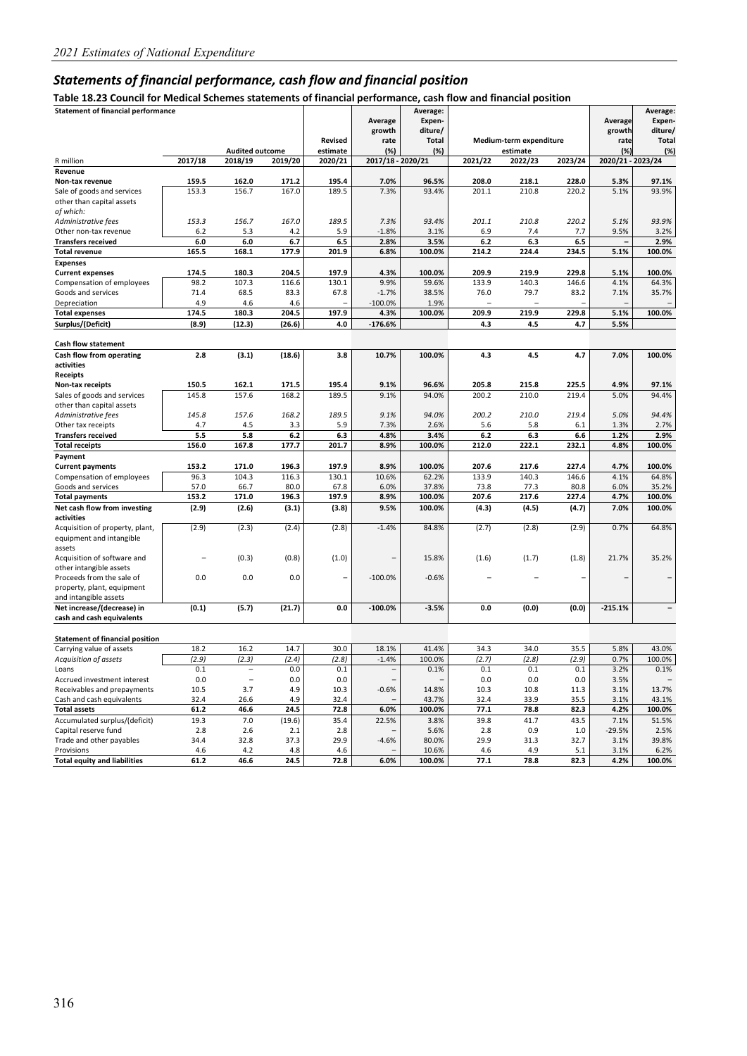## *Statements of financial performance, cash flow and financial position*

**Table 18.23 Council for Medical Schemes statements of financial performance, cash flow and financial position**

| Statement of financial performance | | | | | Average growth rate (%) | Average: Expen-diture/ Total (%) | | | | Average growth rate (%) | Average: Expen-diture/ Total (%) |
|---|---|---|---|---|---|---|---|---|---|---|---|
| | Audited outcome | | | Revised estimate | | | Medium-term expenditure estimate | | | | |
| R million | 2017/18 | 2018/19 | 2019/20 | 2020/21 | 2017/18 - 2020/21 | | 2021/22 | 2022/23 | 2023/24 | 2020/21 - 2023/24 | |
| **Revenue** | | | | | | | | | | | |
| **Non-tax revenue** | **159.5** | **162.0** | **171.2** | **195.4** | **7.0%** | **96.5%** | **208.0** | **218.1** | **228.0** | **5.3%** | **97.1%** |
| Sale of goods and services other than capital assets | 153.3 | 156.7 | 167.0 | 189.5 | 7.3% | 93.4% | 201.1 | 210.8 | 220.2 | 5.1% | 93.9% |
| *of which:* | | | | | | | | | | | |
| *Administrative fees* | *153.3* | *156.7* | *167.0* | *189.5* | *7.3%* | *93.4%* | *201.1* | *210.8* | *220.2* | *5.1%* | *93.9%* |
| Other non-tax revenue | 6.2 | 5.3 | 4.2 | 5.9 | -1.8% | 3.1% | 6.9 | 7.4 | 7.7 | 9.5% | 3.2% |
| **Transfers received** | **6.0** | **6.0** | **6.7** | **6.5** | **2.8%** | **3.5%** | **6.2** | **6.3** | **6.5** | **–** | **2.9%** |
| **Total revenue** | **165.5** | **168.1** | **177.9** | **201.9** | **6.8%** | **100.0%** | **214.2** | **224.4** | **234.5** | **5.1%** | **100.0%** |
| **Expenses** | | | | | | | | | | | |
| **Current expenses** | **174.5** | **180.3** | **204.5** | **197.9** | **4.3%** | **100.0%** | **209.9** | **219.9** | **229.8** | **5.1%** | **100.0%** |
| Compensation of employees | 98.2 | 107.3 | 116.6 | 130.1 | 9.9% | 59.6% | 133.9 | 140.3 | 146.6 | 4.1% | 64.3% |
| Goods and services | 71.4 | 68.5 | 83.3 | 67.8 | -1.7% | 38.5% | 76.0 | 79.7 | 83.2 | 7.1% | 35.7% |
| Depreciation | 4.9 | 4.6 | 4.6 | – | -100.0% | 1.9% | – | – | – | – | – |
| **Total expenses** | **174.5** | **180.3** | **204.5** | **197.9** | **4.3%** | **100.0%** | **209.9** | **219.9** | **229.8** | **5.1%** | **100.0%** |
| **Surplus/(Deficit)** | **(8.9)** | **(12.3)** | **(26.6)** | **4.0** | **-176.6%** | | **4.3** | **4.5** | **4.7** | **5.5%** | |
| | | | | | | | | | | | |
| **Cash flow statement** | | | | | | | | | | | |
| **Cash flow from operating activities** | **2.8** | **(3.1)** | **(18.6)** | **3.8** | **10.7%** | **100.0%** | **4.3** | **4.5** | **4.7** | **7.0%** | **100.0%** |
| **Receipts** | | | | | | | | | | | |
| **Non-tax receipts** | **150.5** | **162.1** | **171.5** | **195.4** | **9.1%** | **96.6%** | **205.8** | **215.8** | **225.5** | **4.9%** | **97.1%** |
| Sales of goods and services other than capital assets | 145.8 | 157.6 | 168.2 | 189.5 | 9.1% | 94.0% | 200.2 | 210.0 | 219.4 | 5.0% | 94.4% |
| *Administrative fees* | *145.8* | *157.6* | *168.2* | *189.5* | *9.1%* | *94.0%* | *200.2* | *210.0* | *219.4* | *5.0%* | *94.4%* |
| Other tax receipts | 4.7 | 4.5 | 3.3 | 5.9 | 7.3% | 2.6% | 5.6 | 5.8 | 6.1 | 1.3% | 2.7% |
| **Transfers received** | **5.5** | **5.8** | **6.2** | **6.3** | **4.8%** | **3.4%** | **6.2** | **6.3** | **6.6** | **1.2%** | **2.9%** |
| **Total receipts** | **156.0** | **167.8** | **177.7** | **201.7** | **8.9%** | **100.0%** | **212.0** | **222.1** | **232.1** | **4.8%** | **100.0%** |
| **Payment** | | | | | | | | | | | |
| **Current payments** | **153.2** | **171.0** | **196.3** | **197.9** | **8.9%** | **100.0%** | **207.6** | **217.6** | **227.4** | **4.7%** | **100.0%** |
| Compensation of employees | 96.3 | 104.3 | 116.3 | 130.1 | 10.6% | 62.2% | 133.9 | 140.3 | 146.6 | 4.1% | 64.8% |
| Goods and services | 57.0 | 66.7 | 80.0 | 67.8 | 6.0% | 37.8% | 73.8 | 77.3 | 80.8 | 6.0% | 35.2% |
| **Total payments** | **153.2** | **171.0** | **196.3** | **197.9** | **8.9%** | **100.0%** | **207.6** | **217.6** | **227.4** | **4.7%** | **100.0%** |
| **Net cash flow from investing activities** | **(2.9)** | **(2.6)** | **(3.1)** | **(3.8)** | **9.5%** | **100.0%** | **(4.3)** | **(4.5)** | **(4.7)** | **7.0%** | **100.0%** |
| Acquisition of property, plant, equipment and intangible assets | (2.9) | (2.3) | (2.4) | (2.8) | -1.4% | 84.8% | (2.7) | (2.8) | (2.9) | 0.7% | 64.8% |
| Acquisition of software and other intangible assets | – | (0.3) | (0.8) | (1.0) | – | 15.8% | (1.6) | (1.7) | (1.8) | 21.7% | 35.2% |
| Proceeds from the sale of property, plant, equipment and intangible assets | 0.0 | 0.0 | 0.0 | – | -100.0% | -0.6% | – | – | – | – | – |
| **Net increase/(decrease) in cash and cash equivalents** | **(0.1)** | **(5.7)** | **(21.7)** | **0.0** | **-100.0%** | **-3.5%** | **0.0** | **(0.0)** | **(0.0)** | **-215.1%** | **–** |
| | | | | | | | | | | | |
| **Statement of financial position** | | | | | | | | | | | |
| Carrying value of assets | 18.2 | 16.2 | 14.7 | 30.0 | 18.1% | 41.4% | 34.3 | 34.0 | 35.5 | 5.8% | 43.0% |
| *Acquisition of assets* | *(2.9)* | *(2.3)* | *(2.4)* | *(2.8)* | *-1.4%* | *100.0%* | *(2.7)* | *(2.8)* | *(2.9)* | *0.7%* | *100.0%* |
| Loans | 0.1 | – | 0.0 | 0.1 | – | 0.1% | 0.1 | 0.1 | 0.1 | 3.2% | 0.1% |
| Accrued investment interest | 0.0 | – | 0.0 | 0.0 | – | – | 0.0 | 0.0 | 0.0 | 3.5% | |
| Receivables and prepayments | 10.5 | 3.7 | 4.9 | 10.3 | -0.6% | 14.8% | 10.3 | 10.8 | 11.3 | 3.1% | 13.7% |
| Cash and cash equivalents | 32.4 | 26.6 | 4.9 | 32.4 | – | 43.7% | 32.4 | 33.9 | 35.5 | 3.1% | 43.1% |
| **Total assets** | **61.2** | **46.6** | **24.5** | **72.8** | **6.0%** | **100.0%** | **77.1** | **78.8** | **82.3** | **4.2%** | **100.0%** |
| Accumulated surplus/(deficit) | 19.3 | 7.0 | (19.6) | 35.4 | 22.5% | 3.8% | 39.8 | 41.7 | 43.5 | 7.1% | 51.5% |
| Capital reserve fund | 2.8 | 2.6 | 2.1 | 2.8 | – | 5.6% | 2.8 | 0.9 | 1.0 | -29.5% | 2.5% |
| Trade and other payables | 34.4 | 32.8 | 37.3 | 29.9 | -4.6% | 80.0% | 29.9 | 31.3 | 32.7 | 3.1% | 39.8% |
| Provisions | 4.6 | 4.2 | 4.8 | 4.6 | – | 10.6% | 4.6 | 4.9 | 5.1 | 3.1% | 6.2% |
| **Total equity and liabilities** | **61.2** | **46.6** | **24.5** | **72.8** | **6.0%** | **100.0%** | **77.1** | **78.8** | **82.3** | **4.2%** | **100.0%** |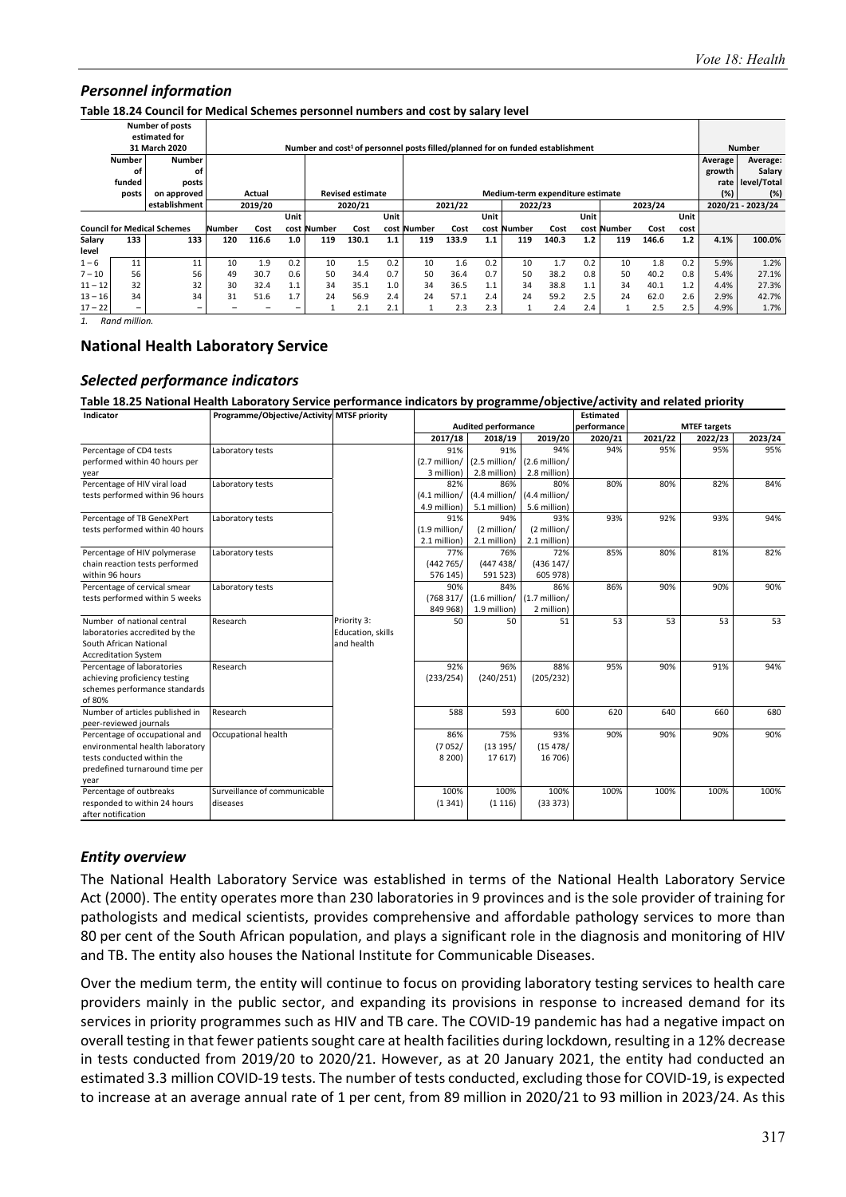## *Personnel information*

**Table 18.24 Council for Medical Schemes personnel numbers and cost by salary level**

| | Number of posts estimated for 31 March 2020 | | Number and cost[1] of personnel posts filled/planned for on funded establishment | | | | | | | | | | | | | | | | Number | |
|---|---|---|---|---|---|---|---|---|---|---|---|---|---|---|---|---|---|---|---|---|
| | Number of funded posts | Number of posts on approved establishment | Actual | | | Revised estimate | | | Medium-term expenditure estimate | | | | | | | | | | Average growth rate (%) | Average: Salary level/Total (%) |
| | | | 2019/20 | | | 2020/21 | | | 2021/22 | | | 2022/23 | | | 2023/24 | | | | 2020/21 - 2023/24 | |
| **Council for Medical Schemes** | | | Number | Cost | Unit cost | Number | Cost | Unit cost | Number | Cost | Unit cost | Number | Cost | Unit cost | Number | Cost | Unit cost | | | |
| **Salary level** | **133** | **133** | **120** | **116.6** | **1.0** | **119** | **130.1** | **1.1** | **119** | **133.9** | **1.1** | **119** | **140.3** | **1.2** | **119** | **146.6** | **1.2** | | **4.1%** | **100.0%** |
| 1 – 6 | 11 | 11 | 10 | 1.9 | 0.2 | 10 | 1.5 | 0.2 | 10 | 1.6 | 0.2 | 10 | 1.7 | 0.2 | 10 | 1.8 | 0.2 | | 5.9% | 1.2% |
| 7 – 10 | 56 | 56 | 49 | 30.7 | 0.6 | 50 | 34.4 | 0.7 | 50 | 36.4 | 0.7 | 50 | 38.2 | 0.8 | 50 | 40.2 | 0.8 | | 5.4% | 27.1% |
| 11 – 12 | 32 | 32 | 30 | 32.4 | 1.1 | 34 | 35.1 | 1.0 | 34 | 36.5 | 1.1 | 34 | 38.8 | 1.1 | 34 | 40.1 | 1.2 | | 4.4% | 27.3% |
| 13 – 16 | 34 | 34 | 31 | 51.6 | 1.7 | 24 | 56.9 | 2.4 | 24 | 57.1 | 2.4 | 24 | 59.2 | 2.5 | 24 | 62.0 | 2.6 | | 2.9% | 42.7% |
| 17 – 22 | – | – | – | – | – | 1 | 2.1 | 2.1 | 1 | 2.3 | 2.3 | 1 | 2.4 | 2.4 | 1 | 2.5 | 2.5 | | 4.9% | 1.7% |

1. *Rand million.*

## National Health Laboratory Service

### *Selected performance indicators*

**Table 18.25 National Health Laboratory Service performance indicators by programme/objective/activity and related priority**

| Indicator | Programme/Objective/Activity | MTSF priority | Audited performance | | | Estimated performance | MTEF targets | | |
|---|---|---|---|---|---|---|---|---|---|
| | | | 2017/18 | 2018/19 | 2019/20 | 2020/21 | 2021/22 | 2022/23 | 2023/24 |
| Percentage of CD4 tests performed within 40 hours per year | Laboratory tests | Priority 3: Education, skills and health | 91% (2.7 million/ 3 million) | 91% (2.5 million/ 2.8 million) | 94% (2.6 million/ 2.8 million) | 94% | 95% | 95% | 95% |
| Percentage of HIV viral load tests performed within 96 hours | Laboratory tests | | 82% (4.1 million/ 4.9 million) | 86% (4.4 million/ 5.1 million) | 80% (4.4 million/ 5.6 million) | 80% | 80% | 82% | 84% |
| Percentage of TB GeneXPert tests performed within 40 hours | Laboratory tests | | 91% (1.9 million/ 2.1 million) | 94% (2 million/ 2.1 million) | 93% (2 million/ 2.1 million) | 93% | 92% | 93% | 94% |
| Percentage of HIV polymerase chain reaction tests performed within 96 hours | Laboratory tests | | 77% (442 765/ 576 145) | 76% (447 438/ 591 523) | 72% (436 147/ 605 978) | 85% | 80% | 81% | 82% |
| Percentage of cervical smear tests performed within 5 weeks | Laboratory tests | | 90% (768 317/ 849 968) | 84% (1.6 million/ 1.9 million) | 86% (1.7 million/ 2 million) | 86% | 90% | 90% | 90% |
| Number of national central laboratories accredited by the South African National Accreditation System | Research | | 50 | 50 | 51 | 53 | 53 | 53 | 53 |
| Percentage of laboratories achieving proficiency testing schemes performance standards of 80% | Research | | 92% (233/254) | 96% (240/251) | 88% (205/232) | 95% | 90% | 91% | 94% |
| Number of articles published in peer-reviewed journals | Research | | 588 | 593 | 600 | 620 | 640 | 660 | 680 |
| Percentage of occupational and environmental health laboratory tests conducted within the predefined turnaround time per year | Occupational health | | 86% (7 052/ 8 200) | 75% (13 195/ 17 617) | 93% (15 478/ 16 706) | 90% | 90% | 90% | 90% |
| Percentage of outbreaks responded to within 24 hours after notification | Surveillance of communicable diseases | | 100% (1 341) | 100% (1 116) | 100% (33 373) | 100% | 100% | 100% | 100% |

### *Entity overview*

The National Health Laboratory Service was established in terms of the National Health Laboratory Service Act (2000). The entity operates more than 230 laboratories in 9 provinces and is the sole provider of training for pathologists and medical scientists, provides comprehensive and affordable pathology services to more than 80 per cent of the South African population, and plays a significant role in the diagnosis and monitoring of HIV and TB. The entity also houses the National Institute for Communicable Diseases.

Over the medium term, the entity will continue to focus on providing laboratory testing services to health care providers mainly in the public sector, and expanding its provisions in response to increased demand for its services in priority programmes such as HIV and TB care. The COVID-19 pandemic has had a negative impact on overall testing in that fewer patients sought care at health facilities during lockdown, resulting in a 12% decrease in tests conducted from 2019/20 to 2020/21. However, as at 20 January 2021, the entity had conducted an estimated 3.3 million COVID-19 tests. The number of tests conducted, excluding those for COVID-19, is expected to increase at an average annual rate of 1 per cent, from 89 million in 2020/21 to 93 million in 2023/24. As this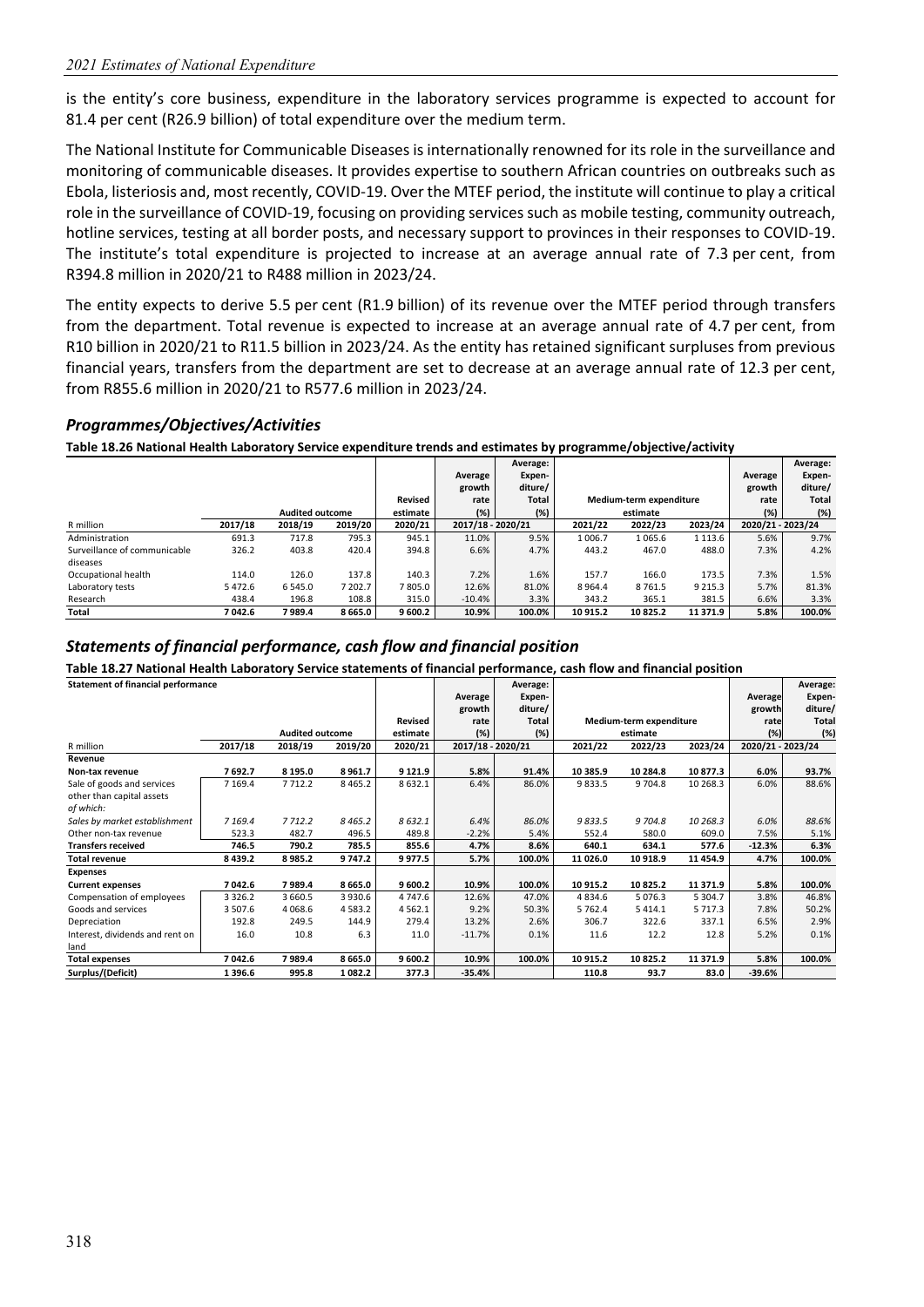is the entity's core business, expenditure in the laboratory services programme is expected to account for 81.4 per cent (R26.9 billion) of total expenditure over the medium term.

The National Institute for Communicable Diseases is internationally renowned for its role in the surveillance and monitoring of communicable diseases. It provides expertise to southern African countries on outbreaks such as Ebola, listeriosis and, most recently, COVID-19. Over the MTEF period, the institute will continue to play a critical role in the surveillance of COVID-19, focusing on providing services such as mobile testing, community outreach, hotline services, testing at all border posts, and necessary support to provinces in their responses to COVID-19. The institute's total expenditure is projected to increase at an average annual rate of 7.3 per cent, from R394.8 million in 2020/21 to R488 million in 2023/24.

The entity expects to derive 5.5 per cent (R1.9 billion) of its revenue over the MTEF period through transfers from the department. Total revenue is expected to increase at an average annual rate of 4.7 per cent, from R10 billion in 2020/21 to R11.5 billion in 2023/24. As the entity has retained significant surpluses from previous financial years, transfers from the department are set to decrease at an average annual rate of 12.3 per cent, from R855.6 million in 2020/21 to R577.6 million in 2023/24.

## *Programmes/Objectives/Activities*

**Table 18.26 National Health Laboratory Service expenditure trends and estimates by programme/objective/activity**

| R million | Audited outcome | | | Revised estimate | Average growth rate (%) | Average: Expen-diture/ Total (%) | Medium-term expenditure estimate | | | Average growth rate (%) | Average: Expen-diture/ Total (%) |
|---|---|---|---|---|---|---|---|---|---|---|---|
| | 2017/18 | 2018/19 | 2019/20 | 2020/21 | 2017/18 - 2020/21 | | 2021/22 | 2022/23 | 2023/24 | 2020/21 - 2023/24 | |
| Administration | 691.3 | 717.8 | 795.3 | 945.1 | 11.0% | 9.5% | 1 006.7 | 1 065.6 | 1 113.6 | 5.6% | 9.7% |
| Surveillance of communicable diseases | 326.2 | 403.8 | 420.4 | 394.8 | 6.6% | 4.7% | 443.2 | 467.0 | 488.0 | 7.3% | 4.2% |
| Occupational health | 114.0 | 126.0 | 137.8 | 140.3 | 7.2% | 1.6% | 157.7 | 166.0 | 173.5 | 7.3% | 1.5% |
| Laboratory tests | 5 472.6 | 6 545.0 | 7 202.7 | 7 805.0 | 12.6% | 81.0% | 8 964.4 | 8 761.5 | 9 215.3 | 5.7% | 81.3% |
| Research | 438.4 | 196.8 | 108.8 | 315.0 | -10.4% | 3.3% | 343.2 | 365.1 | 381.5 | 6.6% | 3.3% |
| **Total** | **7 042.6** | **7 989.4** | **8 665.0** | **9 600.2** | **10.9%** | **100.0%** | **10 915.2** | **10 825.2** | **11 371.9** | **5.8%** | **100.0%** |

## *Statements of financial performance, cash flow and financial position*

**Table 18.27 National Health Laboratory Service statements of financial performance, cash flow and financial position**

| Statement of financial performance | Audited outcome | | | Revised estimate | Average growth rate (%) | Average: Expen-diture/ Total (%) | Medium-term expenditure estimate | | | Average growth rate (%) | Average: Expen-diture/ Total (%) |
|---|---|---|---|---|---|---|---|---|---|---|---|
| R million | 2017/18 | 2018/19 | 2019/20 | 2020/21 | 2017/18 - 2020/21 | | 2021/22 | 2022/23 | 2023/24 | 2020/21 - 2023/24 | |
| **Revenue** | | | | | | | | | | | |
| **Non-tax revenue** | **7 692.7** | **8 195.0** | **8 961.7** | **9 121.9** | **5.8%** | **91.4%** | **10 385.9** | **10 284.8** | **10 877.3** | **6.0%** | **93.7%** |
| Sale of goods and services other than capital assets | 7 169.4 | 7 712.2 | 8 465.2 | 8 632.1 | 6.4% | 86.0% | 9 833.5 | 9 704.8 | 10 268.3 | 6.0% | 88.6% |
| *of which:* | | | | | | | | | | | |
| *Sales by market establishment* | *7 169.4* | *7 712.2* | *8 465.2* | *8 632.1* | *6.4%* | *86.0%* | *9 833.5* | *9 704.8* | *10 268.3* | *6.0%* | *88.6%* |
| Other non-tax revenue | 523.3 | 482.7 | 496.5 | 489.8 | -2.2% | 5.4% | 552.4 | 580.0 | 609.0 | 7.5% | 5.1% |
| **Transfers received** | **746.5** | **790.2** | **785.5** | **855.6** | **4.7%** | **8.6%** | **640.1** | **634.1** | **577.6** | **-12.3%** | **6.3%** |
| **Total revenue** | **8 439.2** | **8 985.2** | **9 747.2** | **9 977.5** | **5.7%** | **100.0%** | **11 026.0** | **10 918.9** | **11 454.9** | **4.7%** | **100.0%** |
| **Expenses** | | | | | | | | | | | |
| **Current expenses** | **7 042.6** | **7 989.4** | **8 665.0** | **9 600.2** | **10.9%** | **100.0%** | **10 915.2** | **10 825.2** | **11 371.9** | **5.8%** | **100.0%** |
| Compensation of employees | 3 326.2 | 3 660.5 | 3 930.6 | 4 747.6 | 12.6% | 47.0% | 4 834.6 | 5 076.3 | 5 304.7 | 3.8% | 46.8% |
| Goods and services | 3 507.6 | 4 068.6 | 4 583.2 | 4 562.1 | 9.2% | 50.3% | 5 762.4 | 5 414.1 | 5 717.3 | 7.8% | 50.2% |
| Depreciation | 192.8 | 249.5 | 144.9 | 279.4 | 13.2% | 2.6% | 306.7 | 322.6 | 337.1 | 6.5% | 2.9% |
| Interest, dividends and rent on land | 16.0 | 10.8 | 6.3 | 11.0 | -11.7% | 0.1% | 11.6 | 12.2 | 12.8 | 5.2% | 0.1% |
| **Total expenses** | **7 042.6** | **7 989.4** | **8 665.0** | **9 600.2** | **10.9%** | **100.0%** | **10 915.2** | **10 825.2** | **11 371.9** | **5.8%** | **100.0%** |
| **Surplus/(Deficit)** | **1 396.6** | **995.8** | **1 082.2** | **377.3** | **-35.4%** | | **110.8** | **93.7** | **83.0** | **-39.6%** | |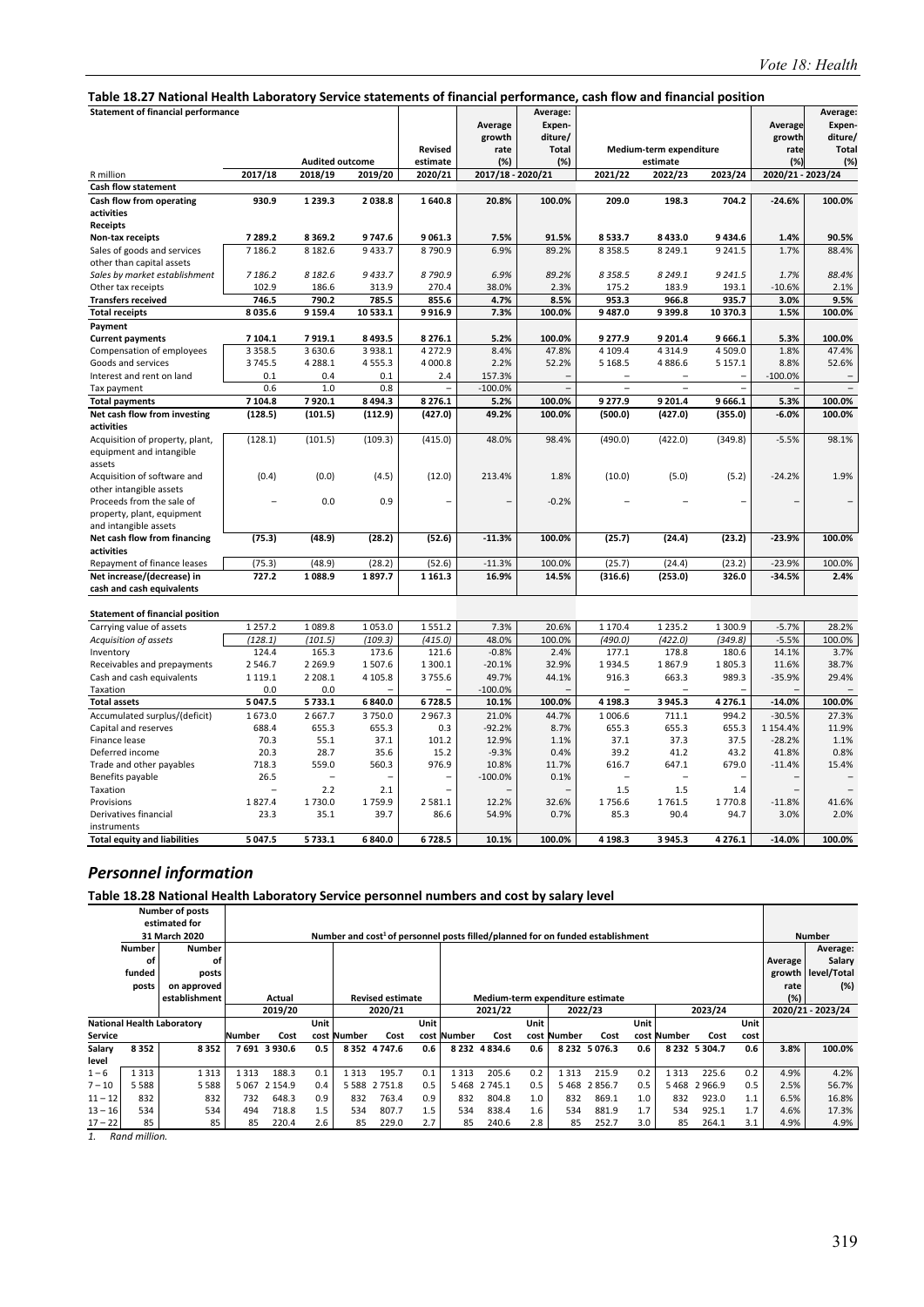## Table 18.27 National Health Laboratory Service statements of financial performance, cash flow and financial position

| Statement of financial performance | Audited outcome | | | Revised estimate | Average growth rate (%) | Average: Expen-diture/ Total (%) | Medium-term expenditure estimate | | | Average growth rate (%) | Average: Expen-diture/ Total (%) |
|---|---|---|---|---|---|---|---|---|---|---|---|
| R million | 2017/18 | 2018/19 | 2019/20 | 2020/21 | 2017/18 - 2020/21 | | 2021/22 | 2022/23 | 2023/24 | 2020/21 - 2023/24 | |
| **Cash flow statement** | | | | | | | | | | | |
| **Cash flow from operating activities** | **930.9** | **1 239.3** | **2 038.8** | **1 640.8** | **20.8%** | **100.0%** | **209.0** | **198.3** | **704.2** | **-24.6%** | **100.0%** |
| **Receipts** | | | | | | | | | | | |
| **Non-tax receipts** | **7 289.2** | **8 369.2** | **9 747.6** | **9 061.3** | **7.5%** | **91.5%** | **8 533.7** | **8 433.0** | **9 434.6** | **1.4%** | **90.5%** |
| Sales of goods and services other than capital assets | 7 186.2 | 8 182.6 | 9 433.7 | 8 790.9 | 6.9% | 89.2% | 8 358.5 | 8 249.1 | 9 241.5 | 1.7% | 88.4% |
| *Sales by market establishment* | *7 186.2* | *8 182.6* | *9 433.7* | *8 790.9* | *6.9%* | *89.2%* | *8 358.5* | *8 249.1* | *9 241.5* | *1.7%* | *88.4%* |
| Other tax receipts | 102.9 | 186.6 | 313.9 | 270.4 | 38.0% | 2.3% | 175.2 | 183.9 | 193.1 | -10.6% | 2.1% |
| **Transfers received** | **746.5** | **790.2** | **785.5** | **855.6** | **4.7%** | **8.5%** | **953.3** | **966.8** | **935.7** | **3.0%** | **9.5%** |
| **Total receipts** | **8 035.6** | **9 159.4** | **10 533.1** | **9 916.9** | **7.3%** | **100.0%** | **9 487.0** | **9 399.8** | **10 370.3** | **1.5%** | **100.0%** |
| **Payment** | | | | | | | | | | | |
| **Current payments** | **7 104.1** | **7 919.1** | **8 493.5** | **8 276.1** | **5.2%** | **100.0%** | **9 277.9** | **9 201.4** | **9 666.1** | **5.3%** | **100.0%** |
| Compensation of employees | 3 358.5 | 3 630.6 | 3 938.1 | 4 272.9 | 8.4% | 47.8% | 4 109.4 | 4 314.9 | 4 509.0 | 1.8% | 47.4% |
| Goods and services | 3 745.5 | 4 288.1 | 4 555.3 | 4 000.8 | 2.2% | 52.2% | 5 168.5 | 4 886.6 | 5 157.1 | 8.8% | 52.6% |
| Interest and rent on land | 0.1 | 0.4 | 0.1 | 2.4 | 157.3% | – | – | – | – | -100.0% | – |
| Tax payment | 0.6 | 1.0 | 0.8 | – | -100.0% | – | – | – | – | – | – |
| **Total payments** | **7 104.8** | **7 920.1** | **8 494.3** | **8 276.1** | **5.2%** | **100.0%** | **9 277.9** | **9 201.4** | **9 666.1** | **5.3%** | **100.0%** |
| **Net cash flow from investing activities** | **(128.5)** | **(101.5)** | **(112.9)** | **(427.0)** | **49.2%** | **100.0%** | **(500.0)** | **(427.0)** | **(355.0)** | **-6.0%** | **100.0%** |
| Acquisition of property, plant, equipment and intangible assets | (128.1) | (101.5) | (109.3) | (415.0) | 48.0% | 98.4% | (490.0) | (422.0) | (349.8) | -5.5% | 98.1% |
| Acquisition of software and other intangible assets | (0.4) | (0.0) | (4.5) | (12.0) | 213.4% | 1.8% | (10.0) | (5.0) | (5.2) | -24.2% | 1.9% |
| Proceeds from the sale of property, plant, equipment and intangible assets | – | 0.0 | 0.9 | – | – | -0.2% | – | – | – | – | – |
| **Net cash flow from financing activities** | **(75.3)** | **(48.9)** | **(28.2)** | **(52.6)** | **-11.3%** | **100.0%** | **(25.7)** | **(24.4)** | **(23.2)** | **-23.9%** | **100.0%** |
| Repayment of finance leases | (75.3) | (48.9) | (28.2) | (52.6) | -11.3% | 100.0% | (25.7) | (24.4) | (23.2) | -23.9% | 100.0% |
| **Net increase/(decrease) in cash and cash equivalents** | **727.2** | **1 088.9** | **1 897.7** | **1 161.3** | **16.9%** | **14.5%** | **(316.6)** | **(253.0)** | **326.0** | **-34.5%** | **2.4%** |
| | | | | | | | | | | | |
| **Statement of financial position** | | | | | | | | | | | |
| Carrying value of assets | 1 257.2 | 1 089.8 | 1 053.0 | 1 551.2 | 7.3% | 20.6% | 1 170.4 | 1 235.2 | 1 300.9 | -5.7% | 28.2% |
| *Acquisition of assets* | *(128.1)* | *(101.5)* | *(109.3)* | *(415.0)* | *48.0%* | *100.0%* | *(490.0)* | *(422.0)* | *(349.8)* | *-5.5%* | *100.0%* |
| Inventory | 124.4 | 165.3 | 173.6 | 121.6 | -0.8% | 2.4% | 177.1 | 178.8 | 180.6 | 14.1% | 3.7% |
| Receivables and prepayments | 2 546.7 | 2 269.9 | 1 507.6 | 1 300.1 | -20.1% | 32.9% | 1 934.5 | 1 867.9 | 1 805.3 | 11.6% | 38.7% |
| Cash and cash equivalents | 1 119.1 | 2 208.1 | 4 105.8 | 3 755.6 | 49.7% | 44.1% | 916.3 | 663.3 | 989.3 | -35.9% | 29.4% |
| Taxation | 0.0 | 0.0 | – | – | -100.0% | – | – | – | – | – | – |
| **Total assets** | **5 047.5** | **5 733.1** | **6 840.0** | **6 728.5** | **10.1%** | **100.0%** | **4 198.3** | **3 945.3** | **4 276.1** | **-14.0%** | **100.0%** |
| Accumulated surplus/(deficit) | 1 673.0 | 2 667.7 | 3 750.0 | 2 967.3 | 21.0% | 44.7% | 1 006.6 | 711.1 | 994.2 | -30.5% | 27.3% |
| Capital and reserves | 688.4 | 655.3 | 655.3 | 0.3 | -92.2% | 8.7% | 655.3 | 655.3 | 655.3 | 1 154.4% | 11.9% |
| Finance lease | 70.3 | 55.1 | 37.1 | 101.2 | 12.9% | 1.1% | 37.1 | 37.3 | 37.5 | -28.2% | 1.1% |
| Deferred income | 20.3 | 28.7 | 35.6 | 15.2 | -9.3% | 0.4% | 39.2 | 41.2 | 43.2 | 41.8% | 0.8% |
| Trade and other payables | 718.3 | 559.0 | 560.3 | 976.9 | 10.8% | 11.7% | 616.7 | 647.1 | 679.0 | -11.4% | 15.4% |
| Benefits payable | 26.5 | – | – | – | -100.0% | 0.1% | – | – | – | – | – |
| Taxation | – | 2.2 | 2.1 | – | – | – | 1.5 | 1.5 | 1.4 | – | – |
| Provisions | 1 827.4 | 1 730.0 | 1 759.9 | 2 581.1 | 12.2% | 32.6% | 1 756.6 | 1 761.5 | 1 770.8 | -11.8% | 41.6% |
| Derivatives financial instruments | 23.3 | 35.1 | 39.7 | 86.6 | 54.9% | 0.7% | 85.3 | 90.4 | 94.7 | 3.0% | 2.0% |
| **Total equity and liabilities** | **5 047.5** | **5 733.1** | **6 840.0** | **6 728.5** | **10.1%** | **100.0%** | **4 198.3** | **3 945.3** | **4 276.1** | **-14.0%** | **100.0%** |

# *Personnel information*

## Table 18.28 National Health Laboratory Service personnel numbers and cost by salary level

| | Number of posts estimated for 31 March 2020 | | Number and cost[1] of personnel posts filled/planned for on funded establishment | | | | | | | | | | | | | | | Number | |
|---|---|---|---|---|---|---|---|---|---|---|---|---|---|---|---|---|---|---|---|
| | Number of funded posts | Number of posts on approved establishment | Actual | | | Revised estimate | | | Medium-term expenditure estimate | | | | | | | | | Average growth rate (%) | Average: Salary level/Total (%) |
| | | | 2019/20 | | | 2020/21 | | | 2021/22 | | | 2022/23 | | | 2023/24 | | | 2020/21 - 2023/24 | |
| **National Health Laboratory Service** | | | Number | Cost | Unit cost | Number | Cost | Unit cost | Number | Cost | Unit cost | Number | Cost | Unit cost | Number | Cost | Unit cost | | |
| **Salary level** | **8 352** | **8 352** | **7 691** | **3 930.6** | **0.5** | **8 352** | **4 747.6** | **0.6** | **8 232** | **4 834.6** | **0.6** | **8 232** | **5 076.3** | **0.6** | **8 232** | **5 304.7** | **0.6** | **3.8%** | **100.0%** |
| 1 – 6 | 1 313 | 1 313 | 1 313 | 188.3 | 0.1 | 1 313 | 195.7 | 0.1 | 1 313 | 205.6 | 0.2 | 1 313 | 215.9 | 0.2 | 1 313 | 225.6 | 0.2 | 4.9% | 4.2% |
| 7 – 10 | 5 588 | 5 588 | 5 067 | 2 154.9 | 0.4 | 5 588 | 2 751.8 | 0.5 | 5 468 | 2 745.1 | 0.5 | 5 468 | 2 856.7 | 0.5 | 5 468 | 2 966.9 | 0.5 | 2.5% | 56.7% |
| 11 – 12 | 832 | 832 | 732 | 648.3 | 0.9 | 832 | 763.4 | 0.9 | 832 | 804.8 | 1.0 | 832 | 869.1 | 1.0 | 832 | 923.0 | 1.1 | 6.5% | 16.8% |
| 13 – 16 | 534 | 534 | 494 | 718.8 | 1.5 | 534 | 807.7 | 1.5 | 534 | 838.4 | 1.6 | 534 | 881.9 | 1.7 | 534 | 925.1 | 1.7 | 4.6% | 17.3% |
| 17 – 22 | 85 | 85 | 85 | 220.4 | 2.6 | 85 | 229.0 | 2.7 | 85 | 240.6 | 2.8 | 85 | 252.7 | 3.0 | 85 | 264.1 | 3.1 | 4.9% | 4.9% |

1. Rand million.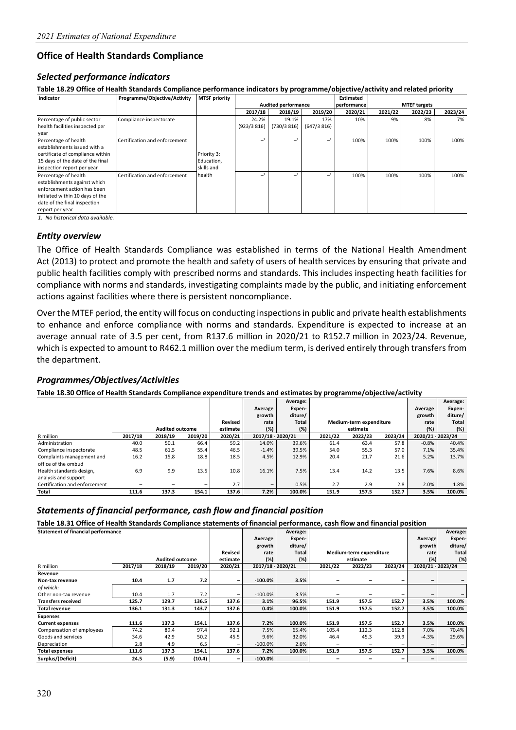## Office of Health Standards Compliance

### *Selected performance indicators*

**Table 18.29 Office of Health Standards Compliance performance indicators by programme/objective/activity and related priority**

| Indicator | Programme/Objective/Activity | MTSF priority | Audited performance | | | Estimated performance | MTEF targets | | |
|---|---|---|---|---|---|---|---|---|---|
| | | | 2017/18 | 2018/19 | 2019/20 | 2020/21 | 2021/22 | 2022/23 | 2023/24 |
| Percentage of public sector health facilities inspected per year | Compliance inspectorate | Priority 3: Education, skills and health | 24.2% (923/3 816) | 19.1% (730/3 816) | 17% (647/3 816) | 10% | 9% | 8% | 7% |
| Percentage of health establishments issued with a certificate of compliance within 15 days of the date of the final inspection report per year | Certification and enforcement | | –[1] | –[1] | –[1] | 100% | 100% | 100% | 100% |
| Percentage of health establishments against which enforcement action has been initiated within 10 days of the date of the final inspection report per year | Certification and enforcement | | –[1] | –[1] | –[1] | 100% | 100% | 100% | 100% |

*1. No historical data available.*

### *Entity overview*

The Office of Health Standards Compliance was established in terms of the National Health Amendment Act (2013) to protect and promote the health and safety of users of health services by ensuring that private and public health facilities comply with prescribed norms and standards. This includes inspecting heath facilities for compliance with norms and standards, investigating complaints made by the public, and initiating enforcement actions against facilities where there is persistent noncompliance.

Over the MTEF period, the entity will focus on conducting inspections in public and private health establishments to enhance and enforce compliance with norms and standards. Expenditure is expected to increase at an average annual rate of 3.5 per cent, from R137.6 million in 2020/21 to R152.7 million in 2023/24. Revenue, which is expected to amount to R462.1 million over the medium term, is derived entirely through transfers from the department.

### *Programmes/Objectives/Activities*

**Table 18.30 Office of Health Standards Compliance expenditure trends and estimates by programme/objective/activity**

| R million | Audited outcome | | | Revised estimate | Average growth rate (%) | Average: Expen-diture/ Total (%) | Medium-term expenditure estimate | | | Average growth rate (%) | Average: Expen-diture/ Total (%) |
|---|---|---|---|---|---|---|---|---|---|---|---|
| | 2017/18 | 2018/19 | 2019/20 | 2020/21 | 2017/18 - 2020/21 | | 2021/22 | 2022/23 | 2023/24 | 2020/21 - 2023/24 | |
| Administration | 40.0 | 50.1 | 66.4 | 59.2 | 14.0% | 39.6% | 61.4 | 63.4 | 57.8 | -0.8% | 40.4% |
| Compliance inspectorate | 48.5 | 61.5 | 55.4 | 46.5 | -1.4% | 39.5% | 54.0 | 55.3 | 57.0 | 7.1% | 35.4% |
| Complaints management and office of the ombud | 16.2 | 15.8 | 18.8 | 18.5 | 4.5% | 12.9% | 20.4 | 21.7 | 21.6 | 5.2% | 13.7% |
| Health standards design, analysis and support | 6.9 | 9.9 | 13.5 | 10.8 | 16.1% | 7.5% | 13.4 | 14.2 | 13.5 | 7.6% | 8.6% |
| Certification and enforcement | – | – | – | 2.7 | – | 0.5% | 2.7 | 2.9 | 2.8 | 2.0% | 1.8% |
| **Total** | **111.6** | **137.3** | **154.1** | **137.6** | **7.2%** | **100.0%** | **151.9** | **157.5** | **152.7** | **3.5%** | **100.0%** |

### *Statements of financial performance, cash flow and financial position*

**Table 18.31 Office of Health Standards Compliance statements of financial performance, cash flow and financial position**

| Statement of financial performance | Audited outcome | | | Revised estimate | Average growth rate (%) | Average: Expen-diture/ Total (%) | Medium-term expenditure estimate | | | Average growth rate (%) | Average: Expen-diture/ Total (%) |
|---|---|---|---|---|---|---|---|---|---|---|---|
| R million | 2017/18 | 2018/19 | 2019/20 | 2020/21 | 2017/18 - 2020/21 | | 2021/22 | 2022/23 | 2023/24 | 2020/21 - 2023/24 | |
| **Revenue** | | | | | | | | | | | |
| **Non-tax revenue** | **10.4** | **1.7** | **7.2** | **–** | **-100.0%** | **3.5%** | **–** | **–** | **–** | **–** | **–** |
| *of which:* | | | | | | | | | | | |
| Other non-tax revenue | 10.4 | 1.7 | 7.2 | – | -100.0% | 3.5% | – | – | – | – | – |
| **Transfers received** | **125.7** | **129.7** | **136.5** | **137.6** | **3.1%** | **96.5%** | **151.9** | **157.5** | **152.7** | **3.5%** | **100.0%** |
| **Total revenue** | **136.1** | **131.3** | **143.7** | **137.6** | **0.4%** | **100.0%** | **151.9** | **157.5** | **152.7** | **3.5%** | **100.0%** |
| **Expenses** | | | | | | | | | | | |
| **Current expenses** | **111.6** | **137.3** | **154.1** | **137.6** | **7.2%** | **100.0%** | **151.9** | **157.5** | **152.7** | **3.5%** | **100.0%** |
| Compensation of employees | 74.2 | 89.4 | 97.4 | 92.1 | 7.5% | 65.4% | 105.4 | 112.3 | 112.8 | 7.0% | 70.4% |
| Goods and services | 34.6 | 42.9 | 50.2 | 45.5 | 9.6% | 32.0% | 46.4 | 45.3 | 39.9 | -4.3% | 29.6% |
| Depreciation | 2.8 | 4.9 | 6.5 | – | -100.0% | 2.6% | – | – | – | – | – |
| **Total expenses** | **111.6** | **137.3** | **154.1** | **137.6** | **7.2%** | **100.0%** | **151.9** | **157.5** | **152.7** | **3.5%** | **100.0%** |
| **Surplus/(Deficit)** | **24.5** | **(5.9)** | **(10.4)** | **–** | **-100.0%** | | **–** | **–** | **–** | **–** | |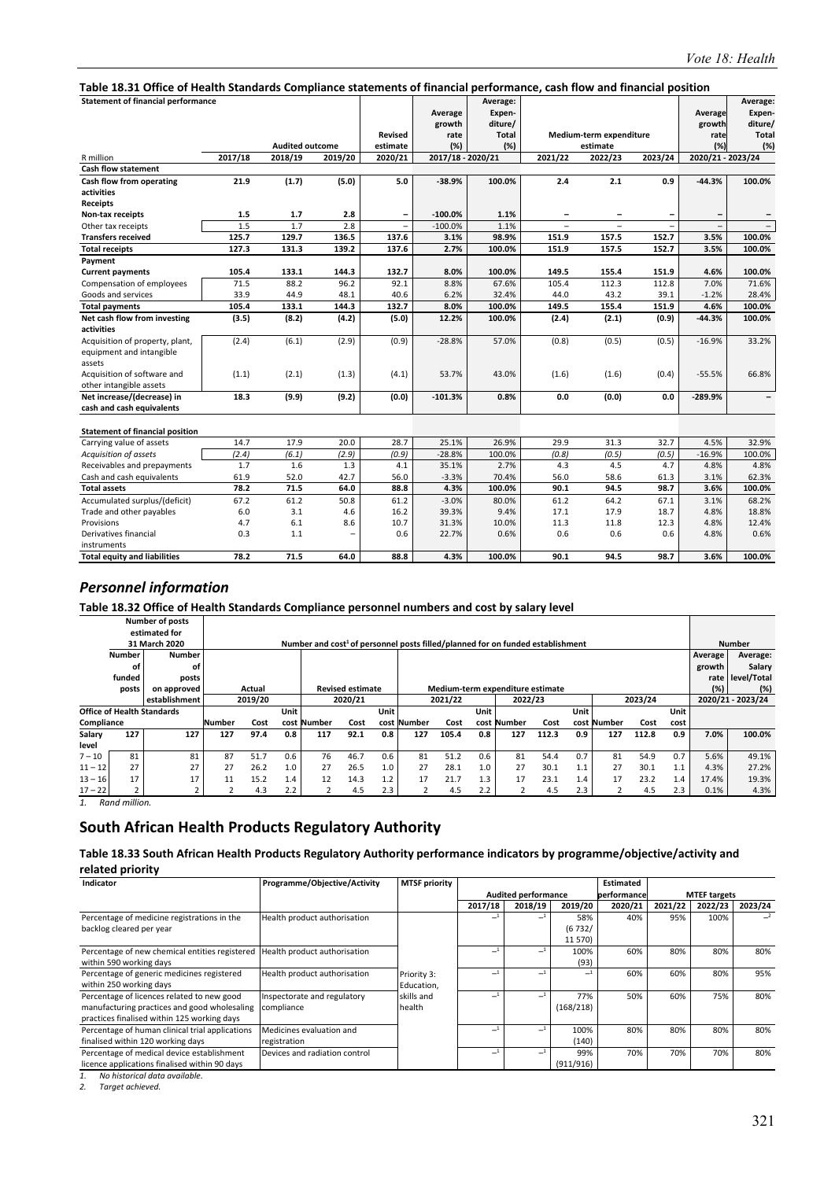**Table 18.31 Office of Health Standards Compliance statements of financial performance, cash flow and financial position**

| Statement of financial performance | | | | | Average growth rate (%) | Average: Expen-diture/ Total (%) | | | | Average growth rate (%) | Average: Expen-diture/ Total (%) |
|---|---|---|---|---|---|---|---|---|---|---|---|
| | Audited outcome | | | Revised estimate | | | Medium-term expenditure estimate | | | | |
| R million | 2017/18 | 2018/19 | 2019/20 | 2020/21 | 2017/18 - 2020/21 | | 2021/22 | 2022/23 | 2023/24 | 2020/21 - 2023/24 | |
| **Cash flow statement** | | | | | | | | | | | |
| **Cash flow from operating activities** | **21.9** | **(1.7)** | **(5.0)** | **5.0** | **-38.9%** | **100.0%** | **2.4** | **2.1** | **0.9** | **-44.3%** | **100.0%** |
| **Receipts** | | | | | | | | | | | |
| **Non-tax receipts** | **1.5** | **1.7** | **2.8** | **–** | **-100.0%** | **1.1%** | **–** | **–** | **–** | **–** | **–** |
| Other tax receipts | 1.5 | 1.7 | 2.8 | – | -100.0% | 1.1% | – | – | – | – | – |
| **Transfers received** | **125.7** | **129.7** | **136.5** | **137.6** | **3.1%** | **98.9%** | **151.9** | **157.5** | **152.7** | **3.5%** | **100.0%** |
| **Total receipts** | **127.3** | **131.3** | **139.2** | **137.6** | **2.7%** | **100.0%** | **151.9** | **157.5** | **152.7** | **3.5%** | **100.0%** |
| **Payment** | | | | | | | | | | | |
| **Current payments** | **105.4** | **133.1** | **144.3** | **132.7** | **8.0%** | **100.0%** | **149.5** | **155.4** | **151.9** | **4.6%** | **100.0%** |
| Compensation of employees | 71.5 | 88.2 | 96.2 | 92.1 | 8.8% | 67.6% | 105.4 | 112.3 | 112.8 | 7.0% | 71.6% |
| Goods and services | 33.9 | 44.9 | 48.1 | 40.6 | 6.2% | 32.4% | 44.0 | 43.2 | 39.1 | -1.2% | 28.4% |
| **Total payments** | **105.4** | **133.1** | **144.3** | **132.7** | **8.0%** | **100.0%** | **149.5** | **155.4** | **151.9** | **4.6%** | **100.0%** |
| **Net cash flow from investing activities** | **(3.5)** | **(8.2)** | **(4.2)** | **(5.0)** | **12.2%** | **100.0%** | **(2.4)** | **(2.1)** | **(0.9)** | **-44.3%** | **100.0%** |
| Acquisition of property, plant, equipment and intangible assets | (2.4) | (6.1) | (2.9) | (0.9) | -28.8% | 57.0% | (0.8) | (0.5) | (0.5) | -16.9% | 33.2% |
| Acquisition of software and other intangible assets | (1.1) | (2.1) | (1.3) | (4.1) | 53.7% | 43.0% | (1.6) | (1.6) | (0.4) | -55.5% | 66.8% |
| **Net increase/(decrease) in cash and cash equivalents** | **18.3** | **(9.9)** | **(9.2)** | **(0.0)** | **-101.3%** | **0.8%** | **0.0** | **(0.0)** | **0.0** | **-289.9%** | **–** |
| | | | | | | | | | | | |
| **Statement of financial position** | | | | | | | | | | | |
| Carrying value of assets | 14.7 | 17.9 | 20.0 | 28.7 | 25.1% | 26.9% | 29.9 | 31.3 | 32.7 | 4.5% | 32.9% |
| *Acquisition of assets* | *(2.4)* | *(6.1)* | *(2.9)* | *(0.9)* | -28.8% | 100.0% | *(0.8)* | *(0.5)* | *(0.5)* | -16.9% | 100.0% |
| Receivables and prepayments | 1.7 | 1.6 | 1.3 | 4.1 | 35.1% | 2.7% | 4.3 | 4.5 | 4.7 | 4.8% | 4.8% |
| Cash and cash equivalents | 61.9 | 52.0 | 42.7 | 56.0 | -3.3% | 70.4% | 56.0 | 58.6 | 61.3 | 3.1% | 62.3% |
| **Total assets** | **78.2** | **71.5** | **64.0** | **88.8** | **4.3%** | **100.0%** | **90.1** | **94.5** | **98.7** | **3.6%** | **100.0%** |
| Accumulated surplus/(deficit) | 67.2 | 61.2 | 50.8 | 61.2 | -3.0% | 80.0% | 61.2 | 64.2 | 67.1 | 3.1% | 68.2% |
| Trade and other payables | 6.0 | 3.1 | 4.6 | 16.2 | 39.3% | 9.4% | 17.1 | 17.9 | 18.7 | 4.8% | 18.8% |
| Provisions | 4.7 | 6.1 | 8.6 | 10.7 | 31.3% | 10.0% | 11.3 | 11.8 | 12.3 | 4.8% | 12.4% |
| Derivatives financial instruments | 0.3 | 1.1 | – | 0.6 | 22.7% | 0.6% | 0.6 | 0.6 | 0.6 | 4.8% | 0.6% |
| **Total equity and liabilities** | **78.2** | **71.5** | **64.0** | **88.8** | **4.3%** | **100.0%** | **90.1** | **94.5** | **98.7** | **3.6%** | **100.0%** |

## *Personnel information*

**Table 18.32 Office of Health Standards Compliance personnel numbers and cost by salary level**

| | Number of posts estimated for 31 March 2020 | | Number and cost[1] of personnel posts filled/planned for on funded establishment | | | | | | | | | | | | | | | | Number | |
|---|---|---|---|---|---|---|---|---|---|---|---|---|---|---|---|---|---|---|---|---|
| | Number of funded posts | Number of posts on approved establishment | Actual | | | Revised estimate | | | Medium-term expenditure estimate | | | | | | | | | | Average growth rate (%) | Average: Salary level/Total (%) |
| | | | 2019/20 | | | 2020/21 | | | 2021/22 | | | 2022/23 | | | 2023/24 | | | | 2020/21 - 2023/24 | |
| Office of Health Standards Compliance | | | Number | Cost | Unit cost | Number | Cost | Unit cost | Number | Cost | Unit cost | Number | Cost | Unit cost | Number | Cost | Unit cost | | | |
| Salary level | 127 | 127 | 127 | 97.4 | 0.8 | 117 | 92.1 | 0.8 | 127 | 105.4 | 0.8 | 127 | 112.3 | 0.9 | 127 | 112.8 | 0.9 | | 7.0% | 100.0% |
| 7 – 10 | 81 | 81 | 87 | 51.7 | 0.6 | 76 | 46.7 | 0.6 | 81 | 51.2 | 0.6 | 81 | 54.4 | 0.7 | 81 | 54.9 | 0.7 | | 5.6% | 49.1% |
| 11 – 12 | 27 | 27 | 27 | 26.2 | 1.0 | 27 | 26.5 | 1.0 | 27 | 28.1 | 1.0 | 27 | 30.1 | 1.1 | 27 | 30.1 | 1.1 | | 4.3% | 27.2% |
| 13 – 16 | 17 | 17 | 11 | 15.2 | 1.4 | 12 | 14.3 | 1.2 | 17 | 21.7 | 1.3 | 17 | 23.1 | 1.4 | 17 | 23.2 | 1.4 | | 17.4% | 19.3% |
| 17 – 22 | 2 | 2 | 2 | 4.3 | 2.2 | 2 | 4.5 | 2.3 | 2 | 4.5 | 2.2 | 2 | 4.5 | 2.3 | 2 | 4.5 | 2.3 | | 0.1% | 4.3% |

*1. Rand million.*

# South African Health Products Regulatory Authority

**Table 18.33 South African Health Products Regulatory Authority performance indicators by programme/objective/activity and related priority**

| Indicator | Programme/Objective/Activity | MTSF priority | Audited performance | | | Estimated performance | MTEF targets | | |
|---|---|---|---|---|---|---|---|---|---|
| | | | 2017/18 | 2018/19 | 2019/20 | 2020/21 | 2021/22 | 2022/23 | 2023/24 |
| Percentage of medicine registrations in the backlog cleared per year | Health product authorisation | Priority 3: Education, skills and health | –[1] | –[1] | 58% (6 732/ 11 570) | 40% | 95% | 100% | –[2] |
| Percentage of new chemical entities registered within 590 working days | Health product authorisation | | –[1] | –[1] | 100% (93) | 60% | 80% | 80% | 80% |
| Percentage of generic medicines registered within 250 working days | Health product authorisation | | –[1] | –[1] | –[1] | 60% | 60% | 80% | 95% |
| Percentage of licences related to new good manufacturing practices and good wholesaling practices finalised within 125 working days | Inspectorate and regulatory compliance | | –[1] | –[1] | 77% (168/218) | 50% | 60% | 75% | 80% |
| Percentage of human clinical trial applications finalised within 120 working days | Medicines evaluation and registration | | –[1] | –[1] | 100% (140) | 80% | 80% | 80% | 80% |
| Percentage of medical device establishment licence applications finalised within 90 days | Devices and radiation control | | –[1] | –[1] | 99% (911/916) | 70% | 70% | 70% | 80% |

*1. No historical data available.*
*2. Target achieved.*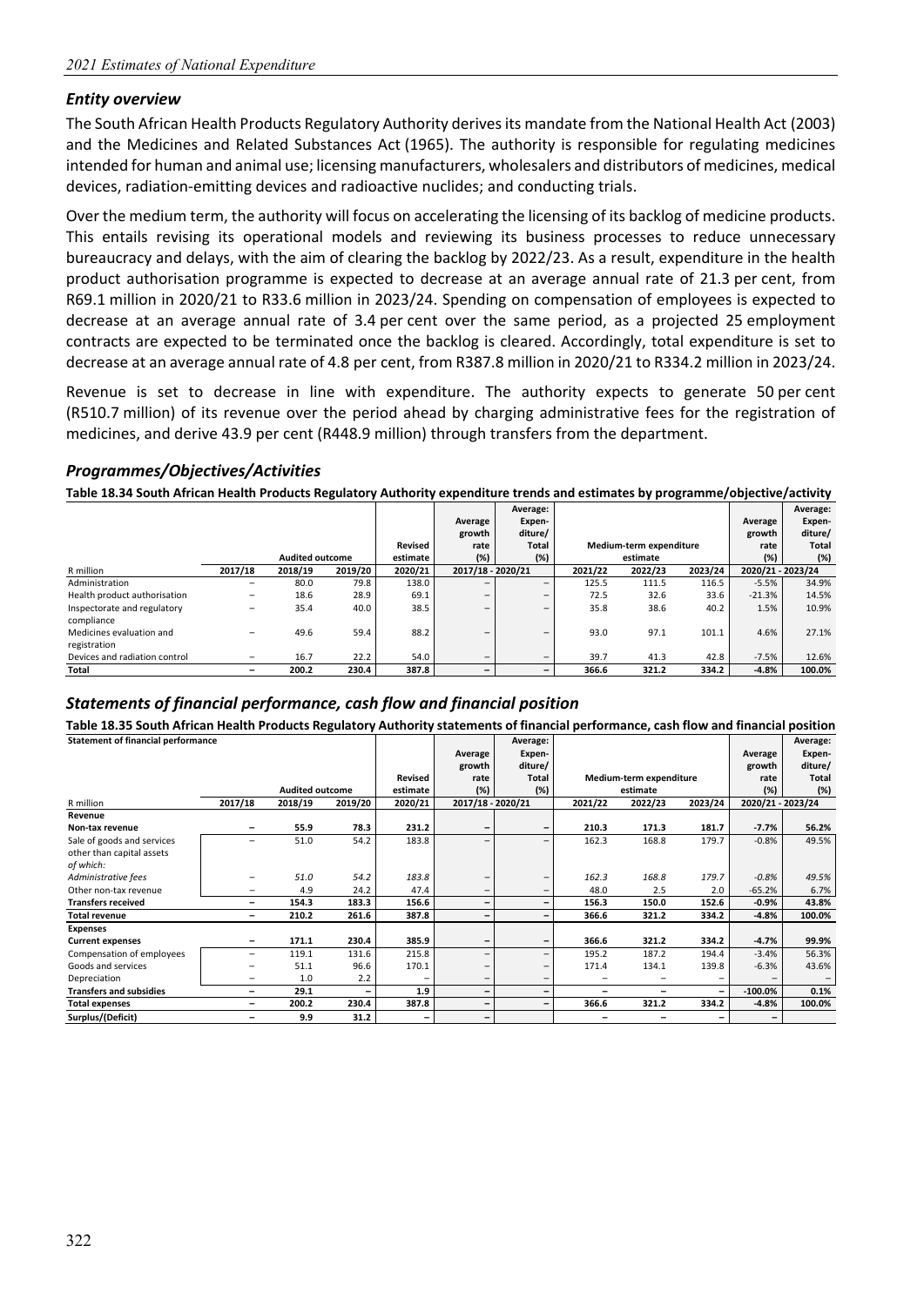### *Entity overview*

The South African Health Products Regulatory Authority derives its mandate from the National Health Act (2003) and the Medicines and Related Substances Act (1965). The authority is responsible for regulating medicines intended for human and animal use; licensing manufacturers, wholesalers and distributors of medicines, medical devices, radiation-emitting devices and radioactive nuclides; and conducting trials.

Over the medium term, the authority will focus on accelerating the licensing of its backlog of medicine products. This entails revising its operational models and reviewing its business processes to reduce unnecessary bureaucracy and delays, with the aim of clearing the backlog by 2022/23. As a result, expenditure in the health product authorisation programme is expected to decrease at an average annual rate of 21.3 per cent, from R69.1 million in 2020/21 to R33.6 million in 2023/24. Spending on compensation of employees is expected to decrease at an average annual rate of 3.4 per cent over the same period, as a projected 25 employment contracts are expected to be terminated once the backlog is cleared. Accordingly, total expenditure is set to decrease at an average annual rate of 4.8 per cent, from R387.8 million in 2020/21 to R334.2 million in 2023/24.

Revenue is set to decrease in line with expenditure. The authority expects to generate 50 per cent (R510.7 million) of its revenue over the period ahead by charging administrative fees for the registration of medicines, and derive 43.9 per cent (R448.9 million) through transfers from the department.

### *Programmes/Objectives/Activities*

**Table 18.34 South African Health Products Regulatory Authority expenditure trends and estimates by programme/objective/activity**

| | Audited outcome | | | Revised estimate | Average growth rate (%) | Average: Expenditure/ Total (%) | Medium-term expenditure estimate | | | Average growth rate (%) | Average: Expenditure/ Total (%) |
|---|---|---|---|---|---|---|---|---|---|---|---|
| R million | 2017/18 | 2018/19 | 2019/20 | 2020/21 | 2017/18 - 2020/21 | | 2021/22 | 2022/23 | 2023/24 | 2020/21 - 2023/24 | |
| Administration | – | 80.0 | 79.8 | 138.0 | – | – | 125.5 | 111.5 | 116.5 | -5.5% | 34.9% |
| Health product authorisation | – | 18.6 | 28.9 | 69.1 | – | – | 72.5 | 32.6 | 33.6 | -21.3% | 14.5% |
| Inspectorate and regulatory compliance | – | 35.4 | 40.0 | 38.5 | – | – | 35.8 | 38.6 | 40.2 | 1.5% | 10.9% |
| Medicines evaluation and registration | – | 49.6 | 59.4 | 88.2 | – | – | 93.0 | 97.1 | 101.1 | 4.6% | 27.1% |
| Devices and radiation control | – | 16.7 | 22.2 | 54.0 | – | – | 39.7 | 41.3 | 42.8 | -7.5% | 12.6% |
| **Total** | **–** | **200.2** | **230.4** | **387.8** | **–** | **–** | **366.6** | **321.2** | **334.2** | **-4.8%** | **100.0%** |

### *Statements of financial performance, cash flow and financial position*

**Table 18.35 South African Health Products Regulatory Authority statements of financial performance, cash flow and financial position**

| Statement of financial performance | Audited outcome | | | Revised estimate | Average growth rate (%) | Average: Expenditure/ Total (%) | Medium-term expenditure estimate | | | Average growth rate (%) | Average: Expenditure/ Total (%) |
|---|---|---|---|---|---|---|---|---|---|---|---|
| R million | 2017/18 | 2018/19 | 2019/20 | 2020/21 | 2017/18 - 2020/21 | | 2021/22 | 2022/23 | 2023/24 | 2020/21 - 2023/24 | |
| **Revenue** | | | | | | | | | | | |
| **Non-tax revenue** | **–** | **55.9** | **78.3** | **231.2** | **–** | **–** | **210.3** | **171.3** | **181.7** | **-7.7%** | **56.2%** |
| Sale of goods and services other than capital assets | – | 51.0 | 54.2 | 183.8 | – | – | 162.3 | 168.8 | 179.7 | -0.8% | 49.5% |
| *of which:* | | | | | | | | | | | |
| *Administrative fees* | *–* | *51.0* | *54.2* | *183.8* | *–* | *–* | *162.3* | *168.8* | *179.7* | *-0.8%* | *49.5%* |
| Other non-tax revenue | – | 4.9 | 24.2 | 47.4 | – | – | 48.0 | 2.5 | 2.0 | -65.2% | 6.7% |
| **Transfers received** | **–** | **154.3** | **183.3** | **156.6** | **–** | **–** | **156.3** | **150.0** | **152.6** | **-0.9%** | **43.8%** |
| **Total revenue** | **–** | **210.2** | **261.6** | **387.8** | **–** | **–** | **366.6** | **321.2** | **334.2** | **-4.8%** | **100.0%** |
| **Expenses** | | | | | | | | | | | |
| **Current expenses** | **–** | **171.1** | **230.4** | **385.9** | **–** | **–** | **366.6** | **321.2** | **334.2** | **-4.7%** | **99.9%** |
| Compensation of employees | – | 119.1 | 131.6 | 215.8 | – | – | 195.2 | 187.2 | 194.4 | -3.4% | 56.3% |
| Goods and services | – | 51.1 | 96.6 | 170.1 | – | – | 171.4 | 134.1 | 139.8 | -6.3% | 43.6% |
| Depreciation | – | 1.0 | 2.2 | – | – | – | – | – | – | – | – |
| **Transfers and subsidies** | **–** | **29.1** | **–** | **1.9** | **–** | **–** | **–** | **–** | **–** | **-100.0%** | **0.1%** |
| **Total expenses** | **–** | **200.2** | **230.4** | **387.8** | **–** | **–** | **366.6** | **321.2** | **334.2** | **-4.8%** | **100.0%** |
| **Surplus/(Deficit)** | **–** | **9.9** | **31.2** | **–** | **–** | | **–** | **–** | **–** | **–** | |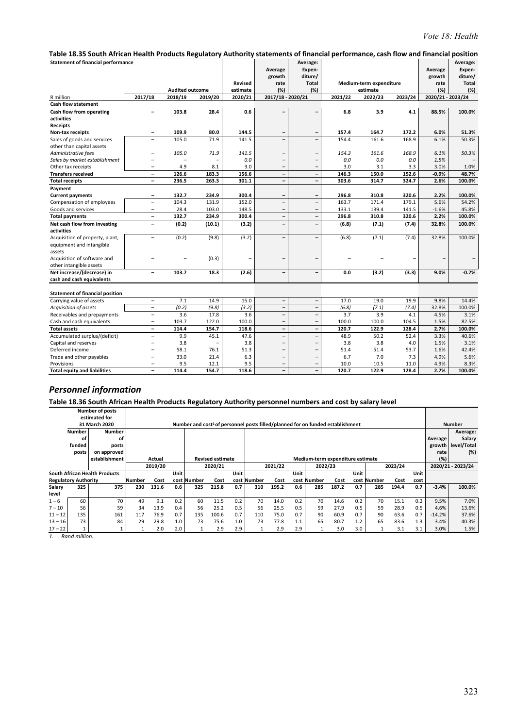## Table 18.35 South African Health Products Regulatory Authority statements of financial performance, cash flow and financial position

| Statement of financial performance | | | | | | | | | | | |
|---|---|---|---|---|---|---|---|---|---|---|---|
| | Audited outcome | | | Revised estimate | Average growth rate (%) | Average: Expen-diture/ Total (%) | Medium-term expenditure estimate | | | Average growth rate (%) | Average: Expen-diture/ Total (%) |
| R million | 2017/18 | 2018/19 | 2019/20 | 2020/21 | 2017/18 - 2020/21 | | 2021/22 | 2022/23 | 2023/24 | 2020/21 - 2023/24 | |
| **Cash flow statement** | | | | | | | | | | | |
| **Cash flow from operating activities** | – | **103.8** | **28.4** | **0.6** | – | – | **6.8** | **3.9** | **4.1** | **88.5%** | **100.0%** |
| **Receipts** | | | | | | | | | | | |
| **Non-tax receipts** | – | **109.9** | **80.0** | **144.5** | – | – | **157.4** | **164.7** | **172.2** | **6.0%** | **51.3%** |
| Sales of goods and services other than capital assets | – | 105.0 | 71.9 | 141.5 | – | – | 154.4 | 161.6 | 168.9 | 6.1% | 50.3% |
| *Administrative fees* | – | *105.0* | *71.9* | *141.5* | – | – | *154.3* | *161.6* | *168.9* | *6.1%* | *50.3%* |
| *Sales by market establishment* | – | – | – | *0.0* | – | – | *0.0* | *0.0* | *0.0* | *1.5%* | – |
| Other tax receipts | – | 4.9 | 8.1 | 3.0 | – | – | 3.0 | 3.1 | 3.3 | 3.0% | 1.0% |
| **Transfers received** | – | **126.6** | **183.3** | **156.6** | – | – | **146.3** | **150.0** | **152.6** | **-0.9%** | **48.7%** |
| **Total receipts** | – | **236.5** | **263.3** | **301.1** | – | – | **303.6** | **314.7** | **324.7** | **2.6%** | **100.0%** |
| **Payment** | | | | | | | | | | | |
| **Current payments** | – | **132.7** | **234.9** | **300.4** | – | – | **296.8** | **310.8** | **320.6** | **2.2%** | **100.0%** |
| Compensation of employees | – | 104.3 | 131.9 | 152.0 | – | – | 163.7 | 171.4 | 179.1 | 5.6% | 54.2% |
| Goods and services | – | 28.4 | 103.0 | 148.5 | – | – | 133.1 | 139.4 | 141.5 | -1.6% | 45.8% |
| **Total payments** | – | **132.7** | **234.9** | **300.4** | – | – | **296.8** | **310.8** | **320.6** | **2.2%** | **100.0%** |
| **Net cash flow from investing activities** | – | **(0.2)** | **(10.1)** | **(3.2)** | – | – | **(6.8)** | **(7.1)** | **(7.4)** | **32.8%** | **100.0%** |
| Acquisition of property, plant, equipment and intangible assets | – | (0.2) | (9.8) | (3.2) | – | – | (6.8) | (7.1) | (7.4) | 32.8% | 100.0% |
| Acquisition of software and other intangible assets | – | – | (0.3) | – | – | – | – | – | – | – | – |
| **Net increase/(decrease) in cash and cash equivalents** | – | **103.7** | **18.3** | **(2.6)** | – | – | **0.0** | **(3.2)** | **(3.3)** | **9.0%** | **-0.7%** |
| | | | | | | | | | | | |
| **Statement of financial position** | | | | | | | | | | | |
| Carrying value of assets | – | 7.1 | 14.9 | 15.0 | – | – | 17.0 | 19.0 | 19.9 | 9.8% | 14.4% |
| *Acquisition of assets* | – | *(0.2)* | *(9.8)* | *(3.2)* | – | – | *(6.8)* | *(7.1)* | *(7.4)* | *32.8%* | *100.0%* |
| Receivables and prepayments | – | 3.6 | 17.8 | 3.6 | – | – | 3.7 | 3.9 | 4.1 | 4.5% | 3.1% |
| Cash and cash equivalents | – | 103.7 | 122.0 | 100.0 | – | – | 100.0 | 100.0 | 104.5 | 1.5% | 82.5% |
| **Total assets** | – | **114.4** | **154.7** | **118.6** | – | – | **120.7** | **122.9** | **128.4** | **2.7%** | **100.0%** |
| Accumulated surplus/(deficit) | – | 9.9 | 45.1 | 47.6 | – | – | 48.9 | 50.2 | 52.4 | 3.3% | 40.6% |
| Capital and reserves | – | 3.8 | – | 3.8 | – | – | 3.8 | 3.8 | 4.0 | 1.5% | 3.1% |
| Deferred income | – | 58.1 | 76.1 | 51.3 | – | – | 51.4 | 51.4 | 53.7 | 1.6% | 42.4% |
| Trade and other payables | – | 33.0 | 21.4 | 6.3 | – | – | 6.7 | 7.0 | 7.3 | 4.9% | 5.6% |
| Provisions | – | 9.5 | 12.1 | 9.5 | – | – | 10.0 | 10.5 | 11.0 | 4.9% | 8.3% |
| **Total equity and liabilities** | – | **114.4** | **154.7** | **118.6** | – | – | **120.7** | **122.9** | **128.4** | **2.7%** | **100.0%** |

## *Personnel information*

### Table 18.36 South African Health Products Regulatory Authority personnel numbers and cost by salary level

| | Number of posts estimated for 31 March 2020 | | Number and cost[1] of personnel posts filled/planned for on funded establishment | | | | | | | | | | | | | | | Number | |
|---|---|---|---|---|---|---|---|---|---|---|---|---|---|---|---|---|---|---|---|
| | Number of funded posts | Number of posts on approved establishment | Actual | | | Revised estimate | | | Medium-term expenditure estimate | | | | | | | | | Average growth rate (%) | Average: Salary level/Total (%) |
| | | | 2019/20 | | | 2020/21 | | | 2021/22 | | | 2022/23 | | | 2023/24 | | | 2020/21 - 2023/24 | |
| South African Health Products Regulatory Authority | | | Number | Cost | Unit cost | Number | Cost | Unit cost | Number | Cost | Unit cost | Number | Cost | Unit cost | Number | Cost | Unit cost | | |
| **Salary level** | **325** | **375** | **230** | **131.6** | **0.6** | **325** | **215.8** | **0.7** | **310** | **195.2** | **0.6** | **285** | **187.2** | **0.7** | **285** | **194.4** | **0.7** | **-3.4%** | **100.0%** |
| 1 – 6 | 60 | 70 | 49 | 9.1 | 0.2 | 60 | 11.5 | 0.2 | 70 | 14.0 | 0.2 | 70 | 14.6 | 0.2 | 70 | 15.1 | 0.2 | 9.5% | 7.0% |
| 7 – 10 | 56 | 59 | 34 | 13.9 | 0.4 | 56 | 25.2 | 0.5 | 56 | 25.5 | 0.5 | 59 | 27.9 | 0.5 | 59 | 28.9 | 0.5 | 4.6% | 13.6% |
| 11 – 12 | 135 | 161 | 117 | 76.9 | 0.7 | 135 | 100.6 | 0.7 | 110 | 75.0 | 0.7 | 90 | 60.9 | 0.7 | 90 | 63.6 | 0.7 | -14.2% | 37.6% |
| 13 – 16 | 73 | 84 | 29 | 29.8 | 1.0 | 73 | 75.6 | 1.0 | 73 | 77.8 | 1.1 | 65 | 80.7 | 1.2 | 65 | 83.6 | 1.3 | 3.4% | 40.3% |
| 17 – 22 | 1 | 1 | 1 | 2.0 | 2.0 | 1 | 2.9 | 2.9 | 1 | 2.9 | 2.9 | 1 | 3.0 | 3.0 | 1 | 3.1 | 3.1 | 3.0% | 1.5% |

1. *Rand million.*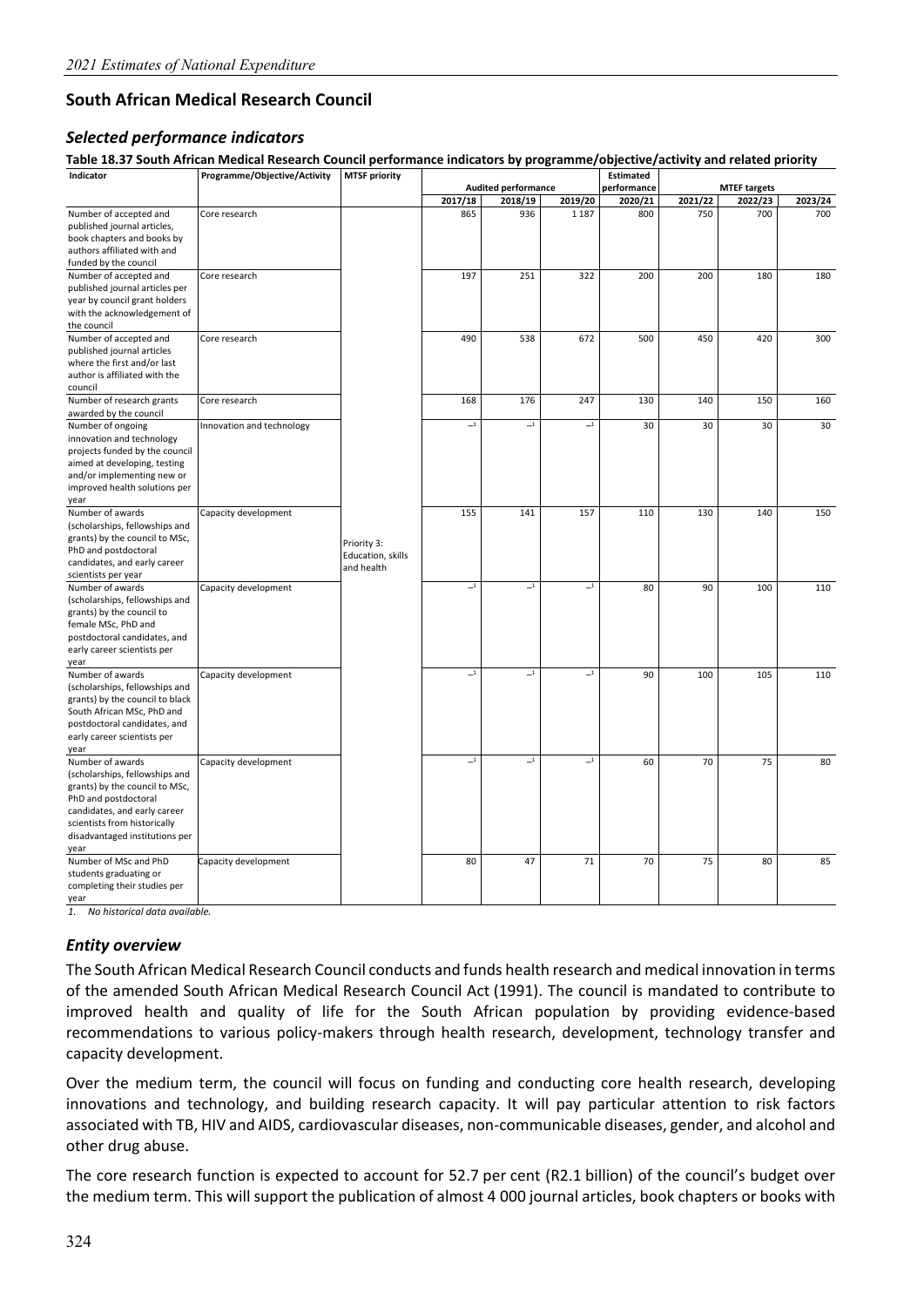## South African Medical Research Council

### *Selected performance indicators*

**Table 18.37 South African Medical Research Council performance indicators by programme/objective/activity and related priority**

| Indicator | Programme/Objective/Activity | MTSF priority | Audited performance | | | Estimated performance | MTEF targets | | |
|---|---|---|---|---|---|---|---|---|---|
| | | | 2017/18 | 2018/19 | 2019/20 | 2020/21 | 2021/22 | 2022/23 | 2023/24 |
| Number of accepted and published journal articles, book chapters and books by authors affiliated with and funded by the council | Core research | Priority 3: Education, skills and health | 865 | 936 | 1 187 | 800 | 750 | 700 | 700 |
| Number of accepted and published journal articles per year by council grant holders with the acknowledgement of the council | Core research | | 197 | 251 | 322 | 200 | 200 | 180 | 180 |
| Number of accepted and published journal articles where the first and/or last author is affiliated with the council | Core research | | 490 | 538 | 672 | 500 | 450 | 420 | 300 |
| Number of research grants awarded by the council | Core research | | 168 | 176 | 247 | 130 | 140 | 150 | 160 |
| Number of ongoing innovation and technology projects funded by the council aimed at developing, testing and/or implementing new or improved health solutions per year | Innovation and technology | | –[1] | –[1] | –[1] | 30 | 30 | 30 | 30 |
| Number of awards (scholarships, fellowships and grants) by the council to MSc, PhD and postdoctoral candidates, and early career scientists per year | Capacity development | | 155 | 141 | 157 | 110 | 130 | 140 | 150 |
| Number of awards (scholarships, fellowships and grants) by the council to female MSc, PhD and postdoctoral candidates, and early career scientists per year | Capacity development | | –[1] | –[1] | –[1] | 80 | 90 | 100 | 110 |
| Number of awards (scholarships, fellowships and grants) by the council to black South African MSc, PhD and postdoctoral candidates, and early career scientists per year | Capacity development | | –[1] | –[1] | –[1] | 90 | 100 | 105 | 110 |
| Number of awards (scholarships, fellowships and grants) by the council to MSc, PhD and postdoctoral candidates, and early career scientists from historically disadvantaged institutions per year | Capacity development | | –[1] | –[1] | –[1] | 60 | 70 | 75 | 80 |
| Number of MSc and PhD students graduating or completing their studies per year | Capacity development | | 80 | 47 | 71 | 70 | 75 | 80 | 85 |

*1. No historical data available.*

### *Entity overview*

The South African Medical Research Council conducts and funds health research and medical innovation in terms of the amended South African Medical Research Council Act (1991). The council is mandated to contribute to improved health and quality of life for the South African population by providing evidence-based recommendations to various policy-makers through health research, development, technology transfer and capacity development.

Over the medium term, the council will focus on funding and conducting core health research, developing innovations and technology, and building research capacity. It will pay particular attention to risk factors associated with TB, HIV and AIDS, cardiovascular diseases, non-communicable diseases, gender, and alcohol and other drug abuse.

The core research function is expected to account for 52.7 per cent (R2.1 billion) of the council's budget over the medium term. This will support the publication of almost 4 000 journal articles, book chapters or books with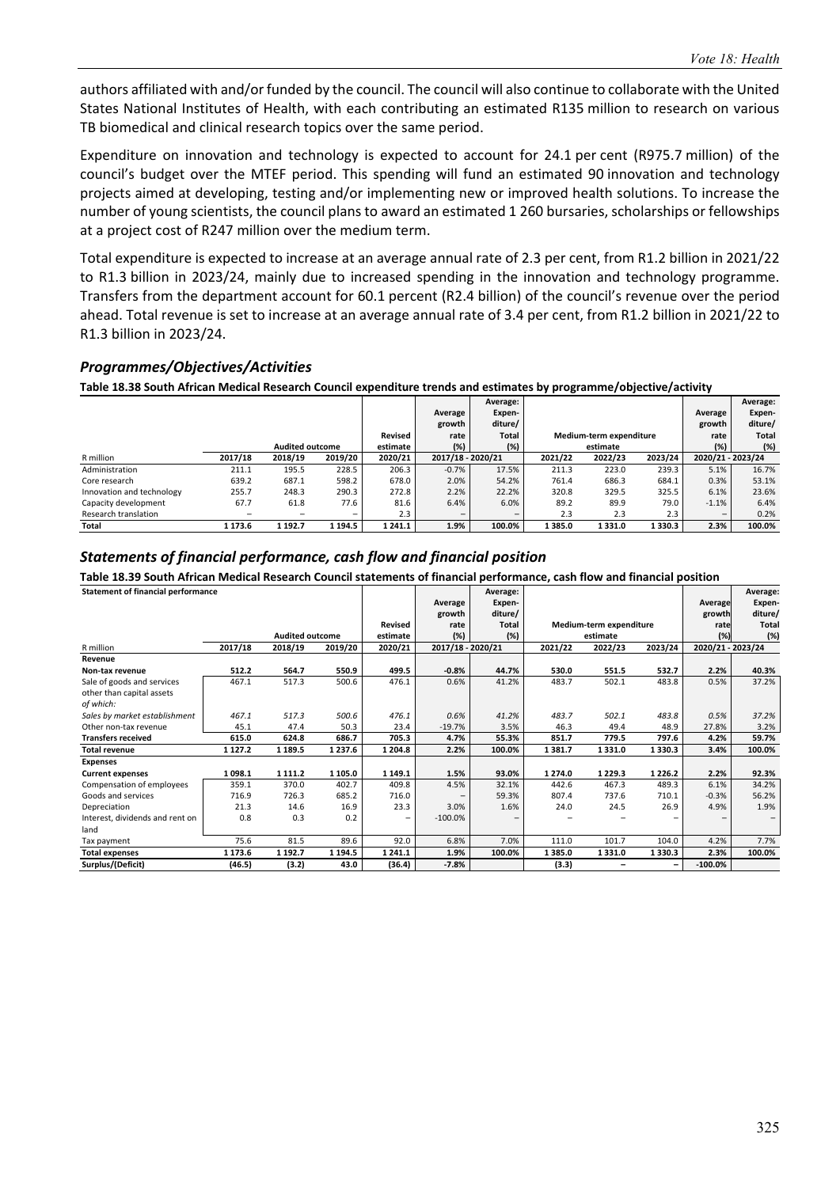authors affiliated with and/or funded by the council. The council will also continue to collaborate with the United States National Institutes of Health, with each contributing an estimated R135 million to research on various TB biomedical and clinical research topics over the same period.

Expenditure on innovation and technology is expected to account for 24.1 per cent (R975.7 million) of the council's budget over the MTEF period. This spending will fund an estimated 90 innovation and technology projects aimed at developing, testing and/or implementing new or improved health solutions. To increase the number of young scientists, the council plans to award an estimated 1 260 bursaries, scholarships or fellowships at a project cost of R247 million over the medium term.

Total expenditure is expected to increase at an average annual rate of 2.3 per cent, from R1.2 billion in 2021/22 to R1.3 billion in 2023/24, mainly due to increased spending in the innovation and technology programme. Transfers from the department account for 60.1 percent (R2.4 billion) of the council's revenue over the period ahead. Total revenue is set to increase at an average annual rate of 3.4 per cent, from R1.2 billion in 2021/22 to R1.3 billion in 2023/24.

## *Programmes/Objectives/Activities*

**Table 18.38 South African Medical Research Council expenditure trends and estimates by programme/objective/activity**

| R million | Audited outcome | | | Revised estimate | Average growth rate (%) | Average: Expenditure/ Total (%) | Medium-term expenditure estimate | | | Average growth rate (%) | Average: Expenditure/ Total (%) |
|---|---|---|---|---|---|---|---|---|---|---|---|
| | 2017/18 | 2018/19 | 2019/20 | 2020/21 | 2017/18 - 2020/21 | | 2021/22 | 2022/23 | 2023/24 | 2020/21 - 2023/24 | |
| Administration | 211.1 | 195.5 | 228.5 | 206.3 | -0.7% | 17.5% | 211.3 | 223.0 | 239.3 | 5.1% | 16.7% |
| Core research | 639.2 | 687.1 | 598.2 | 678.0 | 2.0% | 54.2% | 761.4 | 686.3 | 684.1 | 0.3% | 53.1% |
| Innovation and technology | 255.7 | 248.3 | 290.3 | 272.8 | 2.2% | 22.2% | 320.8 | 329.5 | 325.5 | 6.1% | 23.6% |
| Capacity development | 67.7 | 61.8 | 77.6 | 81.6 | 6.4% | 6.0% | 89.2 | 89.9 | 79.0 | -1.1% | 6.4% |
| Research translation | – | – | – | 2.3 | – | – | 2.3 | 2.3 | 2.3 | – | 0.2% |
| **Total** | **1 173.6** | **1 192.7** | **1 194.5** | **1 241.1** | **1.9%** | **100.0%** | **1 385.0** | **1 331.0** | **1 330.3** | **2.3%** | **100.0%** |

## *Statements of financial performance, cash flow and financial position*

**Table 18.39 South African Medical Research Council statements of financial performance, cash flow and financial position**

| **Statement of financial performance** | Audited outcome | | | Revised estimate | Average growth rate (%) | Average: Expenditure/ Total (%) | Medium-term expenditure estimate | | | Average growth rate (%) | Average: Expenditure/ Total (%) |
|---|---|---|---|---|---|---|---|---|---|---|---|
| R million | 2017/18 | 2018/19 | 2019/20 | 2020/21 | 2017/18 - 2020/21 | | 2021/22 | 2022/23 | 2023/24 | 2020/21 - 2023/24 | |
| **Revenue** | | | | | | | | | | | |
| **Non-tax revenue** | **512.2** | **564.7** | **550.9** | **499.5** | **-0.8%** | **44.7%** | **530.0** | **551.5** | **532.7** | **2.2%** | **40.3%** |
| Sale of goods and services other than capital assets | 467.1 | 517.3 | 500.6 | 476.1 | 0.6% | 41.2% | 483.7 | 502.1 | 483.8 | 0.5% | 37.2% |
| *of which:* | | | | | | | | | | | |
| *Sales by market establishment* | *467.1* | *517.3* | *500.6* | *476.1* | *0.6%* | *41.2%* | *483.7* | *502.1* | *483.8* | *0.5%* | *37.2%* |
| Other non-tax revenue | 45.1 | 47.4 | 50.3 | 23.4 | -19.7% | 3.5% | 46.3 | 49.4 | 48.9 | 27.8% | 3.2% |
| **Transfers received** | **615.0** | **624.8** | **686.7** | **705.3** | **4.7%** | **55.3%** | **851.7** | **779.5** | **797.6** | **4.2%** | **59.7%** |
| **Total revenue** | **1 127.2** | **1 189.5** | **1 237.6** | **1 204.8** | **2.2%** | **100.0%** | **1 381.7** | **1 331.0** | **1 330.3** | **3.4%** | **100.0%** |
| **Expenses** | | | | | | | | | | | |
| **Current expenses** | **1 098.1** | **1 111.2** | **1 105.0** | **1 149.1** | **1.5%** | **93.0%** | **1 274.0** | **1 229.3** | **1 226.2** | **2.2%** | **92.3%** |
| Compensation of employees | 359.1 | 370.0 | 402.7 | 409.8 | 4.5% | 32.1% | 442.6 | 467.3 | 489.3 | 6.1% | 34.2% |
| Goods and services | 716.9 | 726.3 | 685.2 | 716.0 | – | 59.3% | 807.4 | 737.6 | 710.1 | -0.3% | 56.2% |
| Depreciation | 21.3 | 14.6 | 16.9 | 23.3 | 3.0% | 1.6% | 24.0 | 24.5 | 26.9 | 4.9% | 1.9% |
| Interest, dividends and rent on land | 0.8 | 0.3 | 0.2 | – | -100.0% | – | – | – | – | – | – |
| Tax payment | 75.6 | 81.5 | 89.6 | 92.0 | 6.8% | 7.0% | 111.0 | 101.7 | 104.0 | 4.2% | 7.7% |
| **Total expenses** | **1 173.6** | **1 192.7** | **1 194.5** | **1 241.1** | **1.9%** | **100.0%** | **1 385.0** | **1 331.0** | **1 330.3** | **2.3%** | **100.0%** |
| **Surplus/(Deficit)** | **(46.5)** | **(3.2)** | **43.0** | **(36.4)** | **-7.8%** | | **(3.3)** | **–** | **–** | **-100.0%** | |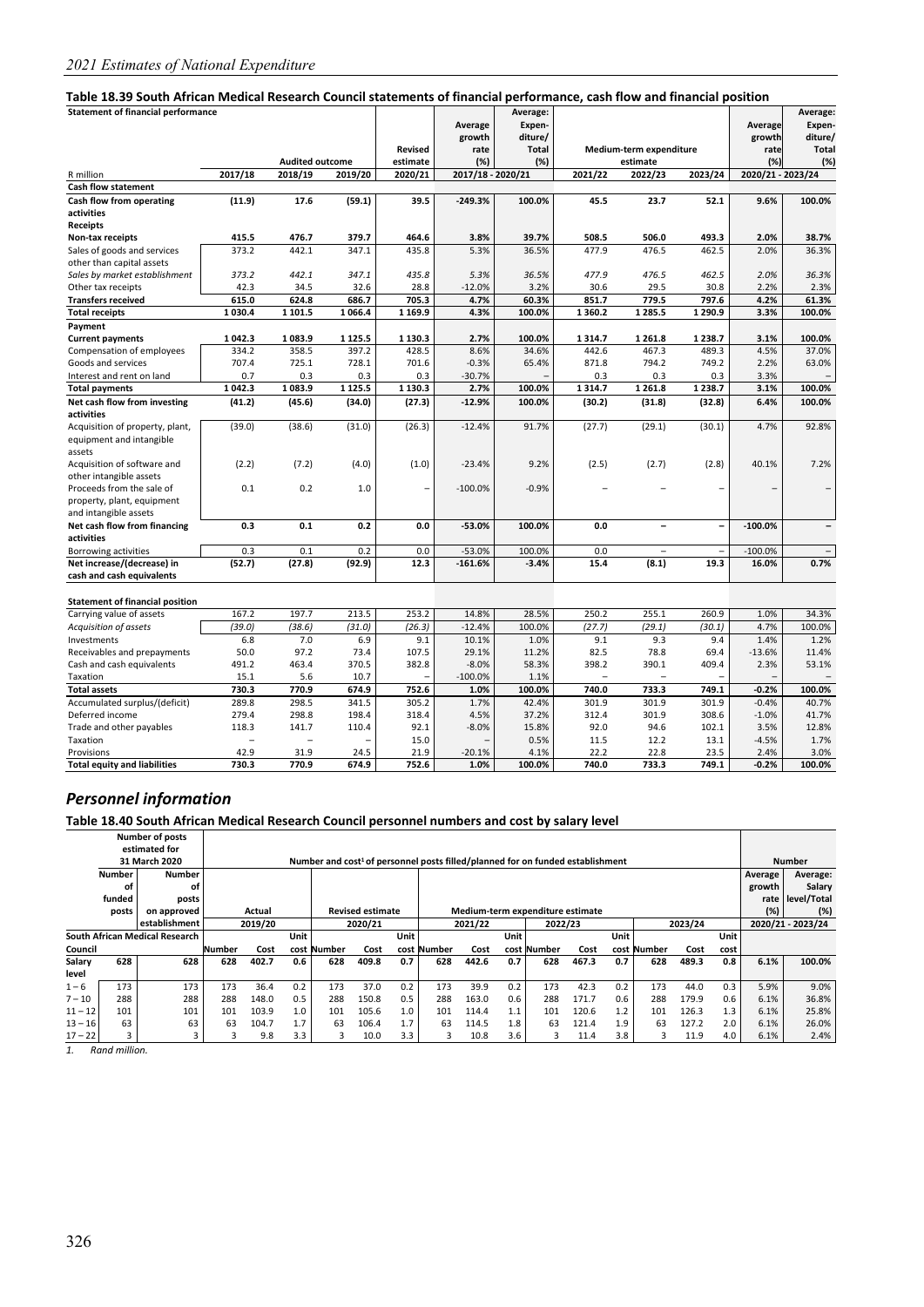## Table 18.39 South African Medical Research Council statements of financial performance, cash flow and financial position

| Statement of financial performance | Audited outcome | | | Revised estimate | Average growth rate (%) | Average: Expen-diture/ Total (%) | Medium-term expenditure estimate | | | Average growth rate (%) | Average: Expen-diture/ Total (%) |
|---|---|---|---|---|---|---|---|---|---|---|---|
| R million | 2017/18 | 2018/19 | 2019/20 | 2020/21 | 2017/18 - 2020/21 | | 2021/22 | 2022/23 | 2023/24 | 2020/21 - 2023/24 | |
| **Cash flow statement** | | | | | | | | | | | |
| **Cash flow from operating activities** | **(11.9)** | **17.6** | **(59.1)** | **39.5** | **-249.3%** | **100.0%** | **45.5** | **23.7** | **52.1** | **9.6%** | **100.0%** |
| **Receipts** | | | | | | | | | | | |
| **Non-tax receipts** | **415.5** | **476.7** | **379.7** | **464.6** | **3.8%** | **39.7%** | **508.5** | **506.0** | **493.3** | **2.0%** | **38.7%** |
| Sales of goods and services other than capital assets | 373.2 | 442.1 | 347.1 | 435.8 | 5.3% | 36.5% | 477.9 | 476.5 | 462.5 | 2.0% | 36.3% |
| *Sales by market establishment* | *373.2* | *442.1* | *347.1* | *435.8* | *5.3%* | *36.5%* | *477.9* | *476.5* | *462.5* | *2.0%* | *36.3%* |
| Other tax receipts | 42.3 | 34.5 | 32.6 | 28.8 | -12.0% | 3.2% | 30.6 | 29.5 | 30.8 | 2.2% | 2.3% |
| **Transfers received** | **615.0** | **624.8** | **686.7** | **705.3** | **4.7%** | **60.3%** | **851.7** | **779.5** | **797.6** | **4.2%** | **61.3%** |
| **Total receipts** | **1 030.4** | **1 101.5** | **1 066.4** | **1 169.9** | **4.3%** | **100.0%** | **1 360.2** | **1 285.5** | **1 290.9** | **3.3%** | **100.0%** |
| **Payment** | | | | | | | | | | | |
| **Current payments** | **1 042.3** | **1 083.9** | **1 125.5** | **1 130.3** | **2.7%** | **100.0%** | **1 314.7** | **1 261.8** | **1 238.7** | **3.1%** | **100.0%** |
| Compensation of employees | 334.2 | 358.5 | 397.2 | 428.5 | 8.6% | 34.6% | 442.6 | 467.3 | 489.3 | 4.5% | 37.0% |
| Goods and services | 707.4 | 725.1 | 728.1 | 701.6 | -0.3% | 65.4% | 871.8 | 794.2 | 749.2 | 2.2% | 63.0% |
| Interest and rent on land | 0.7 | 0.3 | 0.3 | 0.3 | -30.7% | – | 0.3 | 0.3 | 0.3 | 3.3% | – |
| **Total payments** | **1 042.3** | **1 083.9** | **1 125.5** | **1 130.3** | **2.7%** | **100.0%** | **1 314.7** | **1 261.8** | **1 238.7** | **3.1%** | **100.0%** |
| **Net cash flow from investing activities** | **(41.2)** | **(45.6)** | **(34.0)** | **(27.3)** | **-12.9%** | **100.0%** | **(30.2)** | **(31.8)** | **(32.8)** | **6.4%** | **100.0%** |
| Acquisition of property, plant, equipment and intangible assets | (39.0) | (38.6) | (31.0) | (26.3) | -12.4% | 91.7% | (27.7) | (29.1) | (30.1) | 4.7% | 92.8% |
| Acquisition of software and other intangible assets | (2.2) | (7.2) | (4.0) | (1.0) | -23.4% | 9.2% | (2.5) | (2.7) | (2.8) | 40.1% | 7.2% |
| Proceeds from the sale of property, plant, equipment and intangible assets | 0.1 | 0.2 | 1.0 | – | -100.0% | -0.9% | – | – | – | – | – |
| **Net cash flow from financing activities** | **0.3** | **0.1** | **0.2** | **0.0** | **-53.0%** | **100.0%** | **0.0** | **–** | **–** | **-100.0%** | **–** |
| Borrowing activities | 0.3 | 0.1 | 0.2 | 0.0 | -53.0% | 100.0% | 0.0 | – | – | -100.0% | – |
| **Net increase/(decrease) in cash and cash equivalents** | **(52.7)** | **(27.8)** | **(92.9)** | **12.3** | **-161.6%** | **-3.4%** | **15.4** | **(8.1)** | **19.3** | **16.0%** | **0.7%** |
| | | | | | | | | | | | |
| **Statement of financial position** | | | | | | | | | | | |
| Carrying value of assets | 167.2 | 197.7 | 213.5 | 253.2 | 14.8% | 28.5% | 250.2 | 255.1 | 260.9 | 1.0% | 34.3% |
| *Acquisition of assets* | *(39.0)* | *(38.6)* | *(31.0)* | *(26.3)* | *-12.4%* | *100.0%* | *(27.7)* | *(29.1)* | *(30.1)* | *4.7%* | *100.0%* |
| Investments | 6.8 | 7.0 | 6.9 | 9.1 | 10.1% | 1.0% | 9.1 | 9.3 | 9.4 | 1.4% | 1.2% |
| Receivables and prepayments | 50.0 | 97.2 | 73.4 | 107.5 | 29.1% | 11.2% | 82.5 | 78.8 | 69.4 | -13.6% | 11.4% |
| Cash and cash equivalents | 491.2 | 463.4 | 370.5 | 382.8 | -8.0% | 58.3% | 398.2 | 390.1 | 409.4 | 2.3% | 53.1% |
| Taxation | 15.1 | 5.6 | 10.7 | – | -100.0% | 1.1% | – | – | – | – | – |
| **Total assets** | **730.3** | **770.9** | **674.9** | **752.6** | **1.0%** | **100.0%** | **740.0** | **733.3** | **749.1** | **-0.2%** | **100.0%** |
| Accumulated surplus/(deficit) | 289.8 | 298.5 | 341.5 | 305.2 | 1.7% | 42.4% | 301.9 | 301.9 | 301.9 | -0.4% | 40.7% |
| Deferred income | 279.4 | 298.8 | 198.4 | 318.4 | 4.5% | 37.2% | 312.4 | 301.9 | 308.6 | -1.0% | 41.7% |
| Trade and other payables | 118.3 | 141.7 | 110.4 | 92.1 | -8.0% | 15.8% | 92.0 | 94.6 | 102.1 | 3.5% | 12.8% |
| Taxation | – | – | – | 15.0 | – | 0.5% | 11.5 | 12.2 | 13.1 | -4.5% | 1.7% |
| Provisions | 42.9 | 31.9 | 24.5 | 21.9 | -20.1% | 4.1% | 22.2 | 22.8 | 23.5 | 2.4% | 3.0% |
| **Total equity and liabilities** | **730.3** | **770.9** | **674.9** | **752.6** | **1.0%** | **100.0%** | **740.0** | **733.3** | **749.1** | **-0.2%** | **100.0%** |

## *Personnel information*

### Table 18.40 South African Medical Research Council personnel numbers and cost by salary level

| | Number of posts estimated for 31 March 2020 | | Number and cost[1] of personnel posts filled/planned for on funded establishment | | | | | | | | | | | | | | | Number | |
|---|---|---|---|---|---|---|---|---|---|---|---|---|---|---|---|---|---|---|---|
| | Number of funded posts | Number of posts on approved establishment | Actual | | | Revised estimate | | | Medium-term expenditure estimate | | | | | | | | | Average growth rate (%) | Average: Salary level/Total (%) |
| | | | 2019/20 | | | 2020/21 | | | 2021/22 | | | 2022/23 | | | 2023/24 | | | 2020/21 - 2023/24 | |
| **South African Medical Research Council** | | | Number | Cost | Unit cost | Number | Cost | Unit cost | Number | Cost | Unit cost | Number | Cost | Unit cost | Number | Cost | Unit cost | | |
| **Salary level** | **628** | **628** | **628** | **402.7** | **0.6** | **628** | **409.8** | **0.7** | **628** | **442.6** | **0.7** | **628** | **467.3** | **0.7** | **628** | **489.3** | **0.8** | **6.1%** | **100.0%** |
| 1 – 6 | 173 | 173 | 173 | 36.4 | 0.2 | 173 | 37.0 | 0.2 | 173 | 39.9 | 0.2 | 173 | 42.3 | 0.2 | 173 | 44.0 | 0.3 | 5.9% | 9.0% |
| 7 – 10 | 288 | 288 | 288 | 148.0 | 0.5 | 288 | 150.8 | 0.5 | 288 | 163.0 | 0.6 | 288 | 171.7 | 0.6 | 288 | 179.9 | 0.6 | 6.1% | 36.8% |
| 11 – 12 | 101 | 101 | 101 | 103.9 | 1.0 | 101 | 105.6 | 1.0 | 101 | 114.4 | 1.1 | 101 | 120.6 | 1.2 | 101 | 126.3 | 1.3 | 6.1% | 25.8% |
| 13 – 16 | 63 | 63 | 63 | 104.7 | 1.7 | 63 | 106.4 | 1.7 | 63 | 114.5 | 1.8 | 63 | 121.4 | 1.9 | 63 | 127.2 | 2.0 | 6.1% | 26.0% |
| 17 – 22 | 3 | 3 | 3 | 9.8 | 3.3 | 3 | 10.0 | 3.3 | 3 | 10.8 | 3.6 | 3 | 11.4 | 3.8 | 3 | 11.9 | 4.0 | 6.1% | 2.4% |

1. Rand million.